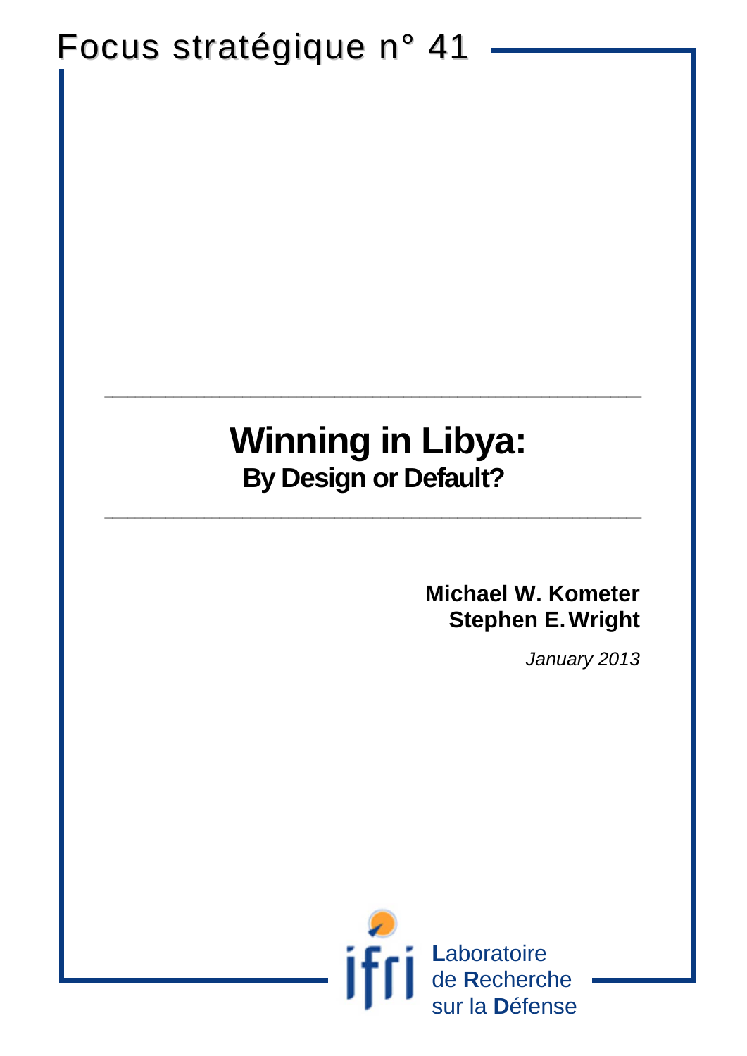Focus stratégique n° 41

# Winning in Libya:

## By Design or Default?

**Michael W. Kometer**
**Stephen E. Wright**

*January 2013*

Laboratoire
de Recherche
sur la Défense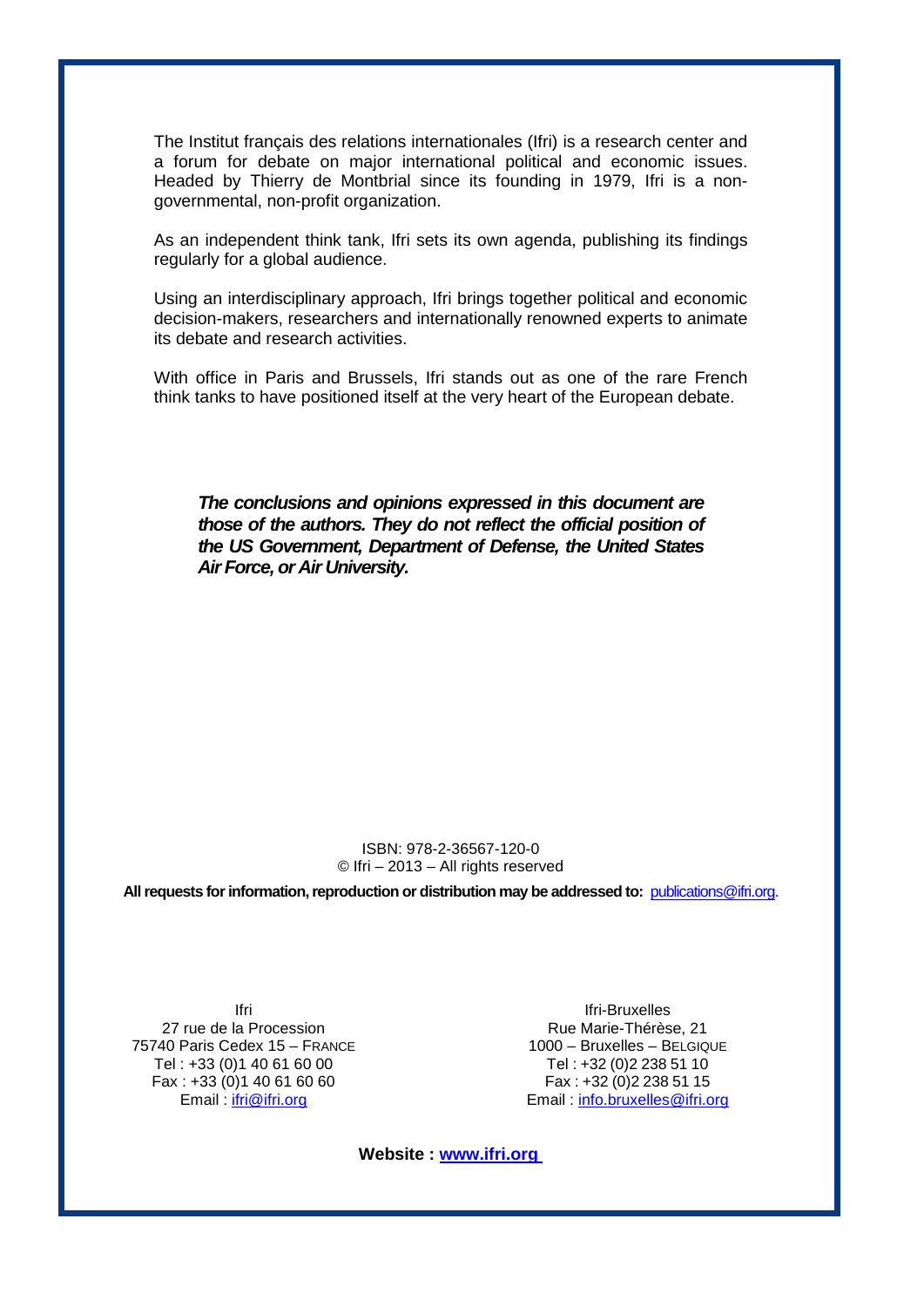The Institut français des relations internationales (Ifri) is a research center and a forum for debate on major international political and economic issues. Headed by Thierry de Montbrial since its founding in 1979, Ifri is a non-governmental, non-profit organization.

As an independent think tank, Ifri sets its own agenda, publishing its findings regularly for a global audience.

Using an interdisciplinary approach, Ifri brings together political and economic decision-makers, researchers and internationally renowned experts to animate its debate and research activities.

With office in Paris and Brussels, Ifri stands out as one of the rare French think tanks to have positioned itself at the very heart of the European debate.

***The conclusions and opinions expressed in this document are those of the authors. They do not reflect the official position of the US Government, Department of Defense, the United States Air Force, or Air University.***

ISBN: 978-2-36567-120-0
© Ifri – 2013 – All rights reserved

**All requests for information, reproduction or distribution may be addressed to:** publications@ifri.org.

Ifri
27 rue de la Procession
75740 Paris Cedex 15 – FRANCE
Tel : +33 (0)1 40 61 60 00
Fax : +33 (0)1 40 61 60 60
Email : ifri@ifri.org

Ifri-Bruxelles
Rue Marie-Thérèse, 21
1000 – Bruxelles – BELGIQUE
Tel : +32 (0)2 238 51 10
Fax : +32 (0)2 238 51 15
Email : info.bruxelles@ifri.org

**Website : www.ifri.org**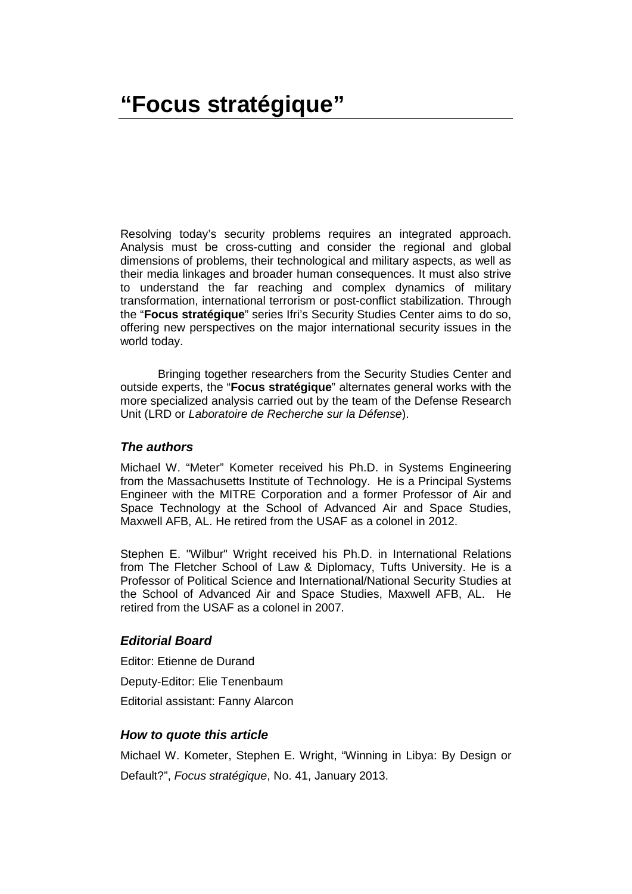# “Focus stratégique”

Resolving today’s security problems requires an integrated approach. Analysis must be cross-cutting and consider the regional and global dimensions of problems, their technological and military aspects, as well as their media linkages and broader human consequences. It must also strive to understand the far reaching and complex dynamics of military transformation, international terrorism or post-conflict stabilization. Through the “**Focus stratégique**” series Ifri’s Security Studies Center aims to do so, offering new perspectives on the major international security issues in the world today.

Bringing together researchers from the Security Studies Center and outside experts, the “**Focus stratégique**” alternates general works with the more specialized analysis carried out by the team of the Defense Research Unit (LRD or *Laboratoire de Recherche sur la Défense*).

### *The authors*

Michael W. “Meter” Kometer received his Ph.D. in Systems Engineering from the Massachusetts Institute of Technology. He is a Principal Systems Engineer with the MITRE Corporation and a former Professor of Air and Space Technology at the School of Advanced Air and Space Studies, Maxwell AFB, AL. He retired from the USAF as a colonel in 2012.

Stephen E. "Wilbur" Wright received his Ph.D. in International Relations from The Fletcher School of Law & Diplomacy, Tufts University. He is a Professor of Political Science and International/National Security Studies at the School of Advanced Air and Space Studies, Maxwell AFB, AL. He retired from the USAF as a colonel in 2007.

### *Editorial Board*

Editor: Etienne de Durand

Deputy-Editor: Elie Tenenbaum

Editorial assistant: Fanny Alarcon

### *How to quote this article*

Michael W. Kometer, Stephen E. Wright, “Winning in Libya: By Design or Default?”, *Focus stratégique*, No. 41, January 2013.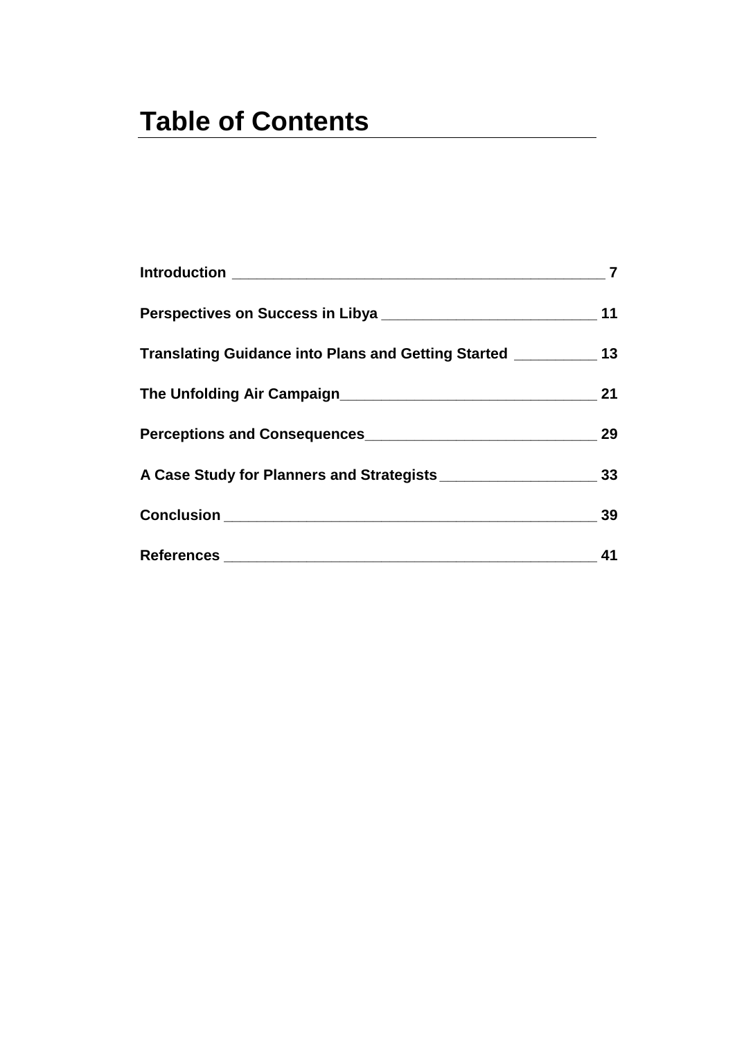# Table of Contents

**Introduction** ____________________________________________ **7**

**Perspectives on Success in Libya** ___________________________ **11**

**Translating Guidance into Plans and Getting Started** __________ **13**

**The Unfolding Air Campaign**________________________________ **21**

**Perceptions and Consequences**_____________________________ **29**

**A Case Study for Planners and Strategists**___________________ **33**

**Conclusion** ______________________________________________ **39**

**References** ______________________________________________ **41**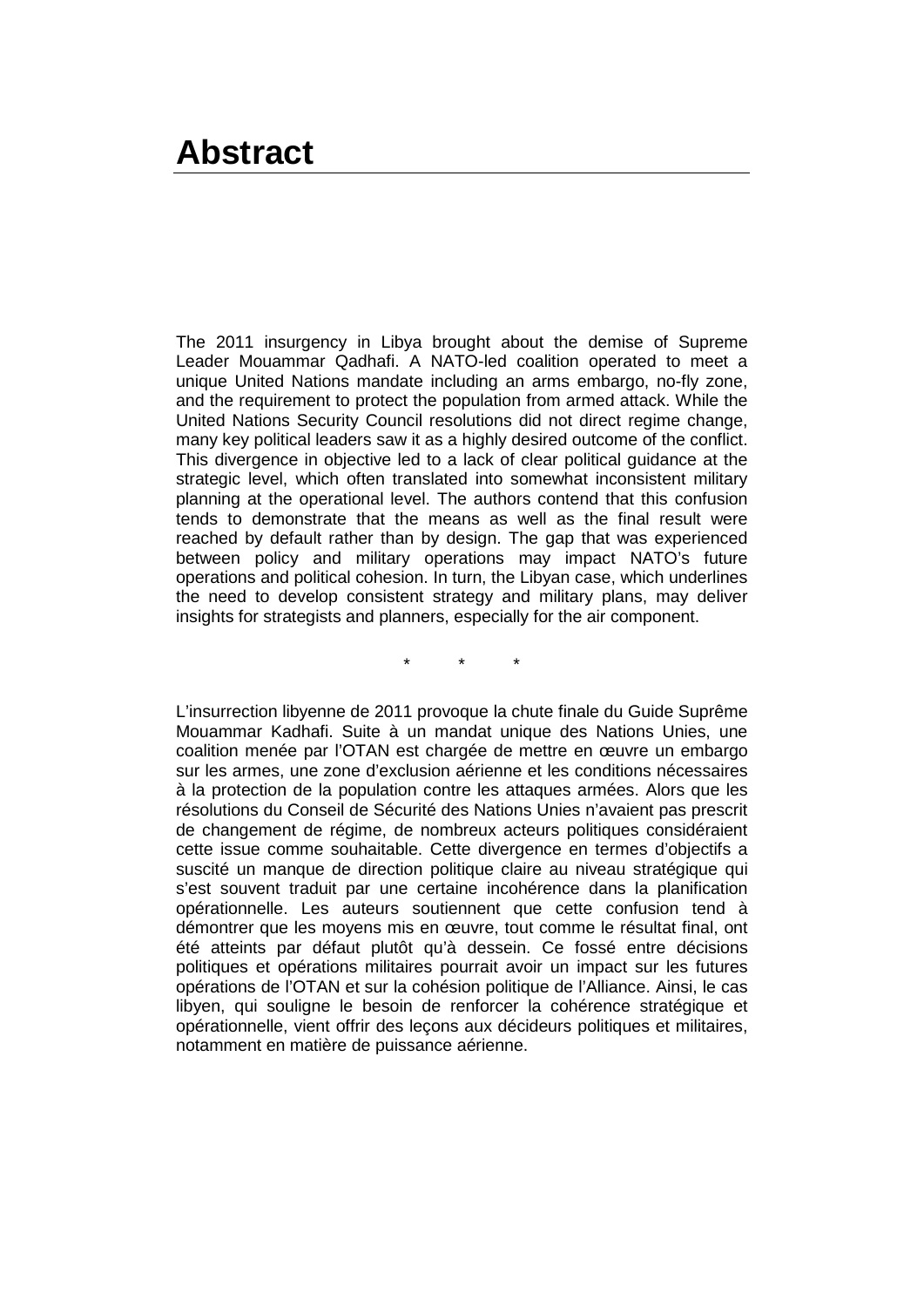# Abstract

The 2011 insurgency in Libya brought about the demise of Supreme Leader Mouammar Qadhafi. A NATO-led coalition operated to meet a unique United Nations mandate including an arms embargo, no-fly zone, and the requirement to protect the population from armed attack. While the United Nations Security Council resolutions did not direct regime change, many key political leaders saw it as a highly desired outcome of the conflict. This divergence in objective led to a lack of clear political guidance at the strategic level, which often translated into somewhat inconsistent military planning at the operational level. The authors contend that this confusion tends to demonstrate that the means as well as the final result were reached by default rather than by design. The gap that was experienced between policy and military operations may impact NATO's future operations and political cohesion. In turn, the Libyan case, which underlines the need to develop consistent strategy and military plans, may deliver insights for strategists and planners, especially for the air component.

\* \* \*

L'insurrection libyenne de 2011 provoque la chute finale du Guide Suprême Mouammar Kadhafi. Suite à un mandat unique des Nations Unies, une coalition menée par l'OTAN est chargée de mettre en œuvre un embargo sur les armes, une zone d'exclusion aérienne et les conditions nécessaires à la protection de la population contre les attaques armées. Alors que les résolutions du Conseil de Sécurité des Nations Unies n'avaient pas prescrit de changement de régime, de nombreux acteurs politiques considéraient cette issue comme souhaitable. Cette divergence en termes d'objectifs a suscité un manque de direction politique claire au niveau stratégique qui s'est souvent traduit par une certaine incohérence dans la planification opérationnelle. Les auteurs soutiennent que cette confusion tend à démontrer que les moyens mis en œuvre, tout comme le résultat final, ont été atteints par défaut plutôt qu'à dessein. Ce fossé entre décisions politiques et opérations militaires pourrait avoir un impact sur les futures opérations de l'OTAN et sur la cohésion politique de l'Alliance. Ainsi, le cas libyen, qui souligne le besoin de renforcer la cohérence stratégique et opérationnelle, vient offrir des leçons aux décideurs politiques et militaires, notamment en matière de puissance aérienne.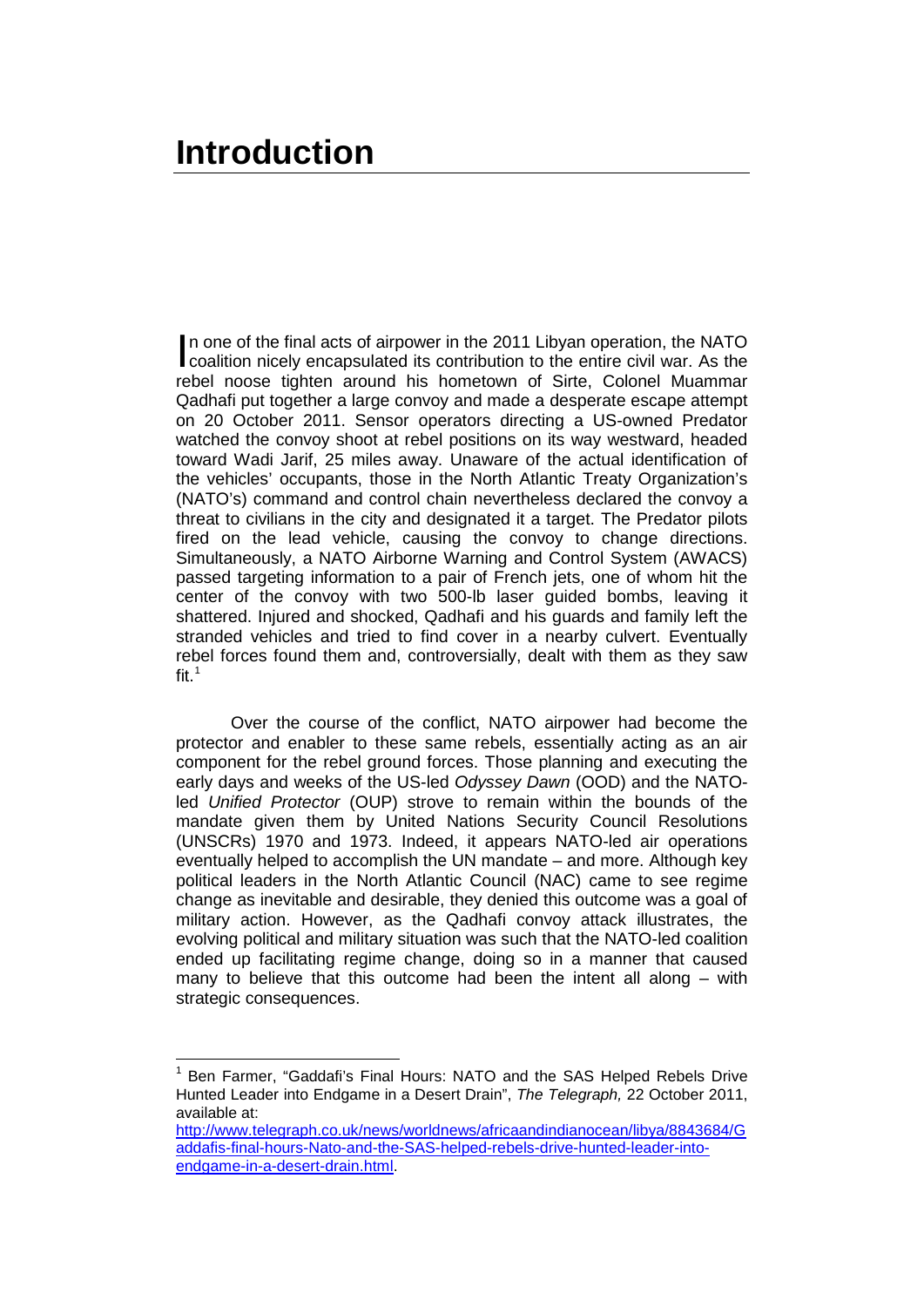# Introduction

In one of the final acts of airpower in the 2011 Libyan operation, the NATO coalition nicely encapsulated its contribution to the entire civil war. As the rebel noose tighten around his hometown of Sirte, Colonel Muammar Qadhafi put together a large convoy and made a desperate escape attempt on 20 October 2011. Sensor operators directing a US-owned Predator watched the convoy shoot at rebel positions on its way westward, headed toward Wadi Jarif, 25 miles away. Unaware of the actual identification of the vehicles' occupants, those in the North Atlantic Treaty Organization's (NATO's) command and control chain nevertheless declared the convoy a threat to civilians in the city and designated it a target. The Predator pilots fired on the lead vehicle, causing the convoy to change directions. Simultaneously, a NATO Airborne Warning and Control System (AWACS) passed targeting information to a pair of French jets, one of whom hit the center of the convoy with two 500-lb laser guided bombs, leaving it shattered. Injured and shocked, Qadhafi and his guards and family left the stranded vehicles and tried to find cover in a nearby culvert. Eventually rebel forces found them and, controversially, dealt with them as they saw fit.[1]

Over the course of the conflict, NATO airpower had become the protector and enabler to these same rebels, essentially acting as an air component for the rebel ground forces. Those planning and executing the early days and weeks of the US-led *Odyssey Dawn* (OOD) and the NATO-led *Unified Protector* (OUP) strove to remain within the bounds of the mandate given them by United Nations Security Council Resolutions (UNSCRs) 1970 and 1973. Indeed, it appears NATO-led air operations eventually helped to accomplish the UN mandate – and more. Although key political leaders in the North Atlantic Council (NAC) came to see regime change as inevitable and desirable, they denied this outcome was a goal of military action. However, as the Qadhafi convoy attack illustrates, the evolving political and military situation was such that the NATO-led coalition ended up facilitating regime change, doing so in a manner that caused many to believe that this outcome had been the intent all along – with strategic consequences.

---

[1] Ben Farmer, "Gaddafi's Final Hours: NATO and the SAS Helped Rebels Drive Hunted Leader into Endgame in a Desert Drain", *The Telegraph,* 22 October 2011, available at: http://www.telegraph.co.uk/news/worldnews/africaandindianocean/libya/8843684/Gaddafis-final-hours-Nato-and-the-SAS-helped-rebels-drive-hunted-leader-into-endgame-in-a-desert-drain.html.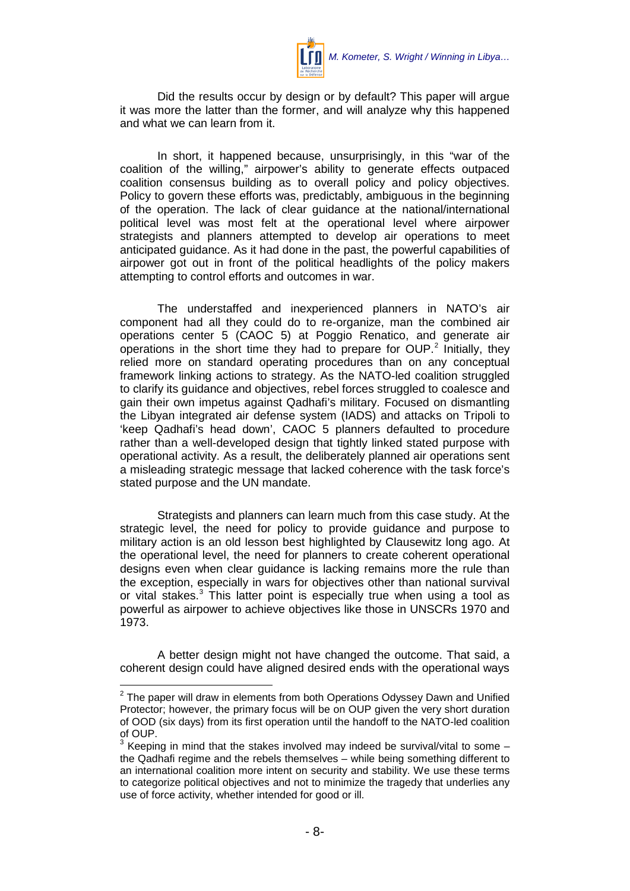Did the results occur by design or by default? This paper will argue it was more the latter than the former, and will analyze why this happened and what we can learn from it.

In short, it happened because, unsurprisingly, in this "war of the coalition of the willing," airpower's ability to generate effects outpaced coalition consensus building as to overall policy and policy objectives. Policy to govern these efforts was, predictably, ambiguous in the beginning of the operation. The lack of clear guidance at the national/international political level was most felt at the operational level where airpower strategists and planners attempted to develop air operations to meet anticipated guidance. As it had done in the past, the powerful capabilities of airpower got out in front of the political headlights of the policy makers attempting to control efforts and outcomes in war.

The understaffed and inexperienced planners in NATO's air component had all they could do to re-organize, man the combined air operations center 5 (CAOC 5) at Poggio Renatico, and generate air operations in the short time they had to prepare for OUP.[2] Initially, they relied more on standard operating procedures than on any conceptual framework linking actions to strategy. As the NATO-led coalition struggled to clarify its guidance and objectives, rebel forces struggled to coalesce and gain their own impetus against Qadhafi's military. Focused on dismantling the Libyan integrated air defense system (IADS) and attacks on Tripoli to 'keep Qadhafi's head down', CAOC 5 planners defaulted to procedure rather than a well-developed design that tightly linked stated purpose with operational activity. As a result, the deliberately planned air operations sent a misleading strategic message that lacked coherence with the task force's stated purpose and the UN mandate.

Strategists and planners can learn much from this case study. At the strategic level, the need for policy to provide guidance and purpose to military action is an old lesson best highlighted by Clausewitz long ago. At the operational level, the need for planners to create coherent operational designs even when clear guidance is lacking remains more the rule than the exception, especially in wars for objectives other than national survival or vital stakes.[3] This latter point is especially true when using a tool as powerful as airpower to achieve objectives like those in UNSCRs 1970 and 1973.

A better design might not have changed the outcome. That said, a coherent design could have aligned desired ends with the operational ways

---

[2] The paper will draw in elements from both Operations Odyssey Dawn and Unified Protector; however, the primary focus will be on OUP given the very short duration of OOD (six days) from its first operation until the handoff to the NATO-led coalition of OUP.

[3] Keeping in mind that the stakes involved may indeed be survival/vital to some – the Qadhafi regime and the rebels themselves – while being something different to an international coalition more intent on security and stability. We use these terms to categorize political objectives and not to minimize the tragedy that underlies any use of force activity, whether intended for good or ill.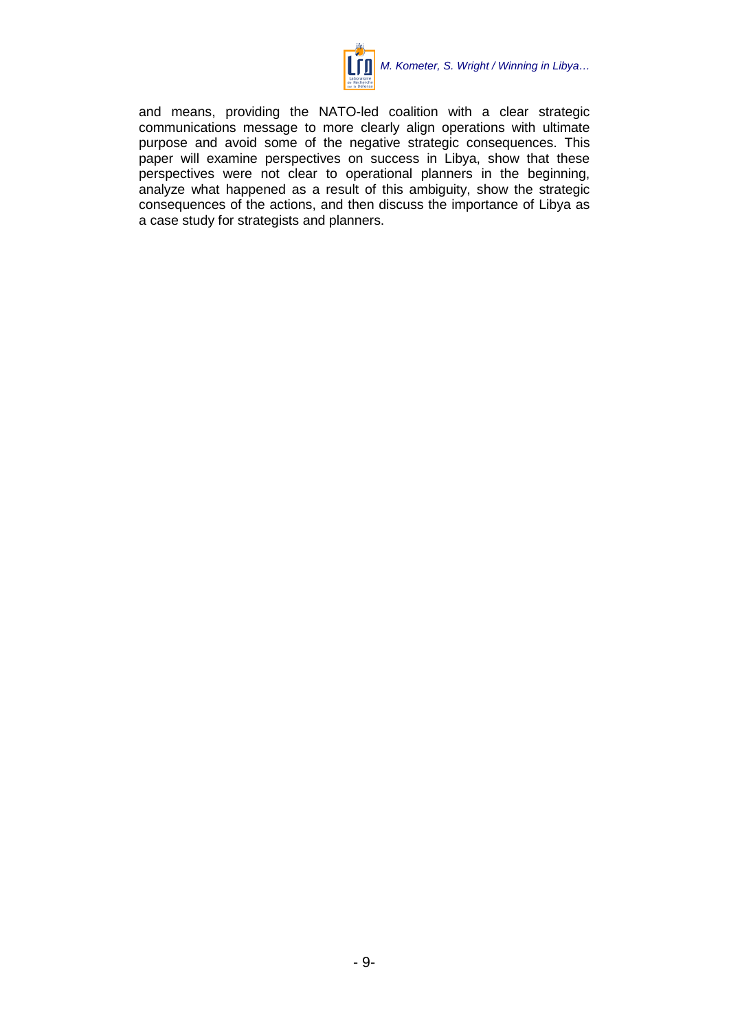and means, providing the NATO-led coalition with a clear strategic communications message to more clearly align operations with ultimate purpose and avoid some of the negative strategic consequences. This paper will examine perspectives on success in Libya, show that these perspectives were not clear to operational planners in the beginning, analyze what happened as a result of this ambiguity, show the strategic consequences of the actions, and then discuss the importance of Libya as a case study for strategists and planners.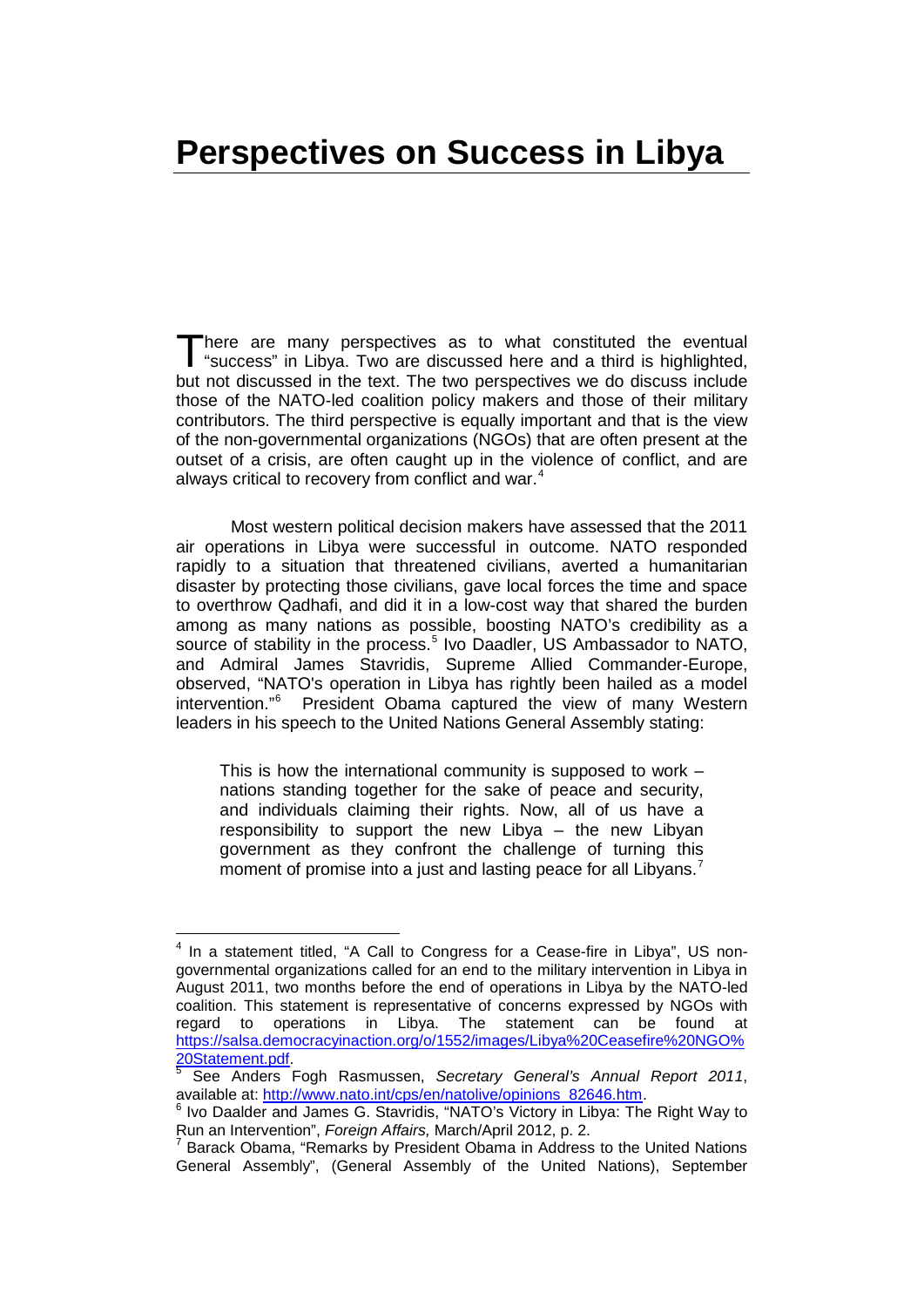# Perspectives on Success in Libya

There are many perspectives as to what constituted the eventual "success" in Libya. Two are discussed here and a third is highlighted, but not discussed in the text. The two perspectives we do discuss include those of the NATO-led coalition policy makers and those of their military contributors. The third perspective is equally important and that is the view of the non-governmental organizations (NGOs) that are often present at the outset of a crisis, are often caught up in the violence of conflict, and are always critical to recovery from conflict and war.[4]

Most western political decision makers have assessed that the 2011 air operations in Libya were successful in outcome. NATO responded rapidly to a situation that threatened civilians, averted a humanitarian disaster by protecting those civilians, gave local forces the time and space to overthrow Qadhafi, and did it in a low-cost way that shared the burden among as many nations as possible, boosting NATO's credibility as a source of stability in the process.[5] Ivo Daadler, US Ambassador to NATO, and Admiral James Stavridis, Supreme Allied Commander-Europe, observed, "NATO's operation in Libya has rightly been hailed as a model intervention."[6] President Obama captured the view of many Western leaders in his speech to the United Nations General Assembly stating:

> This is how the international community is supposed to work – nations standing together for the sake of peace and security, and individuals claiming their rights. Now, all of us have a responsibility to support the new Libya – the new Libyan government as they confront the challenge of turning this moment of promise into a just and lasting peace for all Libyans.[7]

---

[4] In a statement titled, "A Call to Congress for a Cease-fire in Libya", US non-governmental organizations called for an end to the military intervention in Libya in August 2011, two months before the end of operations in Libya by the NATO-led coalition. This statement is representative of concerns expressed by NGOs with regard to operations in Libya. The statement can be found at https://salsa.democracyinaction.org/o/1552/images/Libya%20Ceasefire%20NGO%20Statement.pdf.

[5] See Anders Fogh Rasmussen, *Secretary General's Annual Report 2011*, available at: http://www.nato.int/cps/en/natolive/opinions_82646.htm.

[6] Ivo Daalder and James G. Stavridis, "NATO's Victory in Libya: The Right Way to Run an Intervention", *Foreign Affairs,* March/April 2012, p. 2.

[7] Barack Obama, "Remarks by President Obama in Address to the United Nations General Assembly", (General Assembly of the United Nations), September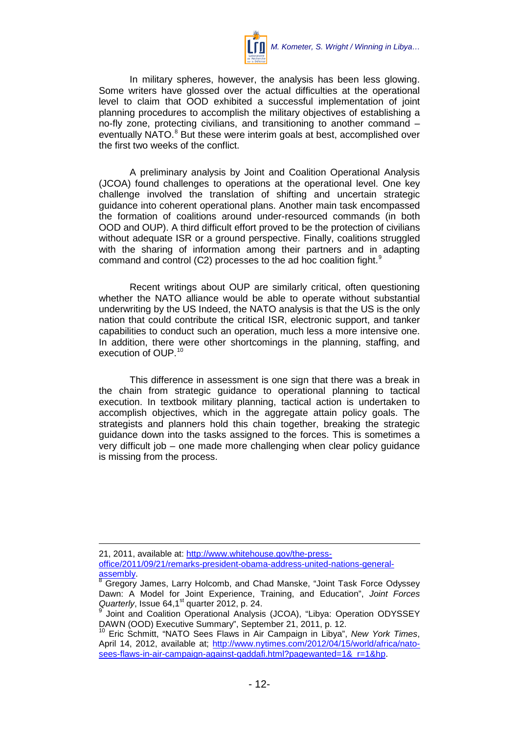In military spheres, however, the analysis has been less glowing. Some writers have glossed over the actual difficulties at the operational level to claim that OOD exhibited a successful implementation of joint planning procedures to accomplish the military objectives of establishing a no-fly zone, protecting civilians, and transitioning to another command – eventually NATO.[8] But these were interim goals at best, accomplished over the first two weeks of the conflict.

A preliminary analysis by Joint and Coalition Operational Analysis (JCOA) found challenges to operations at the operational level. One key challenge involved the translation of shifting and uncertain strategic guidance into coherent operational plans. Another main task encompassed the formation of coalitions around under-resourced commands (in both OOD and OUP). A third difficult effort proved to be the protection of civilians without adequate ISR or a ground perspective. Finally, coalitions struggled with the sharing of information among their partners and in adapting command and control (C2) processes to the ad hoc coalition fight.[9]

Recent writings about OUP are similarly critical, often questioning whether the NATO alliance would be able to operate without substantial underwriting by the US Indeed, the NATO analysis is that the US is the only nation that could contribute the critical ISR, electronic support, and tanker capabilities to conduct such an operation, much less a more intensive one. In addition, there were other shortcomings in the planning, staffing, and execution of OUP.[10]

This difference in assessment is one sign that there was a break in the chain from strategic guidance to operational planning to tactical execution. In textbook military planning, tactical action is undertaken to accomplish objectives, which in the aggregate attain policy goals. The strategists and planners hold this chain together, breaking the strategic guidance down into the tasks assigned to the forces. This is sometimes a very difficult job – one made more challenging when clear policy guidance is missing from the process.

---

21, 2011, available at: http://www.whitehouse.gov/the-press-office/2011/09/21/remarks-president-obama-address-united-nations-general-assembly.

[8] Gregory James, Larry Holcomb, and Chad Manske, "Joint Task Force Odyssey Dawn: A Model for Joint Experience, Training, and Education", *Joint Forces Quarterly*, Issue 64,1st quarter 2012, p. 24.

[9] Joint and Coalition Operational Analysis (JCOA), "Libya: Operation ODYSSEY DAWN (OOD) Executive Summary", September 21, 2011, p. 12.

[10] Eric Schmitt, "NATO Sees Flaws in Air Campaign in Libya", *New York Times*, April 14, 2012, available at; http://www.nytimes.com/2012/04/15/world/africa/nato-sees-flaws-in-air-campaign-against-qaddafi.html?pagewanted=1&_r=1&hp.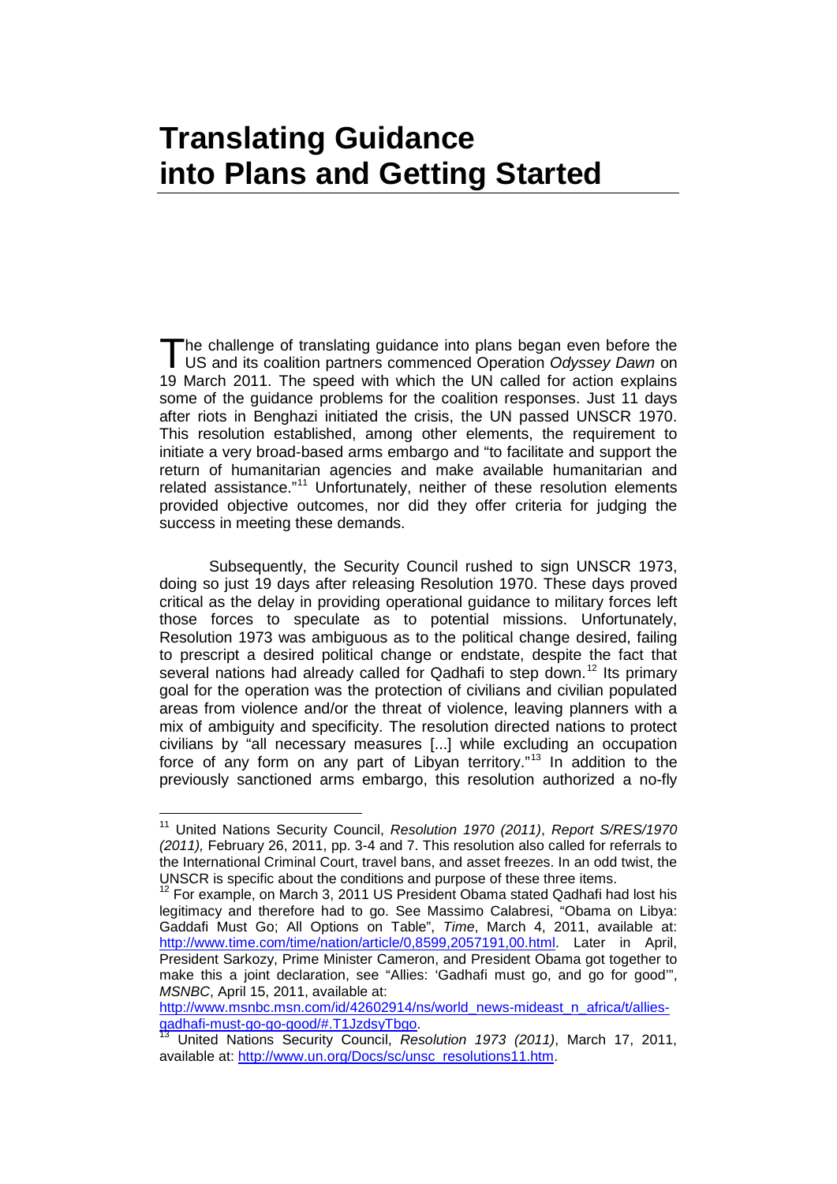# Translating Guidance into Plans and Getting Started

The challenge of translating guidance into plans began even before the US and its coalition partners commenced Operation *Odyssey Dawn* on 19 March 2011. The speed with which the UN called for action explains some of the guidance problems for the coalition responses. Just 11 days after riots in Benghazi initiated the crisis, the UN passed UNSCR 1970. This resolution established, among other elements, the requirement to initiate a very broad-based arms embargo and "to facilitate and support the return of humanitarian agencies and make available humanitarian and related assistance."[11] Unfortunately, neither of these resolution elements provided objective outcomes, nor did they offer criteria for judging the success in meeting these demands.

Subsequently, the Security Council rushed to sign UNSCR 1973, doing so just 19 days after releasing Resolution 1970. These days proved critical as the delay in providing operational guidance to military forces left those forces to speculate as to potential missions. Unfortunately, Resolution 1973 was ambiguous as to the political change desired, failing to prescript a desired political change or endstate, despite the fact that several nations had already called for Qadhafi to step down.[12] Its primary goal for the operation was the protection of civilians and civilian populated areas from violence and/or the threat of violence, leaving planners with a mix of ambiguity and specificity. The resolution directed nations to protect civilians by "all necessary measures [...] while excluding an occupation force of any form on any part of Libyan territory."[13] In addition to the previously sanctioned arms embargo, this resolution authorized a no-fly

---

[11] United Nations Security Council, *Resolution 1970 (2011)*, *Report S/RES/1970 (2011),* February 26, 2011, pp. 3-4 and 7. This resolution also called for referrals to the International Criminal Court, travel bans, and asset freezes. In an odd twist, the UNSCR is specific about the conditions and purpose of these three items.

[12] For example, on March 3, 2011 US President Obama stated Qadhafi had lost his legitimacy and therefore had to go. See Massimo Calabresi, "Obama on Libya: Gaddafi Must Go; All Options on Table", *Time*, March 4, 2011, available at: http://www.time.com/time/nation/article/0,8599,2057191,00.html. Later in April, President Sarkozy, Prime Minister Cameron, and President Obama got together to make this a joint declaration, see "Allies: 'Gadhafi must go, and go for good'", *MSNBC*, April 15, 2011, available at: http://www.msnbc.msn.com/id/42602914/ns/world_news-mideast_n_africa/t/allies-gadhafi-must-go-go-good/#.T1JzdsyTbgo.

[13] United Nations Security Council, *Resolution 1973 (2011)*, March 17, 2011, available at: http://www.un.org/Docs/sc/unsc_resolutions11.htm.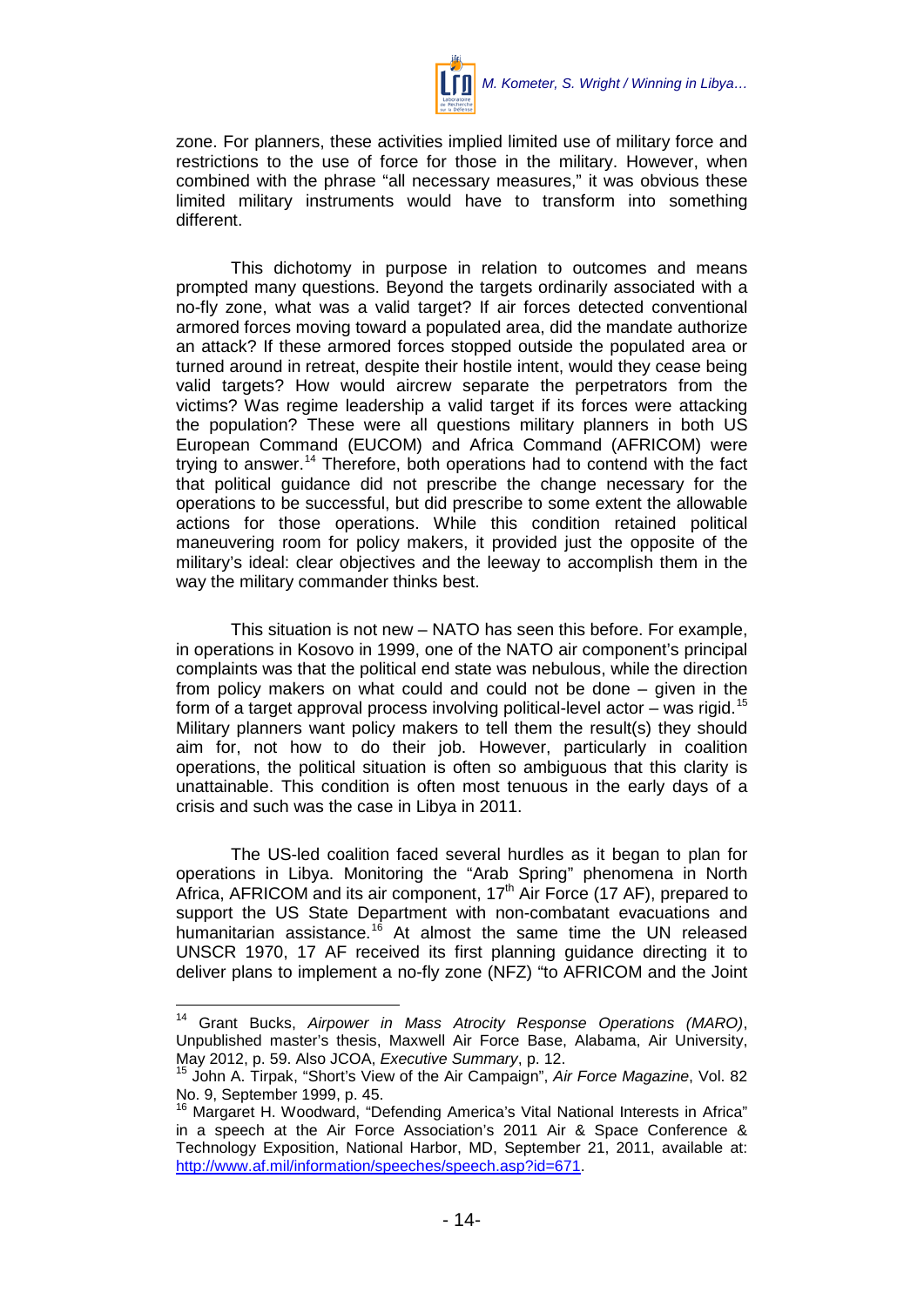zone. For planners, these activities implied limited use of military force and restrictions to the use of force for those in the military. However, when combined with the phrase "all necessary measures," it was obvious these limited military instruments would have to transform into something different.

This dichotomy in purpose in relation to outcomes and means prompted many questions. Beyond the targets ordinarily associated with a no-fly zone, what was a valid target? If air forces detected conventional armored forces moving toward a populated area, did the mandate authorize an attack? If these armored forces stopped outside the populated area or turned around in retreat, despite their hostile intent, would they cease being valid targets? How would aircrew separate the perpetrators from the victims? Was regime leadership a valid target if its forces were attacking the population? These were all questions military planners in both US European Command (EUCOM) and Africa Command (AFRICOM) were trying to answer.[14] Therefore, both operations had to contend with the fact that political guidance did not prescribe the change necessary for the operations to be successful, but did prescribe to some extent the allowable actions for those operations. While this condition retained political maneuvering room for policy makers, it provided just the opposite of the military's ideal: clear objectives and the leeway to accomplish them in the way the military commander thinks best.

This situation is not new – NATO has seen this before. For example, in operations in Kosovo in 1999, one of the NATO air component's principal complaints was that the political end state was nebulous, while the direction from policy makers on what could and could not be done – given in the form of a target approval process involving political-level actor – was rigid.[15] Military planners want policy makers to tell them the result(s) they should aim for, not how to do their job. However, particularly in coalition operations, the political situation is often so ambiguous that this clarity is unattainable. This condition is often most tenuous in the early days of a crisis and such was the case in Libya in 2011.

The US-led coalition faced several hurdles as it began to plan for operations in Libya. Monitoring the "Arab Spring" phenomena in North Africa, AFRICOM and its air component, 17th Air Force (17 AF), prepared to support the US State Department with non-combatant evacuations and humanitarian assistance.[16] At almost the same time the UN released UNSCR 1970, 17 AF received its first planning guidance directing it to deliver plans to implement a no-fly zone (NFZ) "to AFRICOM and the Joint

---

[14] Grant Bucks, *Airpower in Mass Atrocity Response Operations (MARO)*, Unpublished master's thesis, Maxwell Air Force Base, Alabama, Air University, May 2012, p. 59. Also JCOA, *Executive Summary*, p. 12.

[15] John A. Tirpak, "Short's View of the Air Campaign", *Air Force Magazine*, Vol. 82 No. 9, September 1999, p. 45.

[16] Margaret H. Woodward, "Defending America's Vital National Interests in Africa" in a speech at the Air Force Association's 2011 Air & Space Conference & Technology Exposition, National Harbor, MD, September 21, 2011, available at: http://www.af.mil/information/speeches/speech.asp?id=671.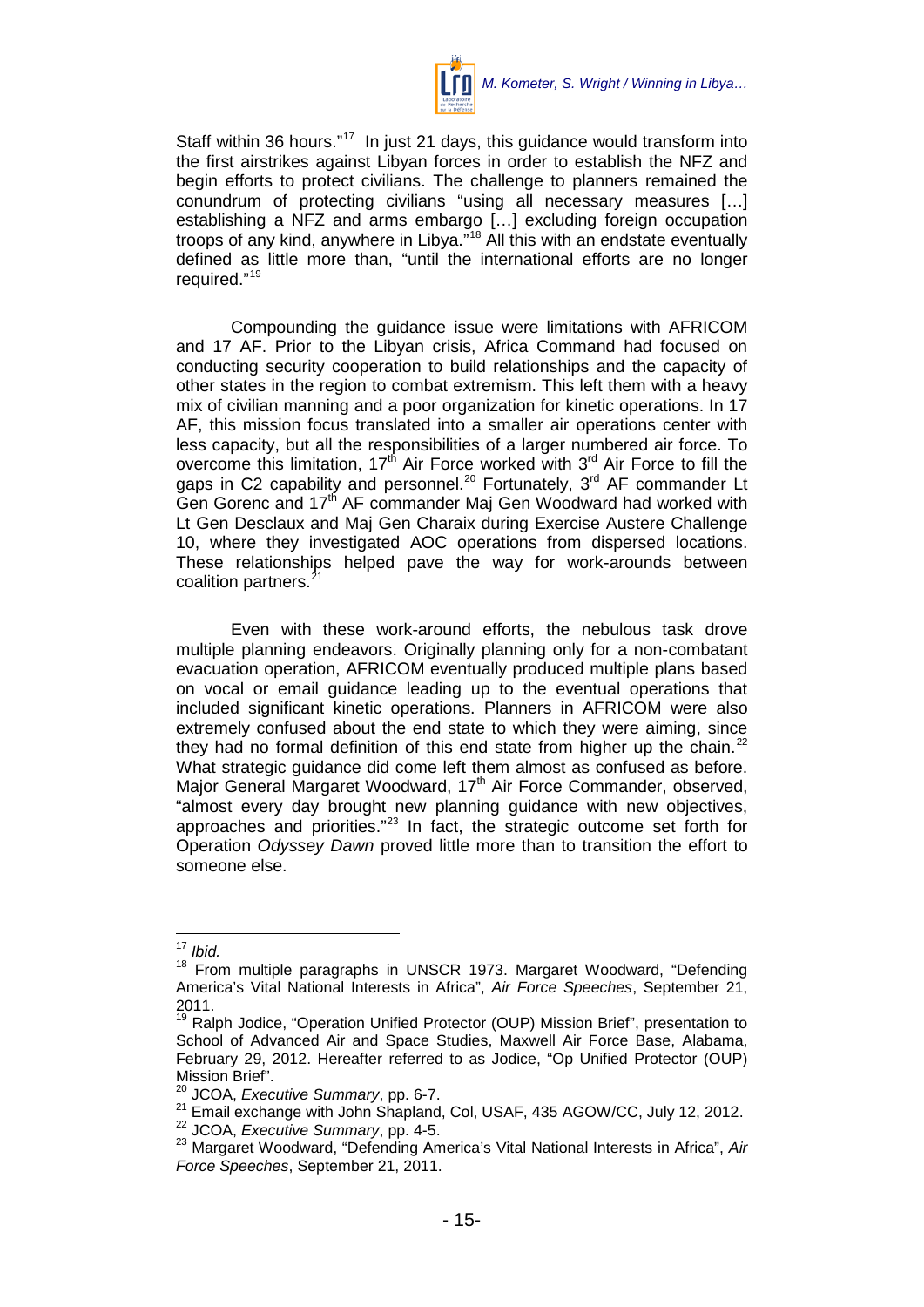Staff within 36 hours."[17] In just 21 days, this guidance would transform into the first airstrikes against Libyan forces in order to establish the NFZ and begin efforts to protect civilians. The challenge to planners remained the conundrum of protecting civilians "using all necessary measures […] establishing a NFZ and arms embargo […] excluding foreign occupation troops of any kind, anywhere in Libya."[18] All this with an endstate eventually defined as little more than, "until the international efforts are no longer required."[19]

Compounding the guidance issue were limitations with AFRICOM and 17 AF. Prior to the Libyan crisis, Africa Command had focused on conducting security cooperation to build relationships and the capacity of other states in the region to combat extremism. This left them with a heavy mix of civilian manning and a poor organization for kinetic operations. In 17 AF, this mission focus translated into a smaller air operations center with less capacity, but all the responsibilities of a larger numbered air force. To overcome this limitation, 17th Air Force worked with 3rd Air Force to fill the gaps in C2 capability and personnel.[20] Fortunately, 3rd AF commander Lt Gen Gorenc and 17th AF commander Maj Gen Woodward had worked with Lt Gen Desclaux and Maj Gen Charaix during Exercise Austere Challenge 10, where they investigated AOC operations from dispersed locations. These relationships helped pave the way for work-arounds between coalition partners.[21]

Even with these work-around efforts, the nebulous task drove multiple planning endeavors. Originally planning only for a non-combatant evacuation operation, AFRICOM eventually produced multiple plans based on vocal or email guidance leading up to the eventual operations that included significant kinetic operations. Planners in AFRICOM were also extremely confused about the end state to which they were aiming, since they had no formal definition of this end state from higher up the chain.[22] What strategic guidance did come left them almost as confused as before. Major General Margaret Woodward, 17th Air Force Commander, observed, "almost every day brought new planning guidance with new objectives, approaches and priorities."[23] In fact, the strategic outcome set forth for Operation *Odyssey Dawn* proved little more than to transition the effort to someone else.

---

[17] *Ibid.*

[18] From multiple paragraphs in UNSCR 1973. Margaret Woodward, "Defending America's Vital National Interests in Africa", *Air Force Speeches*, September 21, 2011.

[19] Ralph Jodice, "Operation Unified Protector (OUP) Mission Brief", presentation to School of Advanced Air and Space Studies, Maxwell Air Force Base, Alabama, February 29, 2012. Hereafter referred to as Jodice, "Op Unified Protector (OUP) Mission Brief".

[20] JCOA, *Executive Summary*, pp. 6-7.

[21] Email exchange with John Shapland, Col, USAF, 435 AGOW/CC, July 12, 2012.

[22] JCOA, *Executive Summary*, pp. 4-5.

[23] Margaret Woodward, "Defending America's Vital National Interests in Africa", *Air Force Speeches*, September 21, 2011.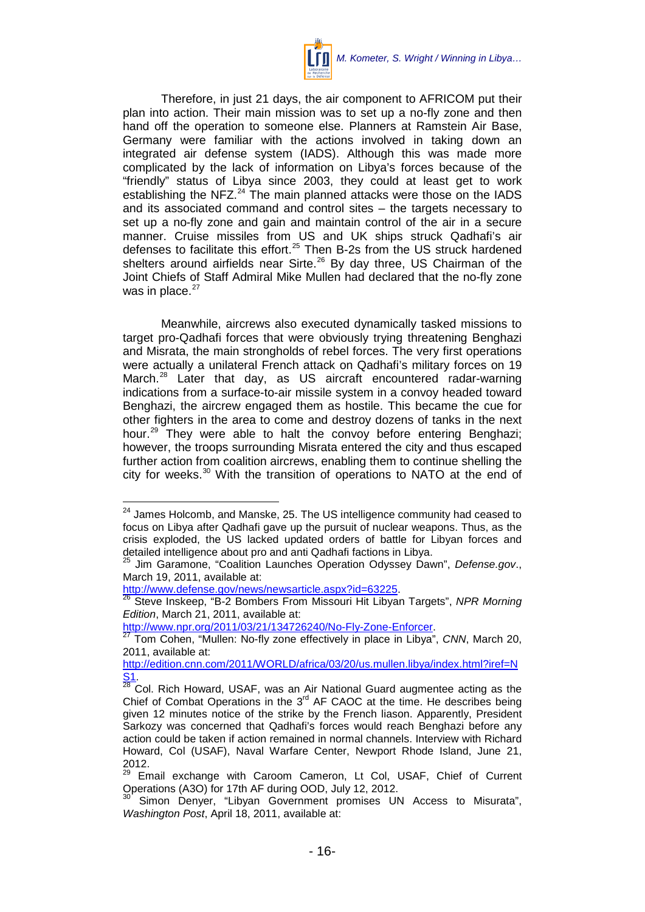Therefore, in just 21 days, the air component to AFRICOM put their plan into action. Their main mission was to set up a no-fly zone and then hand off the operation to someone else. Planners at Ramstein Air Base, Germany were familiar with the actions involved in taking down an integrated air defense system (IADS). Although this was made more complicated by the lack of information on Libya's forces because of the "friendly" status of Libya since 2003, they could at least get to work establishing the NFZ.[24] The main planned attacks were those on the IADS and its associated command and control sites – the targets necessary to set up a no-fly zone and gain and maintain control of the air in a secure manner. Cruise missiles from US and UK ships struck Qadhafi's air defenses to facilitate this effort.[25] Then B-2s from the US struck hardened shelters around airfields near Sirte.[26] By day three, US Chairman of the Joint Chiefs of Staff Admiral Mike Mullen had declared that the no-fly zone was in place.[27]

Meanwhile, aircrews also executed dynamically tasked missions to target pro-Qadhafi forces that were obviously trying threatening Benghazi and Misrata, the main strongholds of rebel forces. The very first operations were actually a unilateral French attack on Qadhafi's military forces on 19 March.[28] Later that day, as US aircraft encountered radar-warning indications from a surface-to-air missile system in a convoy headed toward Benghazi, the aircrew engaged them as hostile. This became the cue for other fighters in the area to come and destroy dozens of tanks in the next hour.[29] They were able to halt the convoy before entering Benghazi; however, the troops surrounding Misrata entered the city and thus escaped further action from coalition aircrews, enabling them to continue shelling the city for weeks.[30] With the transition of operations to NATO at the end of

---

[24] James Holcomb, and Manske, 25. The US intelligence community had ceased to focus on Libya after Qadhafi gave up the pursuit of nuclear weapons. Thus, as the crisis exploded, the US lacked updated orders of battle for Libyan forces and detailed intelligence about pro and anti Qadhafi factions in Libya.

[25] Jim Garamone, "Coalition Launches Operation Odyssey Dawn", *Defense.gov*., March 19, 2011, available at: http://www.defense.gov/news/newsarticle.aspx?id=63225.

[26] Steve Inskeep, "B-2 Bombers From Missouri Hit Libyan Targets", *NPR Morning Edition*, March 21, 2011, available at: http://www.npr.org/2011/03/21/134726240/No-Fly-Zone-Enforcer.

[27] Tom Cohen, "Mullen: No-fly zone effectively in place in Libya", *CNN*, March 20, 2011, available at: http://edition.cnn.com/2011/WORLD/africa/03/20/us.mullen.libya/index.html?iref=NS1.

[28] Col. Rich Howard, USAF, was an Air National Guard augmentee acting as the Chief of Combat Operations in the 3rd AF CAOC at the time. He describes being given 12 minutes notice of the strike by the French liason. Apparently, President Sarkozy was concerned that Qadhafi's forces would reach Benghazi before any action could be taken if action remained in normal channels. Interview with Richard Howard, Col (USAF), Naval Warfare Center, Newport Rhode Island, June 21, 2012.

[29] Email exchange with Caroom Cameron, Lt Col, USAF, Chief of Current Operations (A3O) for 17th AF during OOD, July 12, 2012.

[30] Simon Denyer, "Libyan Government promises UN Access to Misurata", *Washington Post*, April 18, 2011, available at: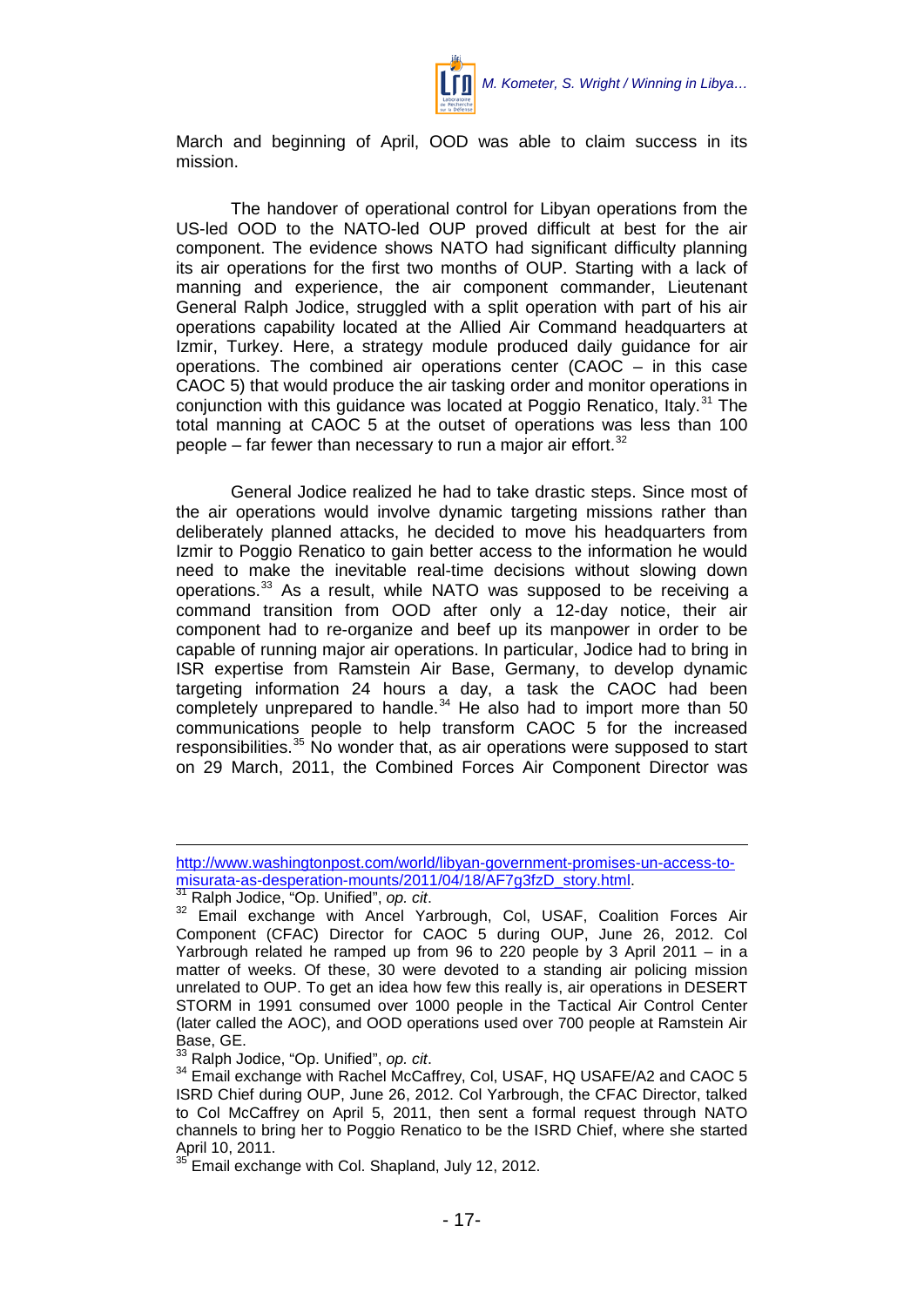March and beginning of April, OOD was able to claim success in its mission.

The handover of operational control for Libyan operations from the US-led OOD to the NATO-led OUP proved difficult at best for the air component. The evidence shows NATO had significant difficulty planning its air operations for the first two months of OUP. Starting with a lack of manning and experience, the air component commander, Lieutenant General Ralph Jodice, struggled with a split operation with part of his air operations capability located at the Allied Air Command headquarters at Izmir, Turkey. Here, a strategy module produced daily guidance for air operations. The combined air operations center (CAOC – in this case CAOC 5) that would produce the air tasking order and monitor operations in conjunction with this guidance was located at Poggio Renatico, Italy.[31] The total manning at CAOC 5 at the outset of operations was less than 100 people – far fewer than necessary to run a major air effort.[32]

General Jodice realized he had to take drastic steps. Since most of the air operations would involve dynamic targeting missions rather than deliberately planned attacks, he decided to move his headquarters from Izmir to Poggio Renatico to gain better access to the information he would need to make the inevitable real-time decisions without slowing down operations.[33] As a result, while NATO was supposed to be receiving a command transition from OOD after only a 12-day notice, their air component had to re-organize and beef up its manpower in order to be capable of running major air operations. In particular, Jodice had to bring in ISR expertise from Ramstein Air Base, Germany, to develop dynamic targeting information 24 hours a day, a task the CAOC had been completely unprepared to handle.[34] He also had to import more than 50 communications people to help transform CAOC 5 for the increased responsibilities.[35] No wonder that, as air operations were supposed to start on 29 March, 2011, the Combined Forces Air Component Director was

---

http://www.washingtonpost.com/world/libyan-government-promises-un-access-to-misurata-as-desperation-mounts/2011/04/18/AF7g3fzD_story.html.

[31] Ralph Jodice, "Op. Unified", *op. cit*.

[32] Email exchange with Ancel Yarbrough, Col, USAF, Coalition Forces Air Component (CFAC) Director for CAOC 5 during OUP, June 26, 2012. Col Yarbrough related he ramped up from 96 to 220 people by 3 April 2011 – in a matter of weeks. Of these, 30 were devoted to a standing air policing mission unrelated to OUP. To get an idea how few this really is, air operations in DESERT STORM in 1991 consumed over 1000 people in the Tactical Air Control Center (later called the AOC), and OOD operations used over 700 people at Ramstein Air Base, GE.

[33] Ralph Jodice, "Op. Unified", *op. cit*.

[34] Email exchange with Rachel McCaffrey, Col, USAF, HQ USAFE/A2 and CAOC 5 ISRD Chief during OUP, June 26, 2012. Col Yarbrough, the CFAC Director, talked to Col McCaffrey on April 5, 2011, then sent a formal request through NATO channels to bring her to Poggio Renatico to be the ISRD Chief, where she started April 10, 2011.

[35] Email exchange with Col. Shapland, July 12, 2012.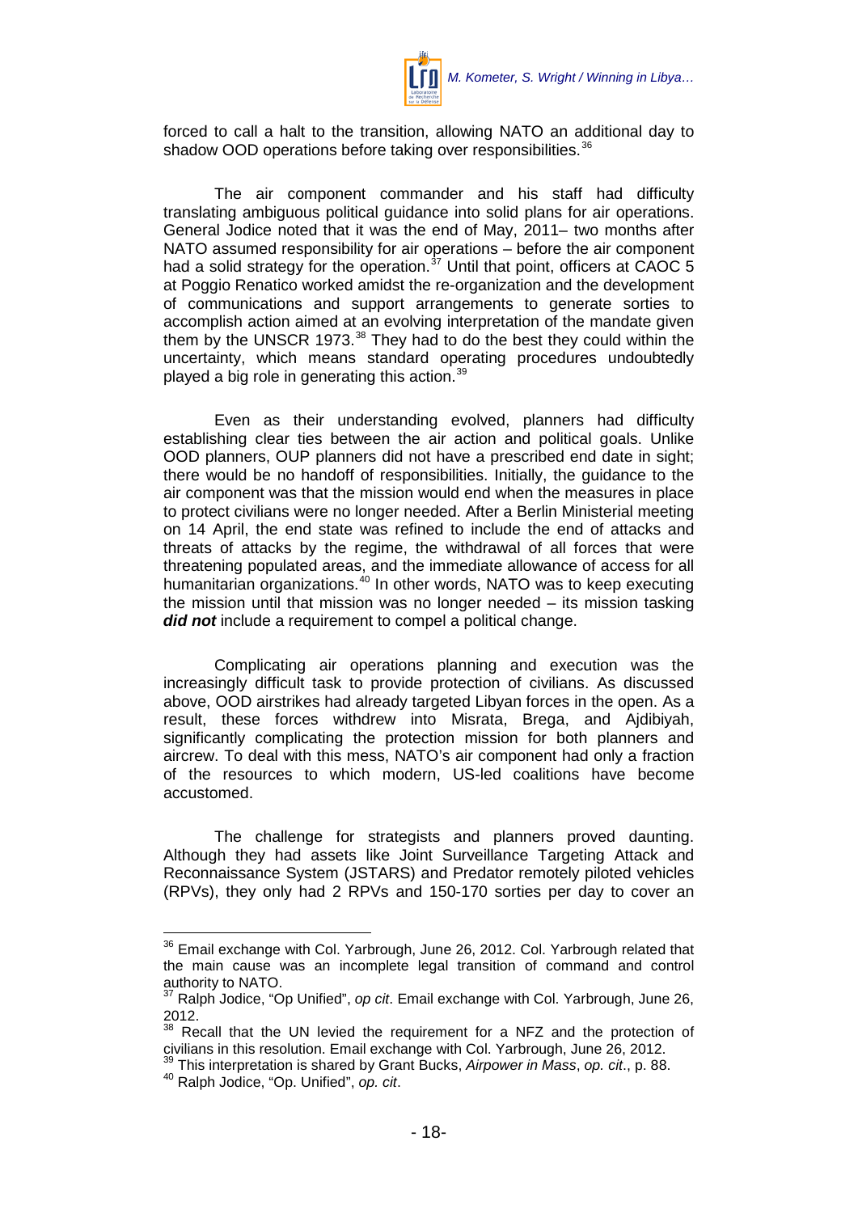forced to call a halt to the transition, allowing NATO an additional day to shadow OOD operations before taking over responsibilities.[36]

The air component commander and his staff had difficulty translating ambiguous political guidance into solid plans for air operations. General Jodice noted that it was the end of May, 2011– two months after NATO assumed responsibility for air operations – before the air component had a solid strategy for the operation.[37] Until that point, officers at CAOC 5 at Poggio Renatico worked amidst the re-organization and the development of communications and support arrangements to generate sorties to accomplish action aimed at an evolving interpretation of the mandate given them by the UNSCR 1973.[38] They had to do the best they could within the uncertainty, which means standard operating procedures undoubtedly played a big role in generating this action.[39]

Even as their understanding evolved, planners had difficulty establishing clear ties between the air action and political goals. Unlike OOD planners, OUP planners did not have a prescribed end date in sight; there would be no handoff of responsibilities. Initially, the guidance to the air component was that the mission would end when the measures in place to protect civilians were no longer needed. After a Berlin Ministerial meeting on 14 April, the end state was refined to include the end of attacks and threats of attacks by the regime, the withdrawal of all forces that were threatening populated areas, and the immediate allowance of access for all humanitarian organizations.[40] In other words, NATO was to keep executing the mission until that mission was no longer needed – its mission tasking ***did not*** include a requirement to compel a political change.

Complicating air operations planning and execution was the increasingly difficult task to provide protection of civilians. As discussed above, OOD airstrikes had already targeted Libyan forces in the open. As a result, these forces withdrew into Misrata, Brega, and Ajdibiyah, significantly complicating the protection mission for both planners and aircrew. To deal with this mess, NATO's air component had only a fraction of the resources to which modern, US-led coalitions have become accustomed.

The challenge for strategists and planners proved daunting. Although they had assets like Joint Surveillance Targeting Attack and Reconnaissance System (JSTARS) and Predator remotely piloted vehicles (RPVs), they only had 2 RPVs and 150-170 sorties per day to cover an

---

[36] Email exchange with Col. Yarbrough, June 26, 2012. Col. Yarbrough related that the main cause was an incomplete legal transition of command and control authority to NATO.

[37] Ralph Jodice, "Op Unified", *op cit*. Email exchange with Col. Yarbrough, June 26, 2012.

[38] Recall that the UN levied the requirement for a NFZ and the protection of civilians in this resolution. Email exchange with Col. Yarbrough, June 26, 2012.

[39] This interpretation is shared by Grant Bucks, *Airpower in Mass*, *op. cit*., p. 88.

[40] Ralph Jodice, "Op. Unified", *op. cit*.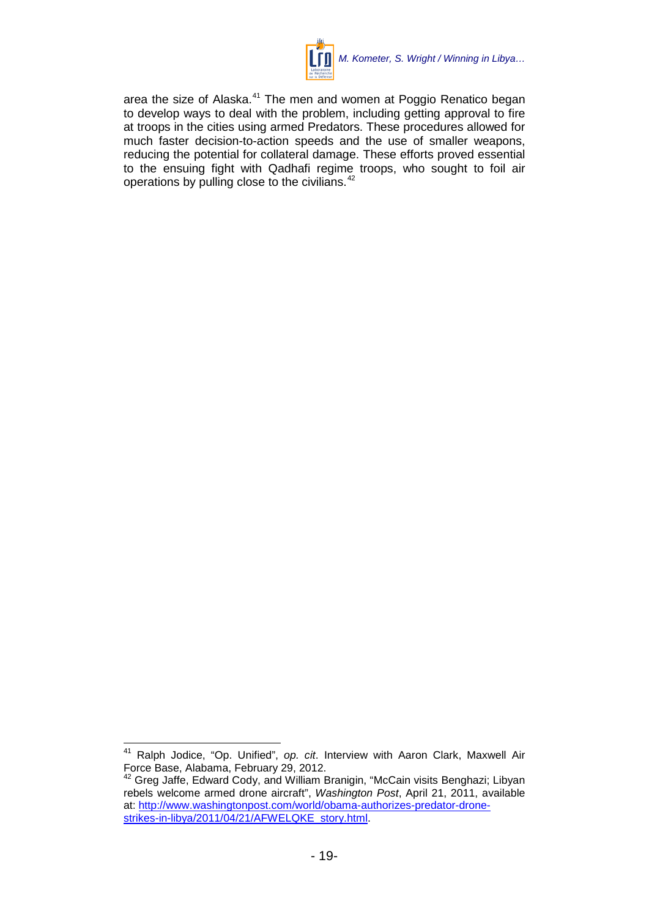area the size of Alaska.[41] The men and women at Poggio Renatico began to develop ways to deal with the problem, including getting approval to fire at troops in the cities using armed Predators. These procedures allowed for much faster decision-to-action speeds and the use of smaller weapons, reducing the potential for collateral damage. These efforts proved essential to the ensuing fight with Qadhafi regime troops, who sought to foil air operations by pulling close to the civilians.[42]

---

[41] Ralph Jodice, "Op. Unified", *op. cit*. Interview with Aaron Clark, Maxwell Air Force Base, Alabama, February 29, 2012.

[42] Greg Jaffe, Edward Cody, and William Branigin, "McCain visits Benghazi; Libyan rebels welcome armed drone aircraft", *Washington Post*, April 21, 2011, available at: [http://www.washingtonpost.com/world/obama-authorizes-predator-drone-strikes-in-libya/2011/04/21/AFWELQKE_story.html](http://www.washingtonpost.com/world/obama-authorizes-predator-drone-strikes-in-libya/2011/04/21/AFWELQKE_story.html).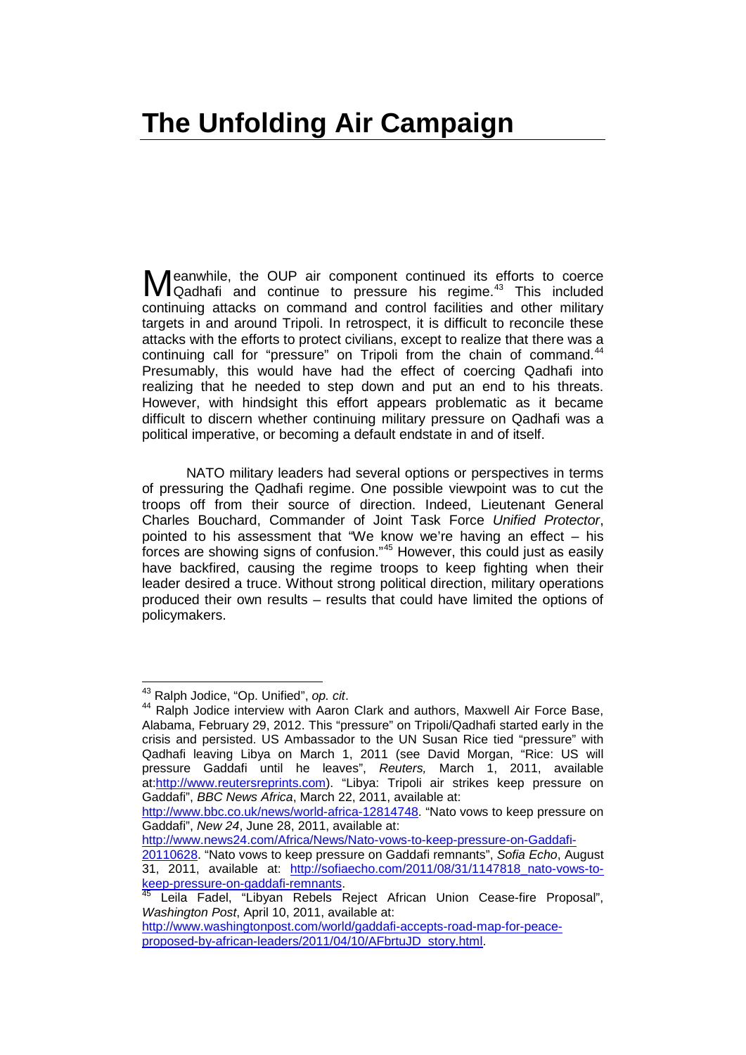# The Unfolding Air Campaign

Meanwhile, the OUP air component continued its efforts to coerce Qadhafi and continue to pressure his regime.[43] This included continuing attacks on command and control facilities and other military targets in and around Tripoli. In retrospect, it is difficult to reconcile these attacks with the efforts to protect civilians, except to realize that there was a continuing call for "pressure" on Tripoli from the chain of command.[44] Presumably, this would have had the effect of coercing Qadhafi into realizing that he needed to step down and put an end to his threats. However, with hindsight this effort appears problematic as it became difficult to discern whether continuing military pressure on Qadhafi was a political imperative, or becoming a default endstate in and of itself.

NATO military leaders had several options or perspectives in terms of pressuring the Qadhafi regime. One possible viewpoint was to cut the troops off from their source of direction. Indeed, Lieutenant General Charles Bouchard, Commander of Joint Task Force *Unified Protector*, pointed to his assessment that "We know we're having an effect – his forces are showing signs of confusion."[45] However, this could just as easily have backfired, causing the regime troops to keep fighting when their leader desired a truce. Without strong political direction, military operations produced their own results – results that could have limited the options of policymakers.

---

[43] Ralph Jodice, "Op. Unified", *op. cit*.

[44] Ralph Jodice interview with Aaron Clark and authors, Maxwell Air Force Base, Alabama, February 29, 2012. This "pressure" on Tripoli/Qadhafi started early in the crisis and persisted. US Ambassador to the UN Susan Rice tied "pressure" with Qadhafi leaving Libya on March 1, 2011 (see David Morgan, "Rice: US will pressure Gaddafi until he leaves", *Reuters,* March 1, 2011, available at:http://www.reutersreprints.com). "Libya: Tripoli air strikes keep pressure on Gaddafi", *BBC News Africa*, March 22, 2011, available at: http://www.bbc.co.uk/news/world-africa-12814748. "Nato vows to keep pressure on Gaddafi", *New 24*, June 28, 2011, available at: http://www.news24.com/Africa/News/Nato-vows-to-keep-pressure-on-Gaddafi-20110628. "Nato vows to keep pressure on Gaddafi remnants", *Sofia Echo*, August 31, 2011, available at: http://sofiaecho.com/2011/08/31/1147818_nato-vows-to-keep-pressure-on-gaddafi-remnants.

[45] Leila Fadel, "Libyan Rebels Reject African Union Cease-fire Proposal", *Washington Post*, April 10, 2011, available at: http://www.washingtonpost.com/world/gaddafi-accepts-road-map-for-peace-proposed-by-african-leaders/2011/04/10/AFbrtuJD_story.html.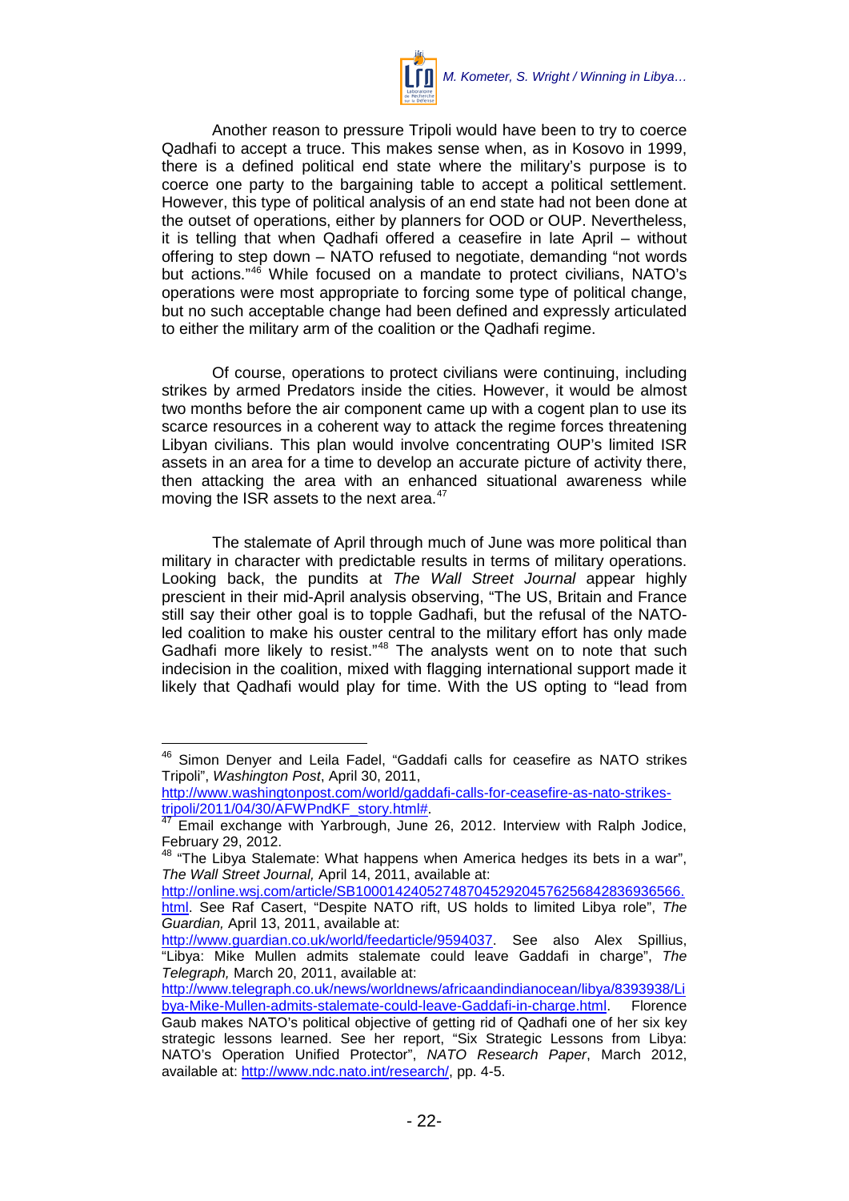Another reason to pressure Tripoli would have been to try to coerce Qadhafi to accept a truce. This makes sense when, as in Kosovo in 1999, there is a defined political end state where the military's purpose is to coerce one party to the bargaining table to accept a political settlement. However, this type of political analysis of an end state had not been done at the outset of operations, either by planners for OOD or OUP. Nevertheless, it is telling that when Qadhafi offered a ceasefire in late April – without offering to step down – NATO refused to negotiate, demanding "not words but actions."[46] While focused on a mandate to protect civilians, NATO's operations were most appropriate to forcing some type of political change, but no such acceptable change had been defined and expressly articulated to either the military arm of the coalition or the Qadhafi regime.

Of course, operations to protect civilians were continuing, including strikes by armed Predators inside the cities. However, it would be almost two months before the air component came up with a cogent plan to use its scarce resources in a coherent way to attack the regime forces threatening Libyan civilians. This plan would involve concentrating OUP's limited ISR assets in an area for a time to develop an accurate picture of activity there, then attacking the area with an enhanced situational awareness while moving the ISR assets to the next area.[47]

The stalemate of April through much of June was more political than military in character with predictable results in terms of military operations. Looking back, the pundits at *The Wall Street Journal* appear highly prescient in their mid-April analysis observing, "The US, Britain and France still say their other goal is to topple Gadhafi, but the refusal of the NATO-led coalition to make his ouster central to the military effort has only made Gadhafi more likely to resist."[48] The analysts went on to note that such indecision in the coalition, mixed with flagging international support made it likely that Qadhafi would play for time. With the US opting to "lead from

---

[46] Simon Denyer and Leila Fadel, "Gaddafi calls for ceasefire as NATO strikes Tripoli", *Washington Post*, April 30, 2011, http://www.washingtonpost.com/world/gaddafi-calls-for-ceasefire-as-nato-strikes-tripoli/2011/04/30/AFWPndKF_story.html#.

[47] Email exchange with Yarbrough, June 26, 2012. Interview with Ralph Jodice, February 29, 2012.

[48] "The Libya Stalemate: What happens when America hedges its bets in a war", *The Wall Street Journal,* April 14, 2011, available at: http://online.wsj.com/article/SB10001424052748704529204576256842836936566.html. See Raf Casert, "Despite NATO rift, US holds to limited Libya role", *The Guardian,* April 13, 2011, available at: http://www.guardian.co.uk/world/feedarticle/9594037. See also Alex Spillius, "Libya: Mike Mullen admits stalemate could leave Gaddafi in charge", *The Telegraph,* March 20, 2011, available at: http://www.telegraph.co.uk/news/worldnews/africaandindianocean/libya/8393938/Libya-Mike-Mullen-admits-stalemate-could-leave-Gaddafi-in-charge.html. Florence Gaub makes NATO's political objective of getting rid of Qadhafi one of her six key strategic lessons learned. See her report, "Six Strategic Lessons from Libya: NATO's Operation Unified Protector", *NATO Research Paper*, March 2012, available at: http://www.ndc.nato.int/research/, pp. 4-5.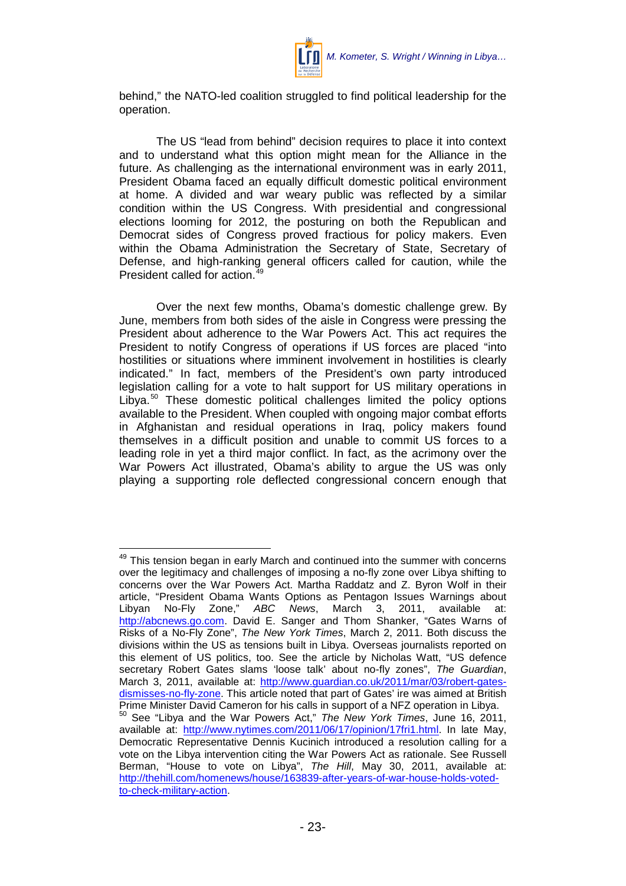behind," the NATO-led coalition struggled to find political leadership for the operation.

The US "lead from behind" decision requires to place it into context and to understand what this option might mean for the Alliance in the future. As challenging as the international environment was in early 2011, President Obama faced an equally difficult domestic political environment at home. A divided and war weary public was reflected by a similar condition within the US Congress. With presidential and congressional elections looming for 2012, the posturing on both the Republican and Democrat sides of Congress proved fractious for policy makers. Even within the Obama Administration the Secretary of State, Secretary of Defense, and high-ranking general officers called for caution, while the President called for action.[49]

Over the next few months, Obama's domestic challenge grew. By June, members from both sides of the aisle in Congress were pressing the President about adherence to the War Powers Act. This act requires the President to notify Congress of operations if US forces are placed "into hostilities or situations where imminent involvement in hostilities is clearly indicated." In fact, members of the President's own party introduced legislation calling for a vote to halt support for US military operations in Libya.[50] These domestic political challenges limited the policy options available to the President. When coupled with ongoing major combat efforts in Afghanistan and residual operations in Iraq, policy makers found themselves in a difficult position and unable to commit US forces to a leading role in yet a third major conflict. In fact, as the acrimony over the War Powers Act illustrated, Obama's ability to argue the US was only playing a supporting role deflected congressional concern enough that

---

[49] This tension began in early March and continued into the summer with concerns over the legitimacy and challenges of imposing a no-fly zone over Libya shifting to concerns over the War Powers Act. Martha Raddatz and Z. Byron Wolf in their article, "President Obama Wants Options as Pentagon Issues Warnings about Libyan No-Fly Zone," *ABC News*, March 3, 2011, available at: http://abcnews.go.com. David E. Sanger and Thom Shanker, "Gates Warns of Risks of a No-Fly Zone", *The New York Times*, March 2, 2011. Both discuss the divisions within the US as tensions built in Libya. Overseas journalists reported on this element of US politics, too. See the article by Nicholas Watt, "US defence secretary Robert Gates slams 'loose talk' about no-fly zones", *The Guardian*, March 3, 2011, available at: http://www.guardian.co.uk/2011/mar/03/robert-gates-dismisses-no-fly-zone. This article noted that part of Gates' ire was aimed at British Prime Minister David Cameron for his calls in support of a NFZ operation in Libya.

[50] See "Libya and the War Powers Act," *The New York Times*, June 16, 2011, available at: http://www.nytimes.com/2011/06/17/opinion/17fri1.html. In late May, Democratic Representative Dennis Kucinich introduced a resolution calling for a vote on the Libya intervention citing the War Powers Act as rationale. See Russell Berman, "House to vote on Libya", *The Hill*, May 30, 2011, available at: http://thehill.com/homenews/house/163839-after-years-of-war-house-holds-voted-to-check-military-action.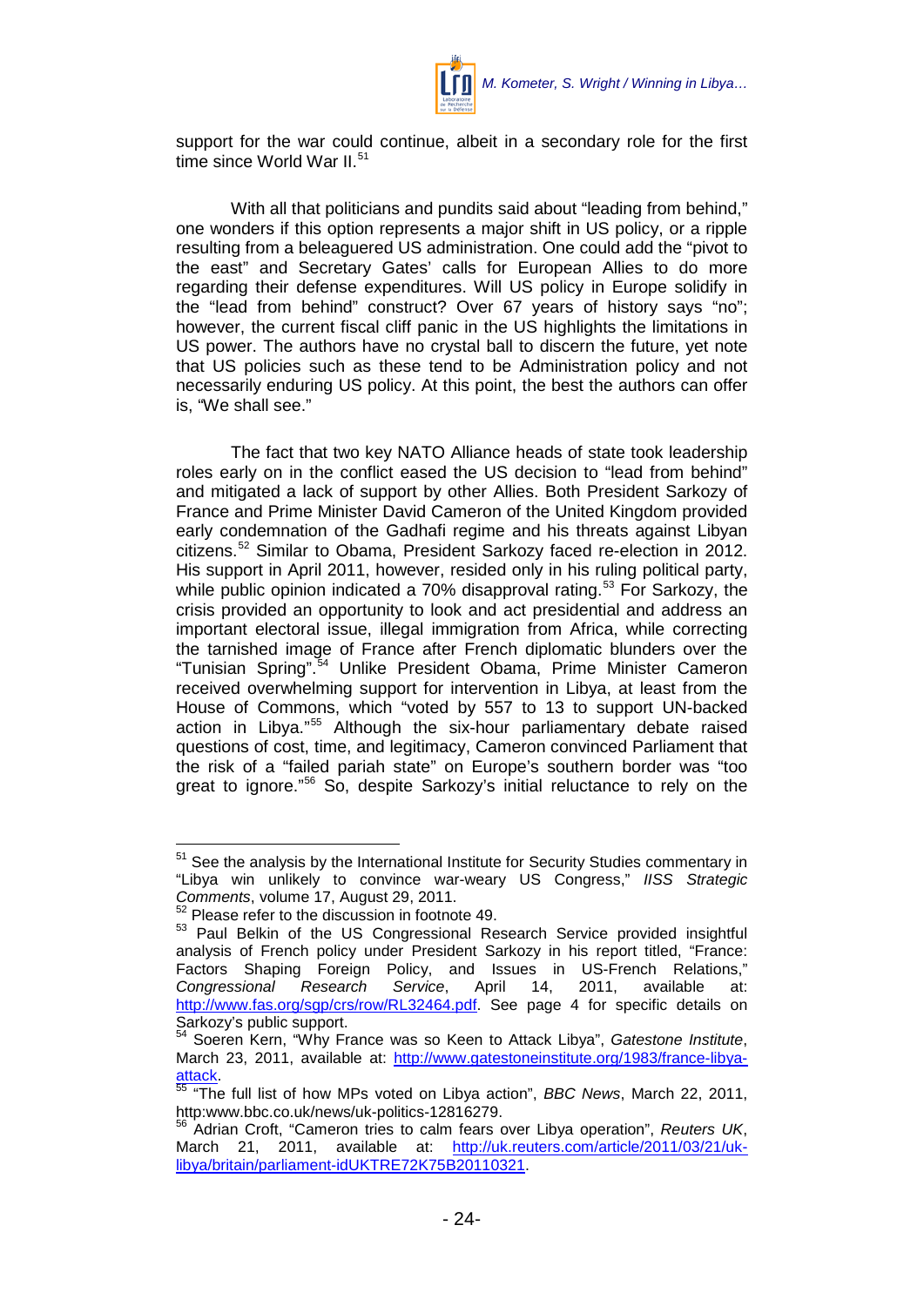support for the war could continue, albeit in a secondary role for the first time since World War II.[51]

With all that politicians and pundits said about "leading from behind," one wonders if this option represents a major shift in US policy, or a ripple resulting from a beleaguered US administration. One could add the "pivot to the east" and Secretary Gates' calls for European Allies to do more regarding their defense expenditures. Will US policy in Europe solidify in the "lead from behind" construct? Over 67 years of history says "no"; however, the current fiscal cliff panic in the US highlights the limitations in US power. The authors have no crystal ball to discern the future, yet note that US policies such as these tend to be Administration policy and not necessarily enduring US policy. At this point, the best the authors can offer is, "We shall see."

The fact that two key NATO Alliance heads of state took leadership roles early on in the conflict eased the US decision to "lead from behind" and mitigated a lack of support by other Allies. Both President Sarkozy of France and Prime Minister David Cameron of the United Kingdom provided early condemnation of the Gadhafi regime and his threats against Libyan citizens.[52] Similar to Obama, President Sarkozy faced re-election in 2012. His support in April 2011, however, resided only in his ruling political party, while public opinion indicated a 70% disapproval rating.[53] For Sarkozy, the crisis provided an opportunity to look and act presidential and address an important electoral issue, illegal immigration from Africa, while correcting the tarnished image of France after French diplomatic blunders over the "Tunisian Spring".[54] Unlike President Obama, Prime Minister Cameron received overwhelming support for intervention in Libya, at least from the House of Commons, which "voted by 557 to 13 to support UN-backed action in Libya."[55] Although the six-hour parliamentary debate raised questions of cost, time, and legitimacy, Cameron convinced Parliament that the risk of a "failed pariah state" on Europe's southern border was "too great to ignore."[56] So, despite Sarkozy's initial reluctance to rely on the

---

[51] See the analysis by the International Institute for Security Studies commentary in "Libya win unlikely to convince war-weary US Congress," *IISS Strategic Comments*, volume 17, August 29, 2011.

[52] Please refer to the discussion in footnote 49.

[53] Paul Belkin of the US Congressional Research Service provided insightful analysis of French policy under President Sarkozy in his report titled, "France: Factors Shaping Foreign Policy, and Issues in US-French Relations," *Congressional Research Service*, April 14, 2011, available at: http://www.fas.org/sgp/crs/row/RL32464.pdf. See page 4 for specific details on Sarkozy's public support.

[54] Soeren Kern, "Why France was so Keen to Attack Libya", *Gatestone Institute*, March 23, 2011, available at: http://www.gatestoneinstitute.org/1983/france-libya-attack.

[55] "The full list of how MPs voted on Libya action", *BBC News*, March 22, 2011, http:www.bbc.co.uk/news/uk-politics-12816279.

[56] Adrian Croft, "Cameron tries to calm fears over Libya operation", *Reuters UK*, March 21, 2011, available at: http://uk.reuters.com/article/2011/03/21/uk-libya/britain/parliament-idUKTRE72K75B20110321.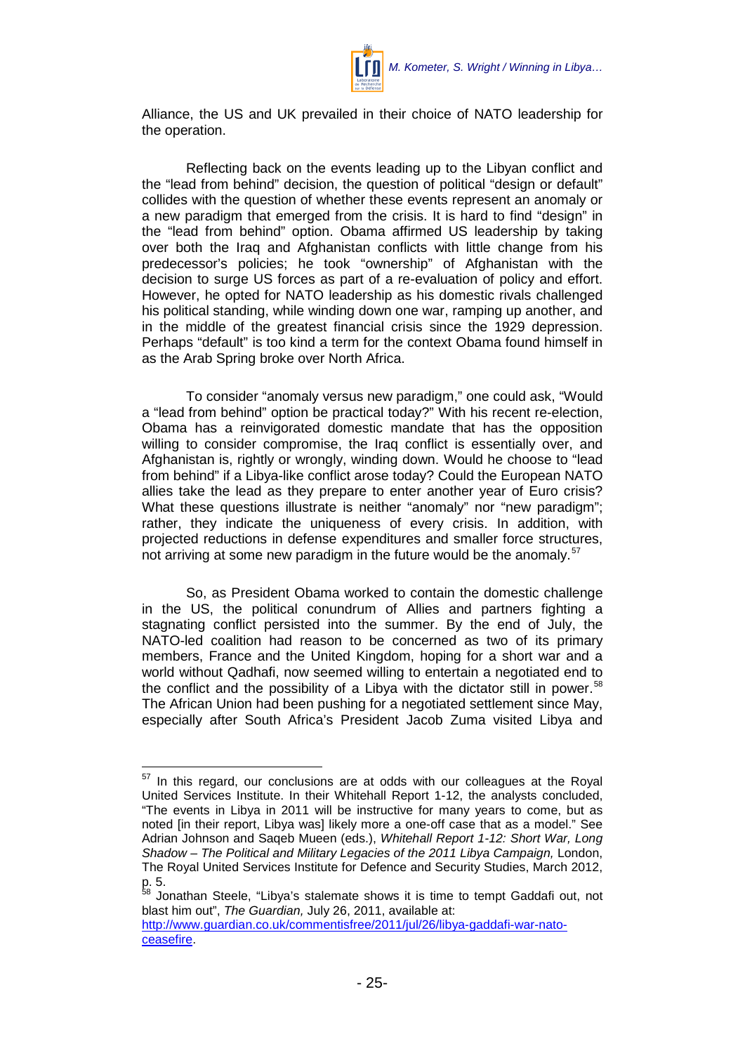Alliance, the US and UK prevailed in their choice of NATO leadership for the operation.

Reflecting back on the events leading up to the Libyan conflict and the "lead from behind" decision, the question of political "design or default" collides with the question of whether these events represent an anomaly or a new paradigm that emerged from the crisis. It is hard to find "design" in the "lead from behind" option. Obama affirmed US leadership by taking over both the Iraq and Afghanistan conflicts with little change from his predecessor's policies; he took "ownership" of Afghanistan with the decision to surge US forces as part of a re-evaluation of policy and effort. However, he opted for NATO leadership as his domestic rivals challenged his political standing, while winding down one war, ramping up another, and in the middle of the greatest financial crisis since the 1929 depression. Perhaps "default" is too kind a term for the context Obama found himself in as the Arab Spring broke over North Africa.

To consider "anomaly versus new paradigm," one could ask, "Would a "lead from behind" option be practical today?" With his recent re-election, Obama has a reinvigorated domestic mandate that has the opposition willing to consider compromise, the Iraq conflict is essentially over, and Afghanistan is, rightly or wrongly, winding down. Would he choose to "lead from behind" if a Libya-like conflict arose today? Could the European NATO allies take the lead as they prepare to enter another year of Euro crisis? What these questions illustrate is neither "anomaly" nor "new paradigm"; rather, they indicate the uniqueness of every crisis. In addition, with projected reductions in defense expenditures and smaller force structures, not arriving at some new paradigm in the future would be the anomaly.[57]

So, as President Obama worked to contain the domestic challenge in the US, the political conundrum of Allies and partners fighting a stagnating conflict persisted into the summer. By the end of July, the NATO-led coalition had reason to be concerned as two of its primary members, France and the United Kingdom, hoping for a short war and a world without Qadhafi, now seemed willing to entertain a negotiated end to the conflict and the possibility of a Libya with the dictator still in power.[58] The African Union had been pushing for a negotiated settlement since May, especially after South Africa's President Jacob Zuma visited Libya and

---

[57] In this regard, our conclusions are at odds with our colleagues at the Royal United Services Institute. In their Whitehall Report 1-12, the analysts concluded, "The events in Libya in 2011 will be instructive for many years to come, but as noted [in their report, Libya was] likely more a one-off case that as a model." See Adrian Johnson and Saqeb Mueen (eds.), *Whitehall Report 1-12: Short War, Long Shadow – The Political and Military Legacies of the 2011 Libya Campaign,* London, The Royal United Services Institute for Defence and Security Studies, March 2012, p. 5.

[58] Jonathan Steele, "Libya's stalemate shows it is time to tempt Gaddafi out, not blast him out", *The Guardian,* July 26, 2011, available at: http://www.guardian.co.uk/commentisfree/2011/jul/26/libya-gaddafi-war-nato-ceasefire.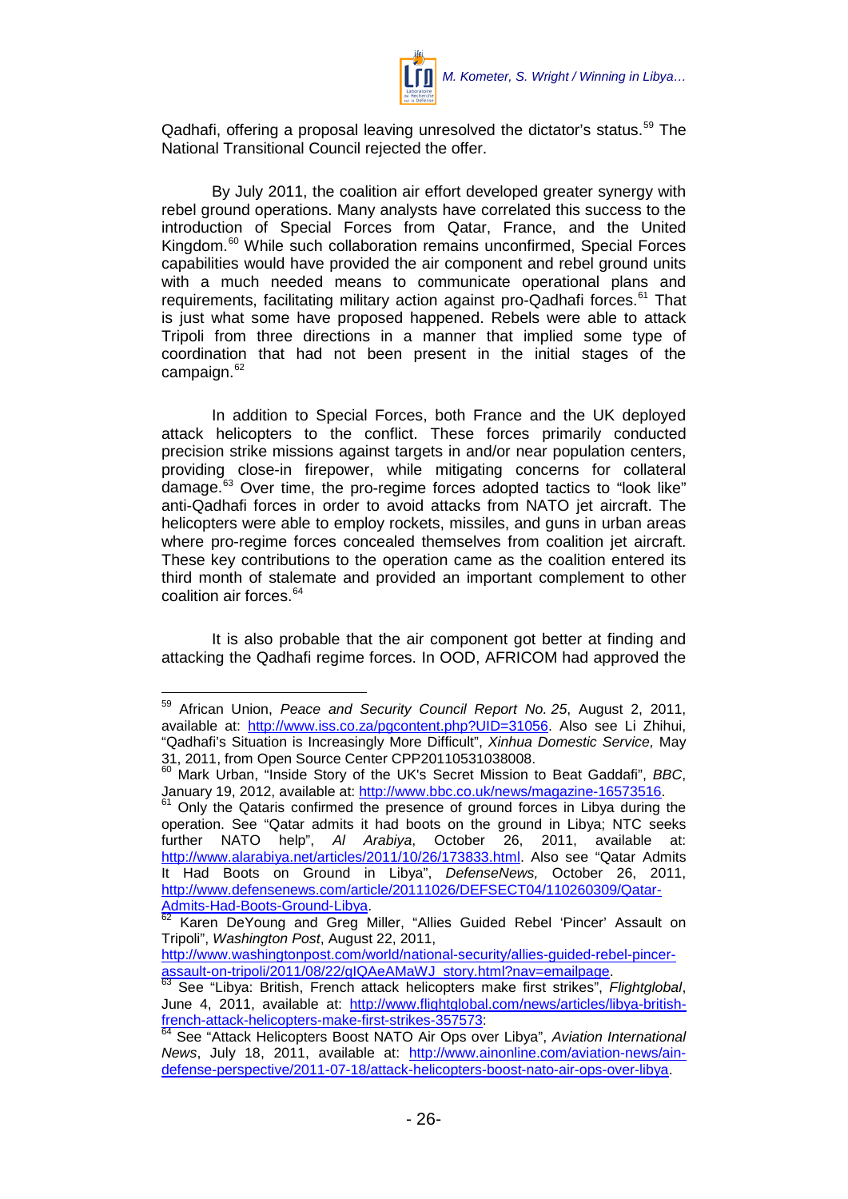Qadhafi, offering a proposal leaving unresolved the dictator's status.[59] The National Transitional Council rejected the offer.

By July 2011, the coalition air effort developed greater synergy with rebel ground operations. Many analysts have correlated this success to the introduction of Special Forces from Qatar, France, and the United Kingdom.[60] While such collaboration remains unconfirmed, Special Forces capabilities would have provided the air component and rebel ground units with a much needed means to communicate operational plans and requirements, facilitating military action against pro-Qadhafi forces.[61] That is just what some have proposed happened. Rebels were able to attack Tripoli from three directions in a manner that implied some type of coordination that had not been present in the initial stages of the campaign.[62]

In addition to Special Forces, both France and the UK deployed attack helicopters to the conflict. These forces primarily conducted precision strike missions against targets in and/or near population centers, providing close-in firepower, while mitigating concerns for collateral damage.[63] Over time, the pro-regime forces adopted tactics to "look like" anti-Qadhafi forces in order to avoid attacks from NATO jet aircraft. The helicopters were able to employ rockets, missiles, and guns in urban areas where pro-regime forces concealed themselves from coalition jet aircraft. These key contributions to the operation came as the coalition entered its third month of stalemate and provided an important complement to other coalition air forces.[64]

It is also probable that the air component got better at finding and attacking the Qadhafi regime forces. In OOD, AFRICOM had approved the

---

[59] African Union, *Peace and Security Council Report No. 25*, August 2, 2011, available at: http://www.iss.co.za/pgcontent.php?UID=31056. Also see Li Zhihui, "Qadhafi's Situation is Increasingly More Difficult", *Xinhua Domestic Service,* May 31, 2011, from Open Source Center CPP20110531038008.

[60] Mark Urban, "Inside Story of the UK's Secret Mission to Beat Gaddafi", *BBC*, January 19, 2012, available at: http://www.bbc.co.uk/news/magazine-16573516.

[61] Only the Qataris confirmed the presence of ground forces in Libya during the operation. See "Qatar admits it had boots on the ground in Libya; NTC seeks further NATO help", *Al Arabiya*, October 26, 2011, available at: http://www.alarabiya.net/articles/2011/10/26/173833.html. Also see "Qatar Admits It Had Boots on Ground in Libya", *DefenseNews,* October 26, 2011, http://www.defensenews.com/article/20111026/DEFSECT04/110260309/Qatar-Admits-Had-Boots-Ground-Libya.

[62] Karen DeYoung and Greg Miller, "Allies Guided Rebel 'Pincer' Assault on Tripoli", *Washington Post*, August 22, 2011, http://www.washingtonpost.com/world/national-security/allies-guided-rebel-pincer-assault-on-tripoli/2011/08/22/gIQAeAMaWJ_story.html?nav=emailpage.

[63] See "Libya: British, French attack helicopters make first strikes", *Flightglobal*, June 4, 2011, available at: http://www.flightglobal.com/news/articles/libya-british-french-attack-helicopters-make-first-strikes-357573;

[64] See "Attack Helicopters Boost NATO Air Ops over Libya", *Aviation International News*, July 18, 2011, available at: http://www.ainonline.com/aviation-news/ain-defense-perspective/2011-07-18/attack-helicopters-boost-nato-air-ops-over-libya.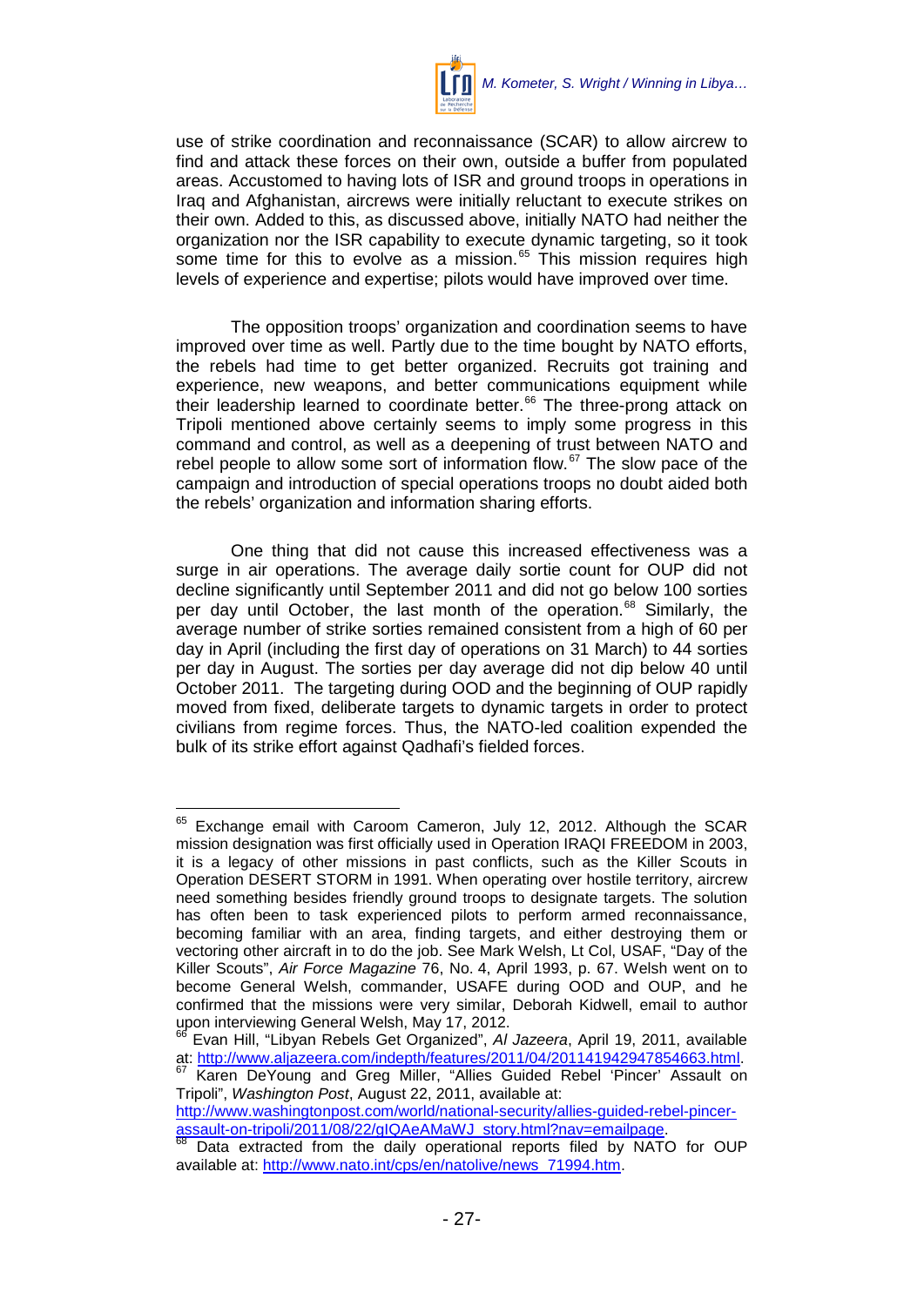use of strike coordination and reconnaissance (SCAR) to allow aircrew to find and attack these forces on their own, outside a buffer from populated areas. Accustomed to having lots of ISR and ground troops in operations in Iraq and Afghanistan, aircrews were initially reluctant to execute strikes on their own. Added to this, as discussed above, initially NATO had neither the organization nor the ISR capability to execute dynamic targeting, so it took some time for this to evolve as a mission.[65] This mission requires high levels of experience and expertise; pilots would have improved over time.

The opposition troops' organization and coordination seems to have improved over time as well. Partly due to the time bought by NATO efforts, the rebels had time to get better organized. Recruits got training and experience, new weapons, and better communications equipment while their leadership learned to coordinate better.[66] The three-prong attack on Tripoli mentioned above certainly seems to imply some progress in this command and control, as well as a deepening of trust between NATO and rebel people to allow some sort of information flow.[67] The slow pace of the campaign and introduction of special operations troops no doubt aided both the rebels' organization and information sharing efforts.

One thing that did not cause this increased effectiveness was a surge in air operations. The average daily sortie count for OUP did not decline significantly until September 2011 and did not go below 100 sorties per day until October, the last month of the operation.[68] Similarly, the average number of strike sorties remained consistent from a high of 60 per day in April (including the first day of operations on 31 March) to 44 sorties per day in August. The sorties per day average did not dip below 40 until October 2011. The targeting during OOD and the beginning of OUP rapidly moved from fixed, deliberate targets to dynamic targets in order to protect civilians from regime forces. Thus, the NATO-led coalition expended the bulk of its strike effort against Qadhafi's fielded forces.

---

[65] Exchange email with Caroom Cameron, July 12, 2012. Although the SCAR mission designation was first officially used in Operation IRAQI FREEDOM in 2003, it is a legacy of other missions in past conflicts, such as the Killer Scouts in Operation DESERT STORM in 1991. When operating over hostile territory, aircrew need something besides friendly ground troops to designate targets. The solution has often been to task experienced pilots to perform armed reconnaissance, becoming familiar with an area, finding targets, and either destroying them or vectoring other aircraft in to do the job. See Mark Welsh, Lt Col, USAF, "Day of the Killer Scouts", *Air Force Magazine* 76, No. 4, April 1993, p. 67. Welsh went on to become General Welsh, commander, USAFE during OOD and OUP, and he confirmed that the missions were very similar, Deborah Kidwell, email to author upon interviewing General Welsh, May 17, 2012.

[66] Evan Hill, "Libyan Rebels Get Organized", *Al Jazeera*, April 19, 2011, available at: http://www.aljazeera.com/indepth/features/2011/04/201141942947854663.html.

[67] Karen DeYoung and Greg Miller, "Allies Guided Rebel 'Pincer' Assault on Tripoli", *Washington Post*, August 22, 2011, available at: http://www.washingtonpost.com/world/national-security/allies-guided-rebel-pincer-assault-on-tripoli/2011/08/22/gIQAeAMaWJ_story.html?nav=emailpage.

[68] Data extracted from the daily operational reports filed by NATO for OUP available at: http://www.nato.int/cps/en/natolive/news_71994.htm.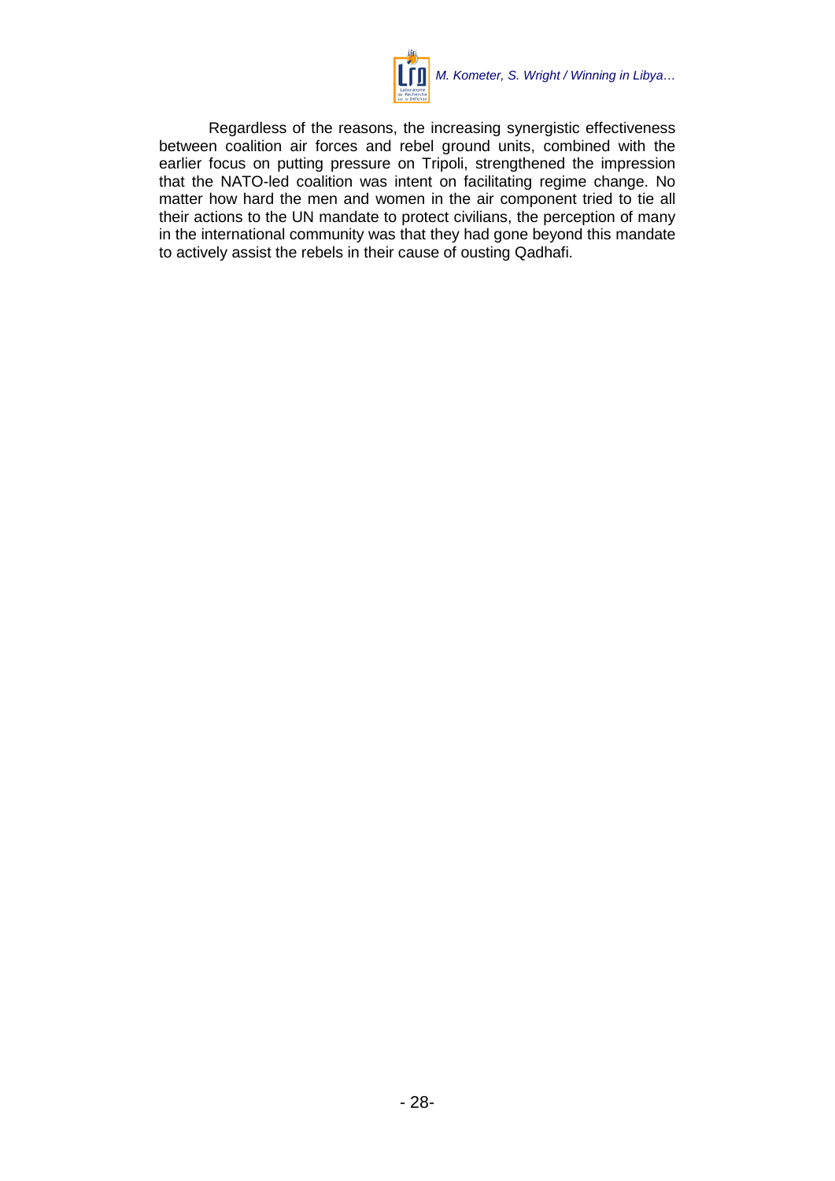Regardless of the reasons, the increasing synergistic effectiveness between coalition air forces and rebel ground units, combined with the earlier focus on putting pressure on Tripoli, strengthened the impression that the NATO-led coalition was intent on facilitating regime change. No matter how hard the men and women in the air component tried to tie all their actions to the UN mandate to protect civilians, the perception of many in the international community was that they had gone beyond this mandate to actively assist the rebels in their cause of ousting Qadhafi.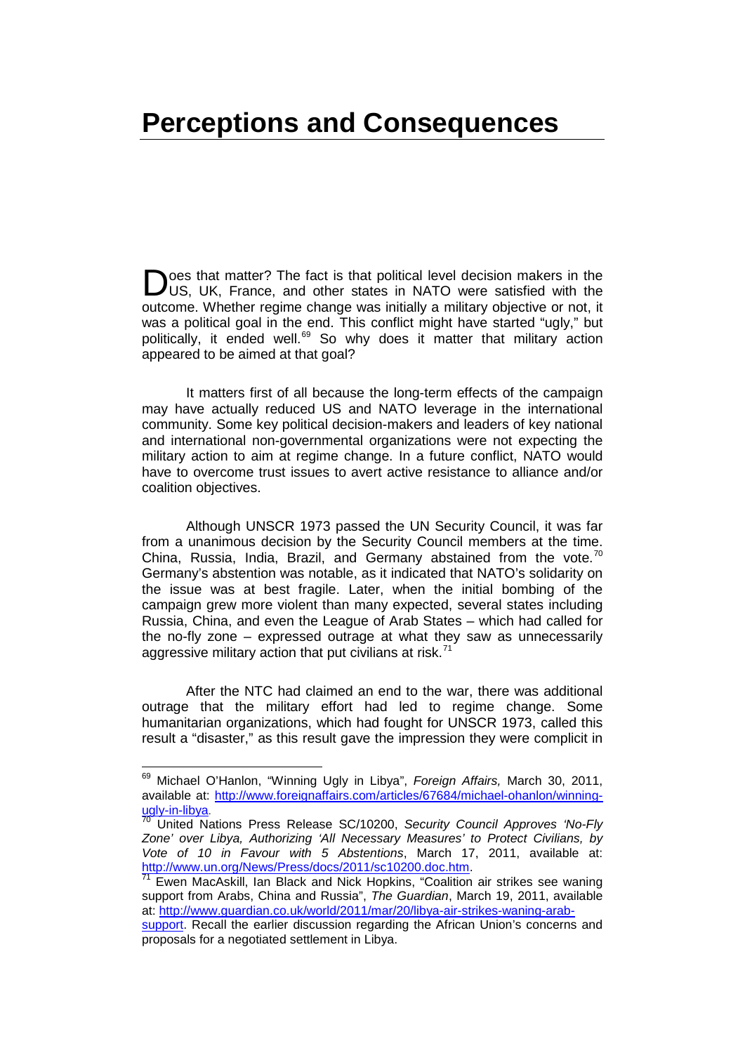# Perceptions and Consequences

Does that matter? The fact is that political level decision makers in the US, UK, France, and other states in NATO were satisfied with the outcome. Whether regime change was initially a military objective or not, it was a political goal in the end. This conflict might have started "ugly," but politically, it ended well.[69] So why does it matter that military action appeared to be aimed at that goal?

It matters first of all because the long-term effects of the campaign may have actually reduced US and NATO leverage in the international community. Some key political decision-makers and leaders of key national and international non-governmental organizations were not expecting the military action to aim at regime change. In a future conflict, NATO would have to overcome trust issues to avert active resistance to alliance and/or coalition objectives.

Although UNSCR 1973 passed the UN Security Council, it was far from a unanimous decision by the Security Council members at the time. China, Russia, India, Brazil, and Germany abstained from the vote.[70] Germany's abstention was notable, as it indicated that NATO's solidarity on the issue was at best fragile. Later, when the initial bombing of the campaign grew more violent than many expected, several states including Russia, China, and even the League of Arab States – which had called for the no-fly zone – expressed outrage at what they saw as unnecessarily aggressive military action that put civilians at risk.[71]

After the NTC had claimed an end to the war, there was additional outrage that the military effort had led to regime change. Some humanitarian organizations, which had fought for UNSCR 1973, called this result a "disaster," as this result gave the impression they were complicit in

---

[69] Michael O'Hanlon, "Winning Ugly in Libya", *Foreign Affairs,* March 30, 2011, available at: http://www.foreignaffairs.com/articles/67684/michael-ohanlon/winning-ugly-in-libya.

[70] United Nations Press Release SC/10200, *Security Council Approves 'No-Fly Zone' over Libya, Authorizing 'All Necessary Measures' to Protect Civilians, by Vote of 10 in Favour with 5 Abstentions*, March 17, 2011, available at: http://www.un.org/News/Press/docs/2011/sc10200.doc.htm.

[71] Ewen MacAskill, Ian Black and Nick Hopkins, "Coalition air strikes see waning support from Arabs, China and Russia", *The Guardian*, March 19, 2011, available at: http://www.guardian.co.uk/world/2011/mar/20/libya-air-strikes-waning-arab-support. Recall the earlier discussion regarding the African Union's concerns and proposals for a negotiated settlement in Libya.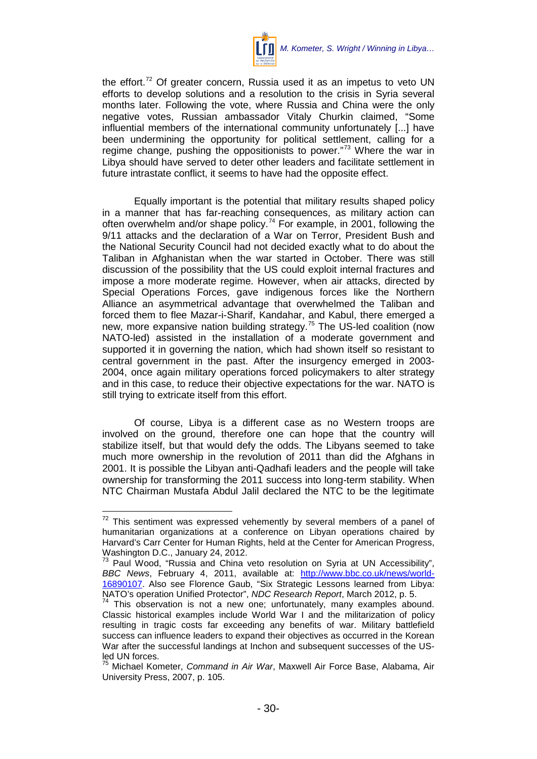the effort.[72] Of greater concern, Russia used it as an impetus to veto UN efforts to develop solutions and a resolution to the crisis in Syria several months later. Following the vote, where Russia and China were the only negative votes, Russian ambassador Vitaly Churkin claimed, "Some influential members of the international community unfortunately [...] have been undermining the opportunity for political settlement, calling for a regime change, pushing the oppositionists to power."[73] Where the war in Libya should have served to deter other leaders and facilitate settlement in future intrastate conflict, it seems to have had the opposite effect.

Equally important is the potential that military results shaped policy in a manner that has far-reaching consequences, as military action can often overwhelm and/or shape policy.[74] For example, in 2001, following the 9/11 attacks and the declaration of a War on Terror, President Bush and the National Security Council had not decided exactly what to do about the Taliban in Afghanistan when the war started in October. There was still discussion of the possibility that the US could exploit internal fractures and impose a more moderate regime. However, when air attacks, directed by Special Operations Forces, gave indigenous forces like the Northern Alliance an asymmetrical advantage that overwhelmed the Taliban and forced them to flee Mazar-i-Sharif, Kandahar, and Kabul, there emerged a new, more expansive nation building strategy.[75] The US-led coalition (now NATO-led) assisted in the installation of a moderate government and supported it in governing the nation, which had shown itself so resistant to central government in the past. After the insurgency emerged in 2003-2004, once again military operations forced policymakers to alter strategy and in this case, to reduce their objective expectations for the war. NATO is still trying to extricate itself from this effort.

Of course, Libya is a different case as no Western troops are involved on the ground, therefore one can hope that the country will stabilize itself, but that would defy the odds. The Libyans seemed to take much more ownership in the revolution of 2011 than did the Afghans in 2001. It is possible the Libyan anti-Qadhafi leaders and the people will take ownership for transforming the 2011 success into long-term stability. When NTC Chairman Mustafa Abdul Jalil declared the NTC to be the legitimate

---

[72] This sentiment was expressed vehemently by several members of a panel of humanitarian organizations at a conference on Libyan operations chaired by Harvard's Carr Center for Human Rights, held at the Center for American Progress, Washington D.C., January 24, 2012.

[73] Paul Wood, "Russia and China veto resolution on Syria at UN Accessibility", *BBC News*, February 4, 2011, available at: http://www.bbc.co.uk/news/world-16890107. Also see Florence Gaub, "Six Strategic Lessons learned from Libya: NATO's operation Unified Protector", *NDC Research Report*, March 2012, p. 5.

[74] This observation is not a new one; unfortunately, many examples abound. Classic historical examples include World War I and the militarization of policy resulting in tragic costs far exceeding any benefits of war. Military battlefield success can influence leaders to expand their objectives as occurred in the Korean War after the successful landings at Inchon and subsequent successes of the US-led UN forces.

[75] Michael Kometer, *Command in Air War*, Maxwell Air Force Base, Alabama, Air University Press, 2007, p. 105.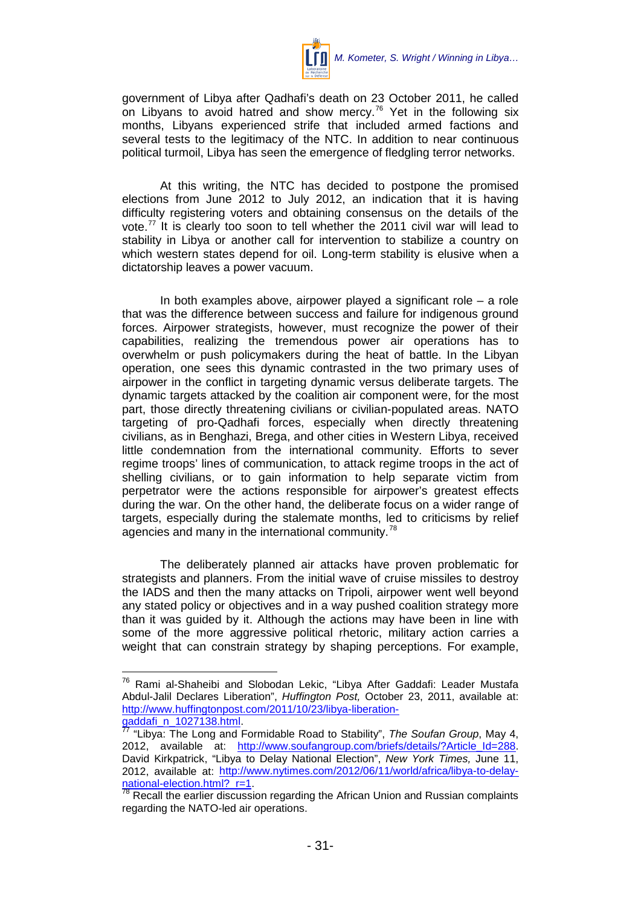government of Libya after Qadhafi's death on 23 October 2011, he called on Libyans to avoid hatred and show mercy.[76] Yet in the following six months, Libyans experienced strife that included armed factions and several tests to the legitimacy of the NTC. In addition to near continuous political turmoil, Libya has seen the emergence of fledgling terror networks.

At this writing, the NTC has decided to postpone the promised elections from June 2012 to July 2012, an indication that it is having difficulty registering voters and obtaining consensus on the details of the vote.[77] It is clearly too soon to tell whether the 2011 civil war will lead to stability in Libya or another call for intervention to stabilize a country on which western states depend for oil. Long-term stability is elusive when a dictatorship leaves a power vacuum.

In both examples above, airpower played a significant role – a role that was the difference between success and failure for indigenous ground forces. Airpower strategists, however, must recognize the power of their capabilities, realizing the tremendous power air operations has to overwhelm or push policymakers during the heat of battle. In the Libyan operation, one sees this dynamic contrasted in the two primary uses of airpower in the conflict in targeting dynamic versus deliberate targets. The dynamic targets attacked by the coalition air component were, for the most part, those directly threatening civilians or civilian-populated areas. NATO targeting of pro-Qadhafi forces, especially when directly threatening civilians, as in Benghazi, Brega, and other cities in Western Libya, received little condemnation from the international community. Efforts to sever regime troops' lines of communication, to attack regime troops in the act of shelling civilians, or to gain information to help separate victim from perpetrator were the actions responsible for airpower's greatest effects during the war. On the other hand, the deliberate focus on a wider range of targets, especially during the stalemate months, led to criticisms by relief agencies and many in the international community.[78]

The deliberately planned air attacks have proven problematic for strategists and planners. From the initial wave of cruise missiles to destroy the IADS and then the many attacks on Tripoli, airpower went well beyond any stated policy or objectives and in a way pushed coalition strategy more than it was guided by it. Although the actions may have been in line with some of the more aggressive political rhetoric, military action carries a weight that can constrain strategy by shaping perceptions. For example,

---

[76] Rami al-Shaheibi and Slobodan Lekic, "Libya After Gaddafi: Leader Mustafa Abdul-Jalil Declares Liberation", *Huffington Post,* October 23, 2011, available at: http://www.huffingtonpost.com/2011/10/23/libya-liberation-gaddafi_n_1027138.html.

[77] "Libya: The Long and Formidable Road to Stability", *The Soufan Group*, May 4, 2012, available at: http://www.soufangroup.com/briefs/details/?Article_Id=288. David Kirkpatrick, "Libya to Delay National Election", *New York Times,* June 11, 2012, available at: http://www.nytimes.com/2012/06/11/world/africa/libya-to-delay-national-election.html?_r=1.

[78] Recall the earlier discussion regarding the African Union and Russian complaints regarding the NATO-led air operations.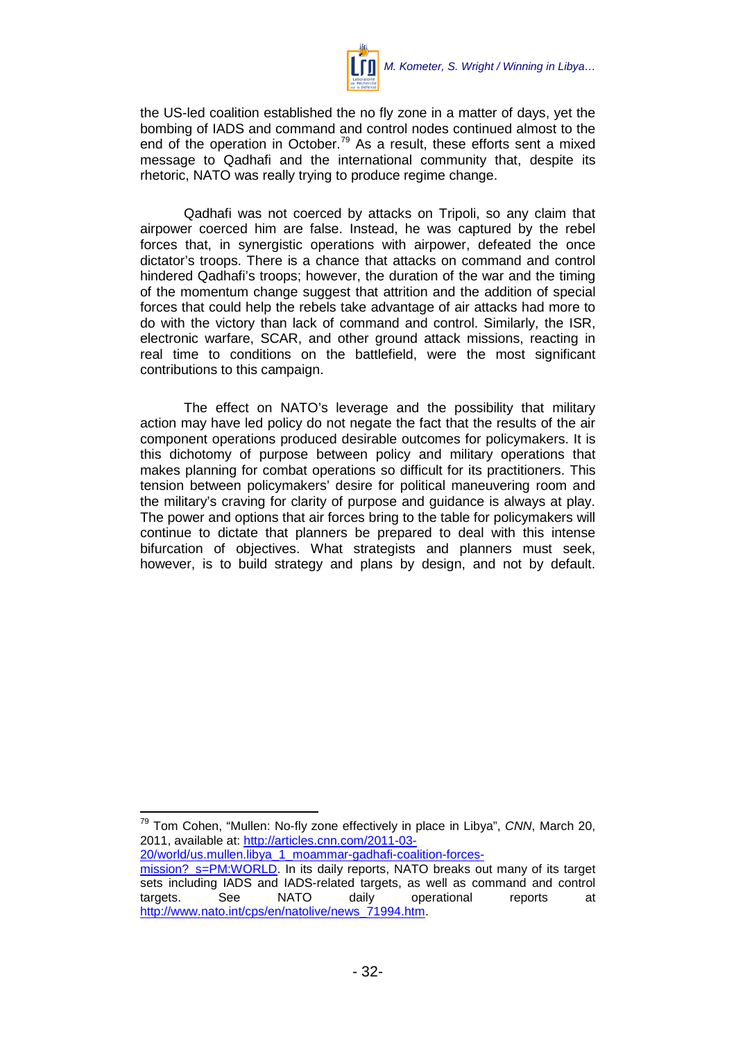the US-led coalition established the no fly zone in a matter of days, yet the bombing of IADS and command and control nodes continued almost to the end of the operation in October.[79] As a result, these efforts sent a mixed message to Qadhafi and the international community that, despite its rhetoric, NATO was really trying to produce regime change.

Qadhafi was not coerced by attacks on Tripoli, so any claim that airpower coerced him are false. Instead, he was captured by the rebel forces that, in synergistic operations with airpower, defeated the once dictator's troops. There is a chance that attacks on command and control hindered Qadhafi's troops; however, the duration of the war and the timing of the momentum change suggest that attrition and the addition of special forces that could help the rebels take advantage of air attacks had more to do with the victory than lack of command and control. Similarly, the ISR, electronic warfare, SCAR, and other ground attack missions, reacting in real time to conditions on the battlefield, were the most significant contributions to this campaign.

The effect on NATO's leverage and the possibility that military action may have led policy do not negate the fact that the results of the air component operations produced desirable outcomes for policymakers. It is this dichotomy of purpose between policy and military operations that makes planning for combat operations so difficult for its practitioners. This tension between policymakers' desire for political maneuvering room and the military's craving for clarity of purpose and guidance is always at play. The power and options that air forces bring to the table for policymakers will continue to dictate that planners be prepared to deal with this intense bifurcation of objectives. What strategists and planners must seek, however, is to build strategy and plans by design, and not by default.

---

[79] Tom Cohen, "Mullen: No-fly zone effectively in place in Libya", *CNN*, March 20, 2011, available at: http://articles.cnn.com/2011-03-20/world/us.mullen.libya_1_moammar-gadhafi-coalition-forces-mission?_s=PM:WORLD. In its daily reports, NATO breaks out many of its target sets including IADS and IADS-related targets, as well as command and control targets. See NATO daily operational reports at http://www.nato.int/cps/en/natolive/news_71994.htm.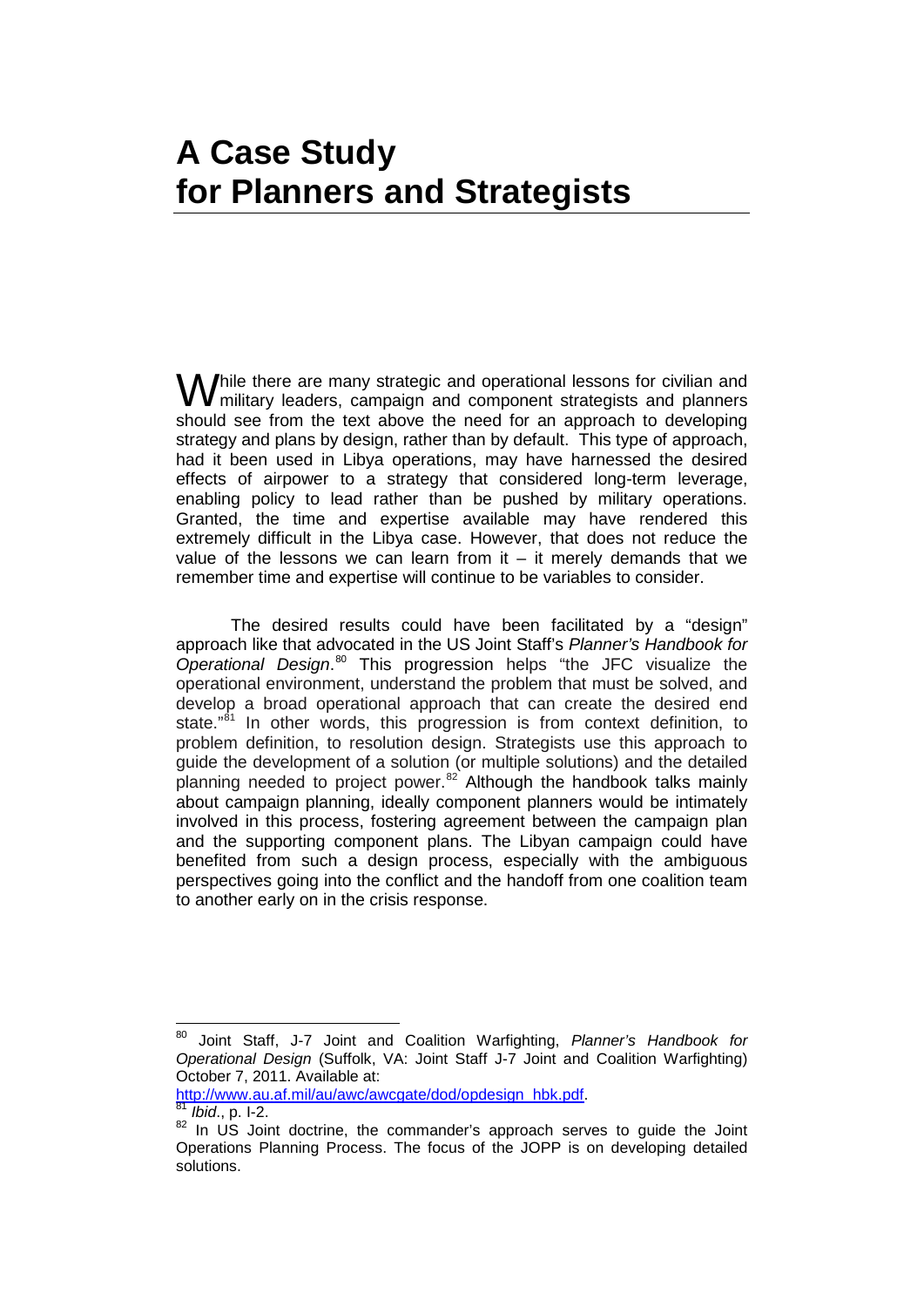# A Case Study for Planners and Strategists

While there are many strategic and operational lessons for civilian and military leaders, campaign and component strategists and planners should see from the text above the need for an approach to developing strategy and plans by design, rather than by default. This type of approach, had it been used in Libya operations, may have harnessed the desired effects of airpower to a strategy that considered long-term leverage, enabling policy to lead rather than be pushed by military operations. Granted, the time and expertise available may have rendered this extremely difficult in the Libya case. However, that does not reduce the value of the lessons we can learn from it – it merely demands that we remember time and expertise will continue to be variables to consider.

The desired results could have been facilitated by a "design" approach like that advocated in the US Joint Staff's *Planner's Handbook for Operational Design*.[80] This progression helps "the JFC visualize the operational environment, understand the problem that must be solved, and develop a broad operational approach that can create the desired end state."[81] In other words, this progression is from context definition, to problem definition, to resolution design. Strategists use this approach to guide the development of a solution (or multiple solutions) and the detailed planning needed to project power.[82] Although the handbook talks mainly about campaign planning, ideally component planners would be intimately involved in this process, fostering agreement between the campaign plan and the supporting component plans. The Libyan campaign could have benefited from such a design process, especially with the ambiguous perspectives going into the conflict and the handoff from one coalition team to another early on in the crisis response.

---

[80] Joint Staff, J-7 Joint and Coalition Warfighting, *Planner's Handbook for Operational Design* (Suffolk, VA: Joint Staff J-7 Joint and Coalition Warfighting) October 7, 2011. Available at: http://www.au.af.mil/au/awc/awcgate/dod/opdesign_hbk.pdf.

[81] *Ibid*., p. I-2.

[82] In US Joint doctrine, the commander's approach serves to guide the Joint Operations Planning Process. The focus of the JOPP is on developing detailed solutions.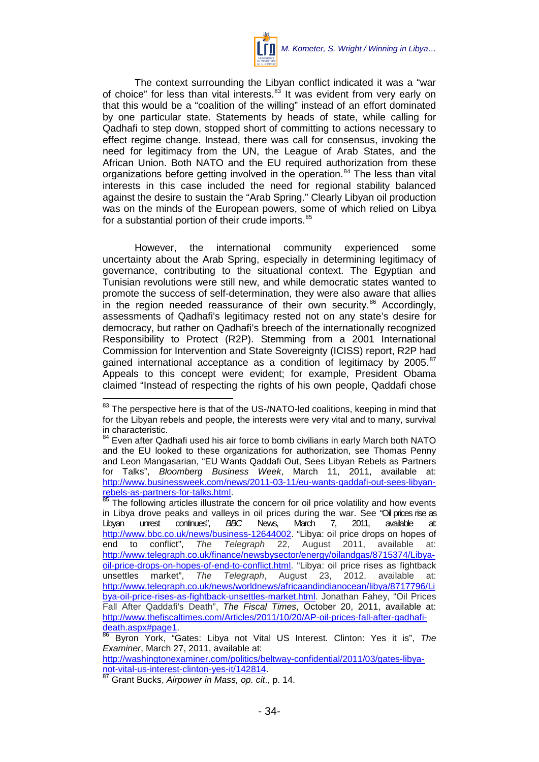The context surrounding the Libyan conflict indicated it was a "war of choice" for less than vital interests.[83] It was evident from very early on that this would be a "coalition of the willing" instead of an effort dominated by one particular state. Statements by heads of state, while calling for Qadhafi to step down, stopped short of committing to actions necessary to effect regime change. Instead, there was call for consensus, invoking the need for legitimacy from the UN, the League of Arab States, and the African Union. Both NATO and the EU required authorization from these organizations before getting involved in the operation.[84] The less than vital interests in this case included the need for regional stability balanced against the desire to sustain the "Arab Spring." Clearly Libyan oil production was on the minds of the European powers, some of which relied on Libya for a substantial portion of their crude imports.[85]

However, the international community experienced some uncertainty about the Arab Spring, especially in determining legitimacy of governance, contributing to the situational context. The Egyptian and Tunisian revolutions were still new, and while democratic states wanted to promote the success of self-determination, they were also aware that allies in the region needed reassurance of their own security.[86] Accordingly, assessments of Qadhafi's legitimacy rested not on any state's desire for democracy, but rather on Qadhafi's breech of the internationally recognized Responsibility to Protect (R2P). Stemming from a 2001 International Commission for Intervention and State Sovereignty (ICISS) report, R2P had gained international acceptance as a condition of legitimacy by 2005.[87] Appeals to this concept were evident; for example, President Obama claimed "Instead of respecting the rights of his own people, Qaddafi chose

---

[83] The perspective here is that of the US-/NATO-led coalitions, keeping in mind that for the Libyan rebels and people, the interests were very vital and to many, survival in characteristic.

[84] Even after Qadhafi used his air force to bomb civilians in early March both NATO and the EU looked to these organizations for authorization, see Thomas Penny and Leon Mangasarian, "EU Wants Qaddafi Out, Sees Libyan Rebels as Partners for Talks", *Bloomberg Business Week*, March 11, 2011, available at: http://www.businessweek.com/news/2011-03-11/eu-wants-qaddafi-out-sees-libyan-rebels-as-partners-for-talks.html.

[85] The following articles illustrate the concern for oil price volatility and how events in Libya drove peaks and valleys in oil prices during the war. See "Oil prices rise as Libyan unrest continues", *BBC News*, March 7, 2011, available at: http://www.bbc.co.uk/news/business-12644002. "Libya: oil price drops on hopes of end to conflict", *The Telegraph* 22, August 2011, available at: http://www.telegraph.co.uk/finance/newsbysector/energy/oilandgas/8715374/Libya-oil-price-drops-on-hopes-of-end-to-conflict.html. "Libya: oil price rises as fightback unsettles market", *The Telegraph*, August 23, 2012, available at: http://www.telegraph.co.uk/news/worldnews/africaandindianocean/libya/8717796/Libya-oil-price-rises-as-fightback-unsettles-market.html. Jonathan Fahey, "Oil Prices Fall After Qaddafi's Death", *The Fiscal Times*, October 20, 2011, available at: http://www.thefiscaltimes.com/Articles/2011/10/20/AP-oil-prices-fall-after-qadhafi-death.aspx#page1.

[86] Byron York, "Gates: Libya not Vital US Interest. Clinton: Yes it is", *The Examiner*, March 27, 2011, available at: http://washingtonexaminer.com/politics/beltway-confidential/2011/03/gates-libya-not-vital-us-interest-clinton-yes-it/142814.

[87] Grant Bucks, *Airpower in Mass, op. cit*., p. 14.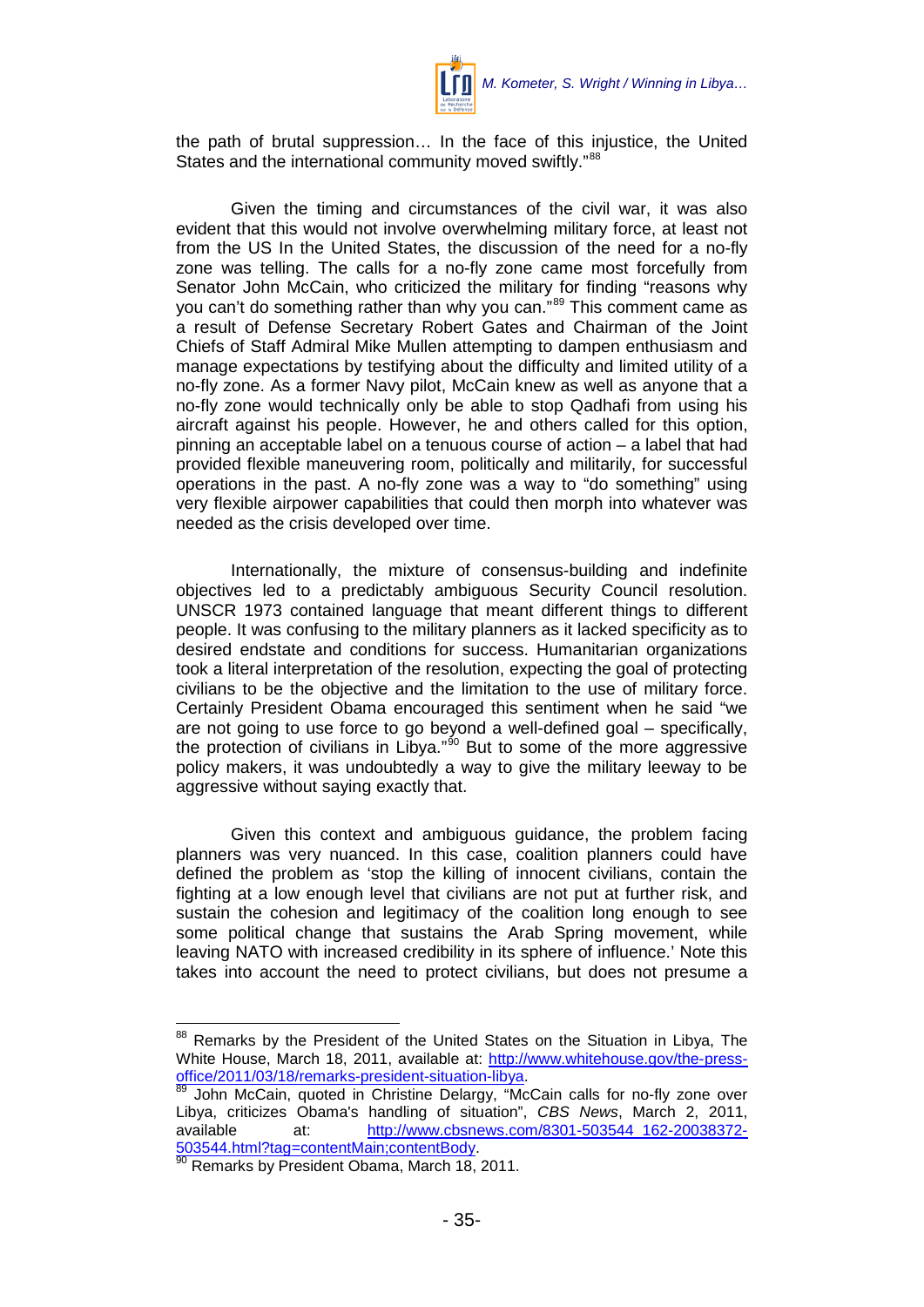the path of brutal suppression… In the face of this injustice, the United States and the international community moved swiftly."[88]

Given the timing and circumstances of the civil war, it was also evident that this would not involve overwhelming military force, at least not from the US In the United States, the discussion of the need for a no-fly zone was telling. The calls for a no-fly zone came most forcefully from Senator John McCain, who criticized the military for finding "reasons why you can't do something rather than why you can."[89] This comment came as a result of Defense Secretary Robert Gates and Chairman of the Joint Chiefs of Staff Admiral Mike Mullen attempting to dampen enthusiasm and manage expectations by testifying about the difficulty and limited utility of a no-fly zone. As a former Navy pilot, McCain knew as well as anyone that a no-fly zone would technically only be able to stop Qadhafi from using his aircraft against his people. However, he and others called for this option, pinning an acceptable label on a tenuous course of action – a label that had provided flexible maneuvering room, politically and militarily, for successful operations in the past. A no-fly zone was a way to "do something" using very flexible airpower capabilities that could then morph into whatever was needed as the crisis developed over time.

Internationally, the mixture of consensus-building and indefinite objectives led to a predictably ambiguous Security Council resolution. UNSCR 1973 contained language that meant different things to different people. It was confusing to the military planners as it lacked specificity as to desired endstate and conditions for success. Humanitarian organizations took a literal interpretation of the resolution, expecting the goal of protecting civilians to be the objective and the limitation to the use of military force. Certainly President Obama encouraged this sentiment when he said "we are not going to use force to go beyond a well-defined goal – specifically, the protection of civilians in Libya."[90] But to some of the more aggressive policy makers, it was undoubtedly a way to give the military leeway to be aggressive without saying exactly that.

Given this context and ambiguous guidance, the problem facing planners was very nuanced. In this case, coalition planners could have defined the problem as 'stop the killing of innocent civilians, contain the fighting at a low enough level that civilians are not put at further risk, and sustain the cohesion and legitimacy of the coalition long enough to see some political change that sustains the Arab Spring movement, while leaving NATO with increased credibility in its sphere of influence.' Note this takes into account the need to protect civilians, but does not presume a

---

[88] Remarks by the President of the United States on the Situation in Libya, The White House, March 18, 2011, available at: http://www.whitehouse.gov/the-press-office/2011/03/18/remarks-president-situation-libya.

[89] John McCain, quoted in Christine Delargy, "McCain calls for no-fly zone over Libya, criticizes Obama's handling of situation", *CBS News*, March 2, 2011, available at: http://www.cbsnews.com/8301-503544_162-20038372-503544.html?tag=contentMain;contentBody.

[90] Remarks by President Obama, March 18, 2011.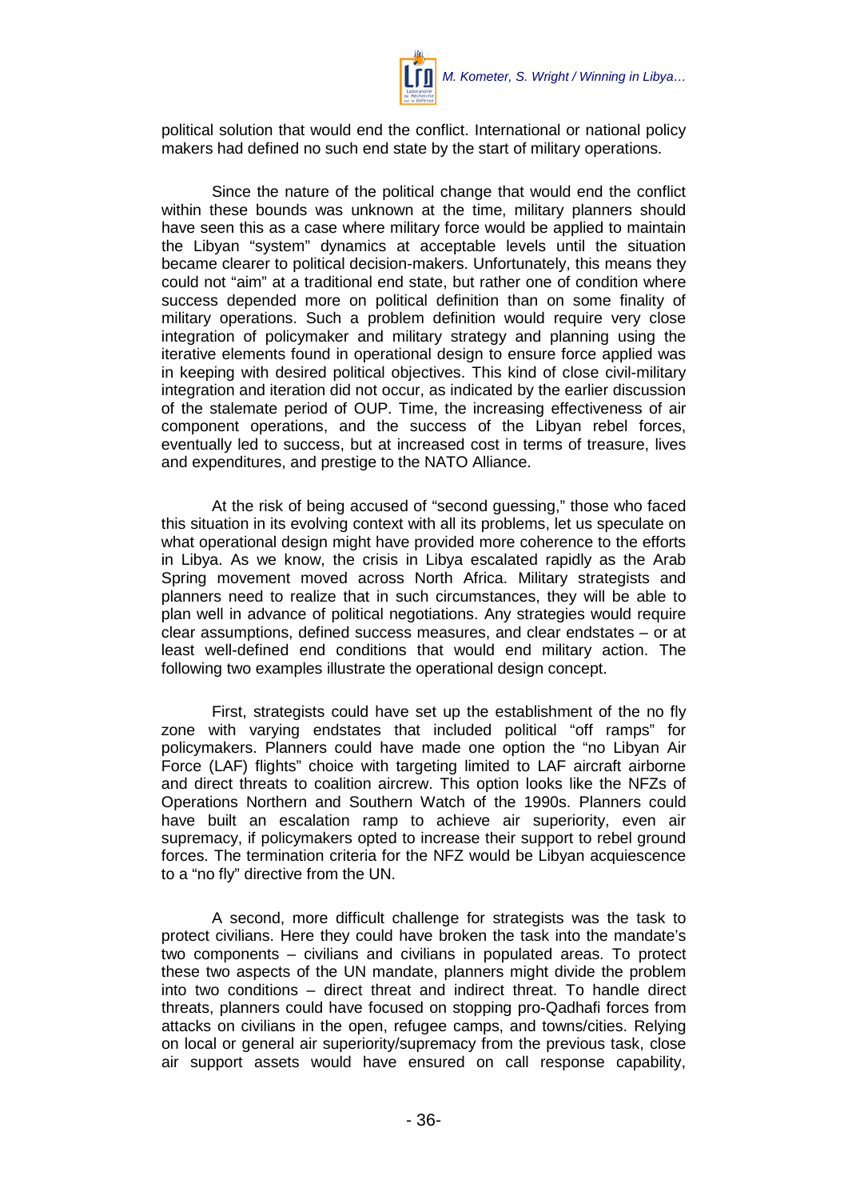political solution that would end the conflict. International or national policy makers had defined no such end state by the start of military operations.

Since the nature of the political change that would end the conflict within these bounds was unknown at the time, military planners should have seen this as a case where military force would be applied to maintain the Libyan "system" dynamics at acceptable levels until the situation became clearer to political decision-makers. Unfortunately, this means they could not "aim" at a traditional end state, but rather one of condition where success depended more on political definition than on some finality of military operations. Such a problem definition would require very close integration of policymaker and military strategy and planning using the iterative elements found in operational design to ensure force applied was in keeping with desired political objectives. This kind of close civil-military integration and iteration did not occur, as indicated by the earlier discussion of the stalemate period of OUP. Time, the increasing effectiveness of air component operations, and the success of the Libyan rebel forces, eventually led to success, but at increased cost in terms of treasure, lives and expenditures, and prestige to the NATO Alliance.

At the risk of being accused of "second guessing," those who faced this situation in its evolving context with all its problems, let us speculate on what operational design might have provided more coherence to the efforts in Libya. As we know, the crisis in Libya escalated rapidly as the Arab Spring movement moved across North Africa. Military strategists and planners need to realize that in such circumstances, they will be able to plan well in advance of political negotiations. Any strategies would require clear assumptions, defined success measures, and clear endstates – or at least well-defined end conditions that would end military action. The following two examples illustrate the operational design concept.

First, strategists could have set up the establishment of the no fly zone with varying endstates that included political "off ramps" for policymakers. Planners could have made one option the "no Libyan Air Force (LAF) flights" choice with targeting limited to LAF aircraft airborne and direct threats to coalition aircrew. This option looks like the NFZs of Operations Northern and Southern Watch of the 1990s. Planners could have built an escalation ramp to achieve air superiority, even air supremacy, if policymakers opted to increase their support to rebel ground forces. The termination criteria for the NFZ would be Libyan acquiescence to a "no fly" directive from the UN.

A second, more difficult challenge for strategists was the task to protect civilians. Here they could have broken the task into the mandate's two components – civilians and civilians in populated areas. To protect these two aspects of the UN mandate, planners might divide the problem into two conditions – direct threat and indirect threat. To handle direct threats, planners could have focused on stopping pro-Qadhafi forces from attacks on civilians in the open, refugee camps, and towns/cities. Relying on local or general air superiority/supremacy from the previous task, close air support assets would have ensured on call response capability,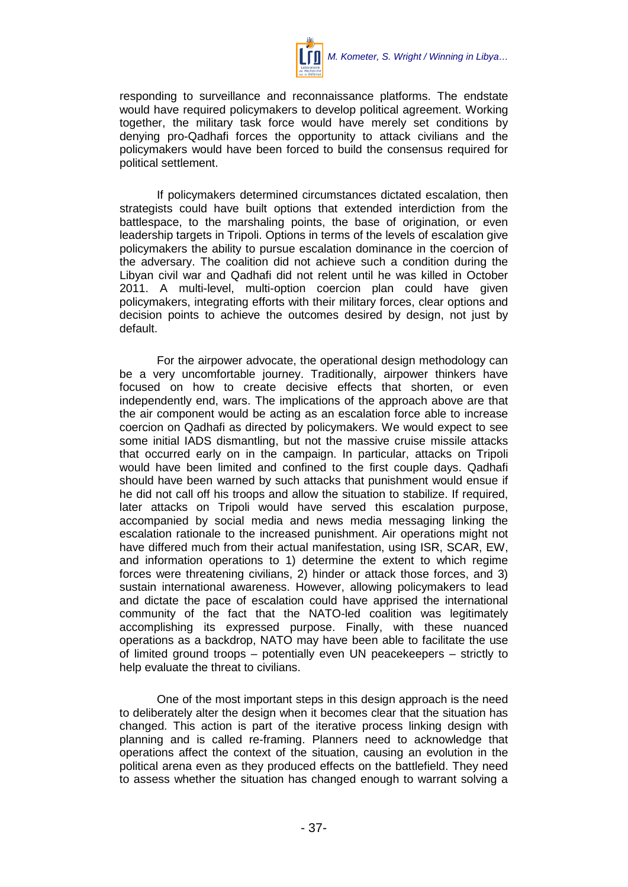responding to surveillance and reconnaissance platforms. The endstate would have required policymakers to develop political agreement. Working together, the military task force would have merely set conditions by denying pro-Qadhafi forces the opportunity to attack civilians and the policymakers would have been forced to build the consensus required for political settlement.

If policymakers determined circumstances dictated escalation, then strategists could have built options that extended interdiction from the battlespace, to the marshaling points, the base of origination, or even leadership targets in Tripoli. Options in terms of the levels of escalation give policymakers the ability to pursue escalation dominance in the coercion of the adversary. The coalition did not achieve such a condition during the Libyan civil war and Qadhafi did not relent until he was killed in October 2011. A multi-level, multi-option coercion plan could have given policymakers, integrating efforts with their military forces, clear options and decision points to achieve the outcomes desired by design, not just by default.

For the airpower advocate, the operational design methodology can be a very uncomfortable journey. Traditionally, airpower thinkers have focused on how to create decisive effects that shorten, or even independently end, wars. The implications of the approach above are that the air component would be acting as an escalation force able to increase coercion on Qadhafi as directed by policymakers. We would expect to see some initial IADS dismantling, but not the massive cruise missile attacks that occurred early on in the campaign. In particular, attacks on Tripoli would have been limited and confined to the first couple days. Qadhafi should have been warned by such attacks that punishment would ensue if he did not call off his troops and allow the situation to stabilize. If required, later attacks on Tripoli would have served this escalation purpose, accompanied by social media and news media messaging linking the escalation rationale to the increased punishment. Air operations might not have differed much from their actual manifestation, using ISR, SCAR, EW, and information operations to 1) determine the extent to which regime forces were threatening civilians, 2) hinder or attack those forces, and 3) sustain international awareness. However, allowing policymakers to lead and dictate the pace of escalation could have apprised the international community of the fact that the NATO-led coalition was legitimately accomplishing its expressed purpose. Finally, with these nuanced operations as a backdrop, NATO may have been able to facilitate the use of limited ground troops – potentially even UN peacekeepers – strictly to help evaluate the threat to civilians.

One of the most important steps in this design approach is the need to deliberately alter the design when it becomes clear that the situation has changed. This action is part of the iterative process linking design with planning and is called re-framing. Planners need to acknowledge that operations affect the context of the situation, causing an evolution in the political arena even as they produced effects on the battlefield. They need to assess whether the situation has changed enough to warrant solving a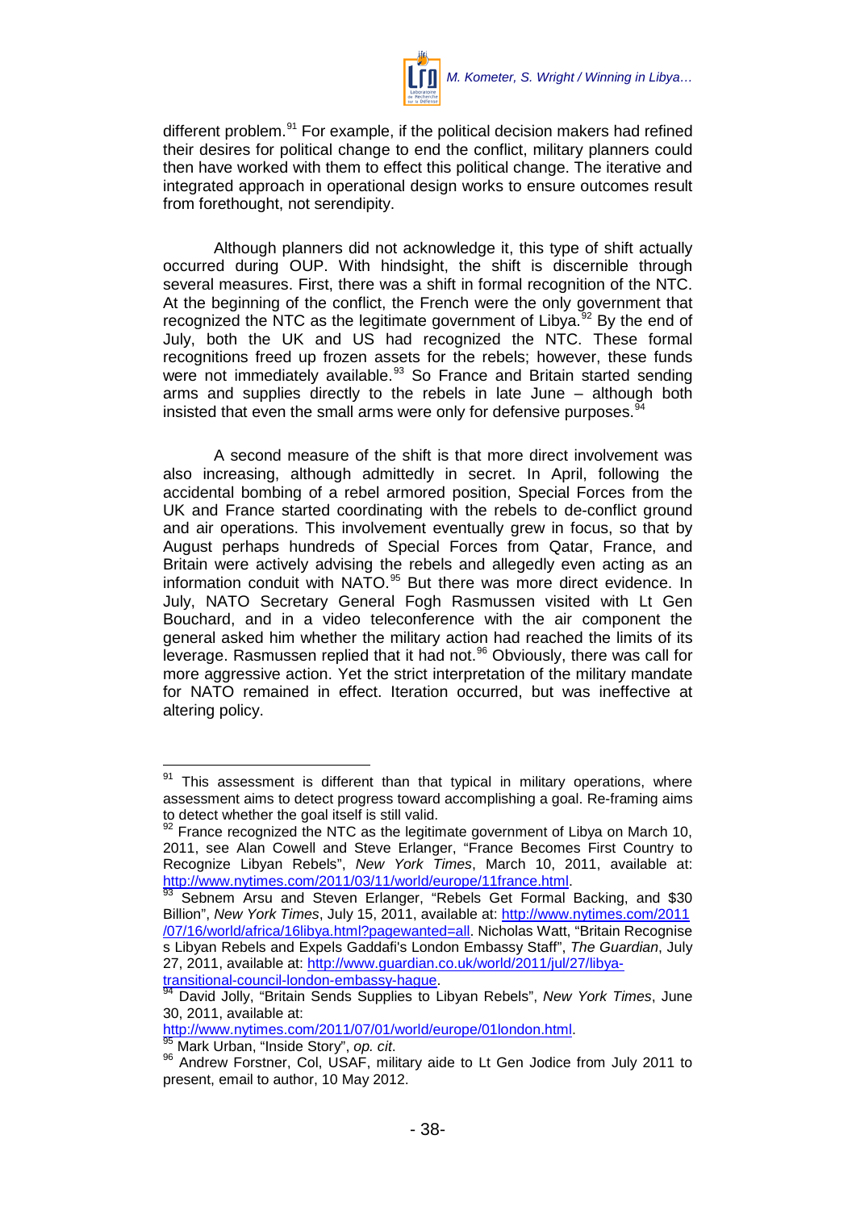different problem.[91] For example, if the political decision makers had refined their desires for political change to end the conflict, military planners could then have worked with them to effect this political change. The iterative and integrated approach in operational design works to ensure outcomes result from forethought, not serendipity.

Although planners did not acknowledge it, this type of shift actually occurred during OUP. With hindsight, the shift is discernible through several measures. First, there was a shift in formal recognition of the NTC. At the beginning of the conflict, the French were the only government that recognized the NTC as the legitimate government of Libya.[92] By the end of July, both the UK and US had recognized the NTC. These formal recognitions freed up frozen assets for the rebels; however, these funds were not immediately available.[93] So France and Britain started sending arms and supplies directly to the rebels in late June – although both insisted that even the small arms were only for defensive purposes.[94]

A second measure of the shift is that more direct involvement was also increasing, although admittedly in secret. In April, following the accidental bombing of a rebel armored position, Special Forces from the UK and France started coordinating with the rebels to de-conflict ground and air operations. This involvement eventually grew in focus, so that by August perhaps hundreds of Special Forces from Qatar, France, and Britain were actively advising the rebels and allegedly even acting as an information conduit with NATO.[95] But there was more direct evidence. In July, NATO Secretary General Fogh Rasmussen visited with Lt Gen Bouchard, and in a video teleconference with the air component the general asked him whether the military action had reached the limits of its leverage. Rasmussen replied that it had not.[96] Obviously, there was call for more aggressive action. Yet the strict interpretation of the military mandate for NATO remained in effect. Iteration occurred, but was ineffective at altering policy.

---

[91] This assessment is different than that typical in military operations, where assessment aims to detect progress toward accomplishing a goal. Re-framing aims to detect whether the goal itself is still valid.

[92] France recognized the NTC as the legitimate government of Libya on March 10, 2011, see Alan Cowell and Steve Erlanger, "France Becomes First Country to Recognize Libyan Rebels", *New York Times*, March 10, 2011, available at: http://www.nytimes.com/2011/03/11/world/europe/11france.html.

[93] Sebnem Arsu and Steven Erlanger, "Rebels Get Formal Backing, and $30 Billion", *New York Times*, July 15, 2011, available at: http://www.nytimes.com/2011/07/16/world/africa/16libya.html?pagewanted=all. Nicholas Watt, "Britain Recognises Libyan Rebels and Expels Gaddafi's London Embassy Staff", *The Guardian*, July 27, 2011, available at: http://www.guardian.co.uk/world/2011/jul/27/libya-transitional-council-london-embassy-hague.

[94] David Jolly, "Britain Sends Supplies to Libyan Rebels", *New York Times*, June 30, 2011, available at: http://www.nytimes.com/2011/07/01/world/europe/01london.html.

[95] Mark Urban, "Inside Story", *op. cit*.

[96] Andrew Forstner, Col, USAF, military aide to Lt Gen Jodice from July 2011 to present, email to author, 10 May 2012.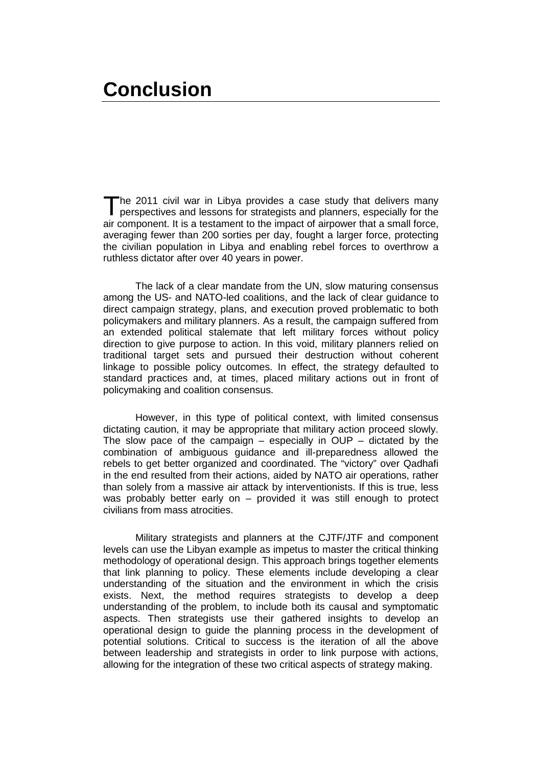# Conclusion

The 2011 civil war in Libya provides a case study that delivers many perspectives and lessons for strategists and planners, especially for the air component. It is a testament to the impact of airpower that a small force, averaging fewer than 200 sorties per day, fought a larger force, protecting the civilian population in Libya and enabling rebel forces to overthrow a ruthless dictator after over 40 years in power.

The lack of a clear mandate from the UN, slow maturing consensus among the US- and NATO-led coalitions, and the lack of clear guidance to direct campaign strategy, plans, and execution proved problematic to both policymakers and military planners. As a result, the campaign suffered from an extended political stalemate that left military forces without policy direction to give purpose to action. In this void, military planners relied on traditional target sets and pursued their destruction without coherent linkage to possible policy outcomes. In effect, the strategy defaulted to standard practices and, at times, placed military actions out in front of policymaking and coalition consensus.

However, in this type of political context, with limited consensus dictating caution, it may be appropriate that military action proceed slowly. The slow pace of the campaign – especially in OUP – dictated by the combination of ambiguous guidance and ill-preparedness allowed the rebels to get better organized and coordinated. The "victory" over Qadhafi in the end resulted from their actions, aided by NATO air operations, rather than solely from a massive air attack by interventionists. If this is true, less was probably better early on – provided it was still enough to protect civilians from mass atrocities.

Military strategists and planners at the CJTF/JTF and component levels can use the Libyan example as impetus to master the critical thinking methodology of operational design. This approach brings together elements that link planning to policy. These elements include developing a clear understanding of the situation and the environment in which the crisis exists. Next, the method requires strategists to develop a deep understanding of the problem, to include both its causal and symptomatic aspects. Then strategists use their gathered insights to develop an operational design to guide the planning process in the development of potential solutions. Critical to success is the iteration of all the above between leadership and strategists in order to link purpose with actions, allowing for the integration of these two critical aspects of strategy making.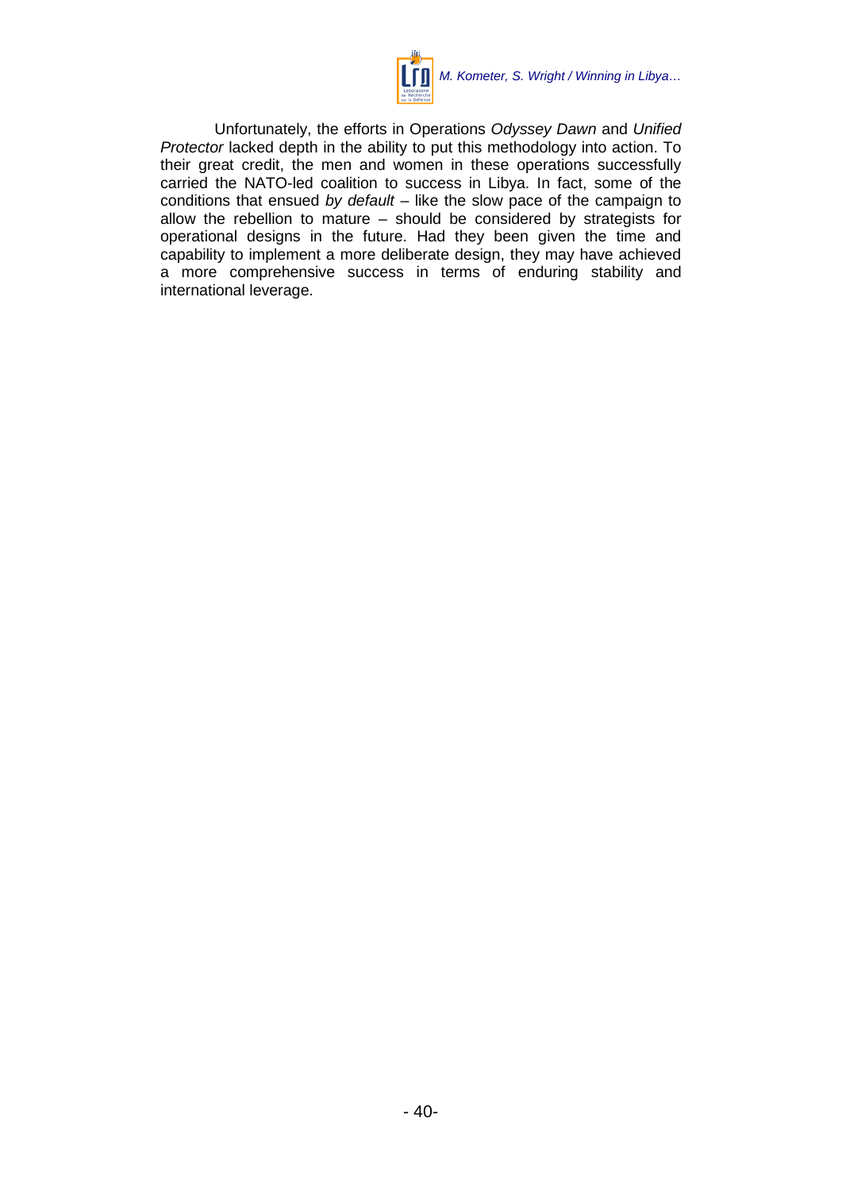Unfortunately, the efforts in Operations *Odyssey Dawn* and *Unified Protector* lacked depth in the ability to put this methodology into action. To their great credit, the men and women in these operations successfully carried the NATO-led coalition to success in Libya. In fact, some of the conditions that ensued *by default* – like the slow pace of the campaign to allow the rebellion to mature – should be considered by strategists for operational designs in the future. Had they been given the time and capability to implement a more deliberate design, they may have achieved a more comprehensive success in terms of enduring stability and international leverage.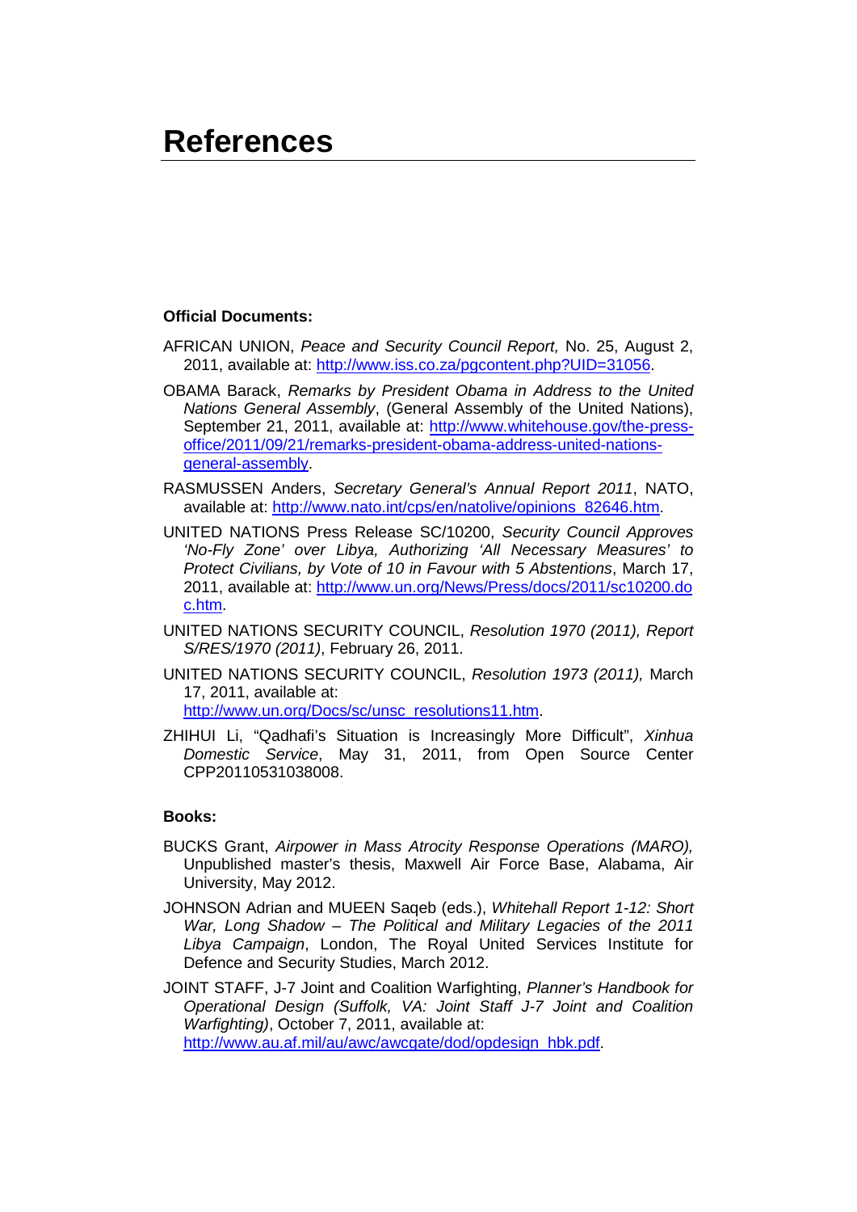# References

**Official Documents:**

AFRICAN UNION, *Peace and Security Council Report,* No. 25, August 2, 2011, available at: http://www.iss.co.za/pgcontent.php?UID=31056.

OBAMA Barack, *Remarks by President Obama in Address to the United Nations General Assembly*, (General Assembly of the United Nations), September 21, 2011, available at: http://www.whitehouse.gov/the-press-office/2011/09/21/remarks-president-obama-address-united-nations-general-assembly.

RASMUSSEN Anders, *Secretary General's Annual Report 2011*, NATO, available at: http://www.nato.int/cps/en/natolive/opinions_82646.htm.

UNITED NATIONS Press Release SC/10200, *Security Council Approves 'No-Fly Zone' over Libya, Authorizing 'All Necessary Measures' to Protect Civilians, by Vote of 10 in Favour with 5 Abstentions*, March 17, 2011, available at: http://www.un.org/News/Press/docs/2011/sc10200.doc.htm.

UNITED NATIONS SECURITY COUNCIL, *Resolution 1970 (2011), Report S/RES/1970 (2011)*, February 26, 2011.

UNITED NATIONS SECURITY COUNCIL, *Resolution 1973 (2011),* March 17, 2011, available at: http://www.un.org/Docs/sc/unsc_resolutions11.htm.

ZHIHUI Li, "Qadhafi's Situation is Increasingly More Difficult", *Xinhua Domestic Service*, May 31, 2011, from Open Source Center CPP20110531038008.

**Books:**

BUCKS Grant, *Airpower in Mass Atrocity Response Operations (MARO),* Unpublished master's thesis, Maxwell Air Force Base, Alabama, Air University, May 2012.

JOHNSON Adrian and MUEEN Saqeb (eds.), *Whitehall Report 1-12: Short War, Long Shadow – The Political and Military Legacies of the 2011 Libya Campaign*, London, The Royal United Services Institute for Defence and Security Studies, March 2012.

JOINT STAFF, J-7 Joint and Coalition Warfighting, *Planner's Handbook for Operational Design (Suffolk, VA: Joint Staff J-7 Joint and Coalition Warfighting)*, October 7, 2011, available at: http://www.au.af.mil/au/awc/awcgate/dod/opdesign_hbk.pdf.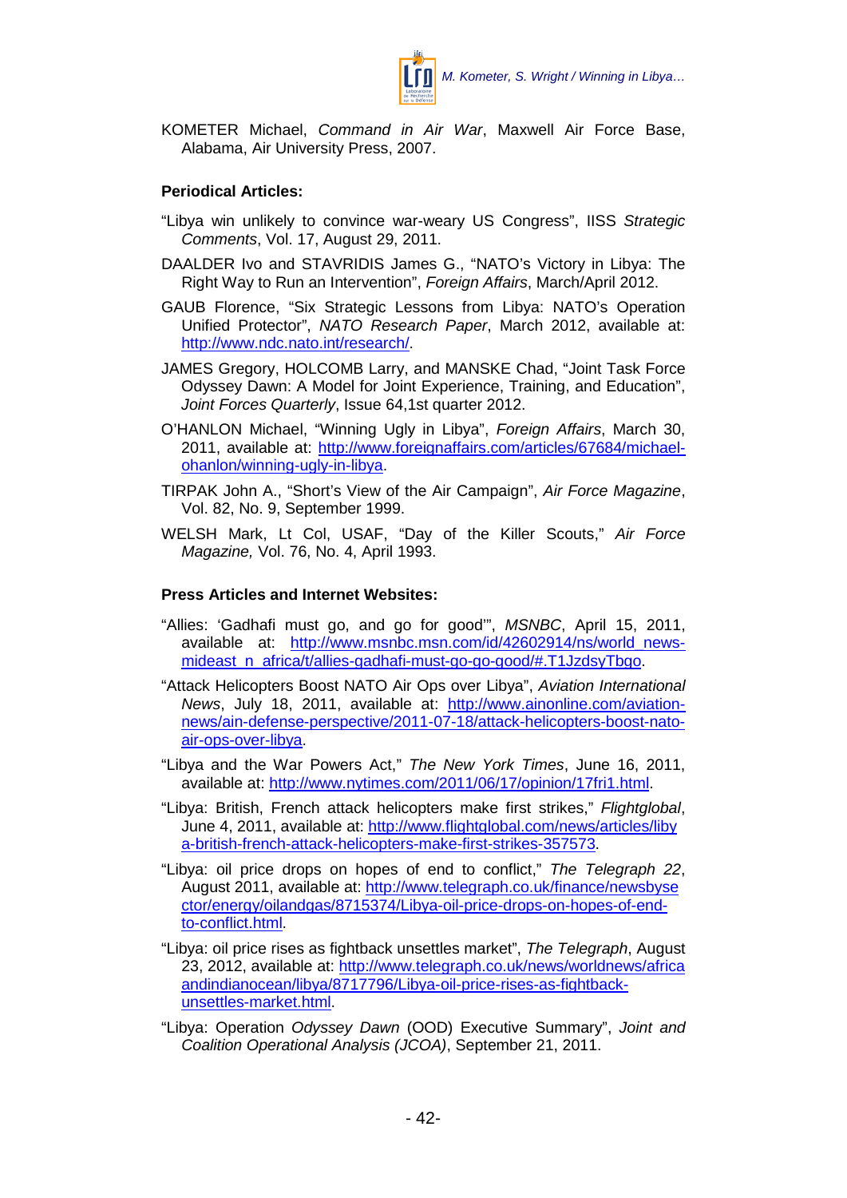KOMETER Michael, *Command in Air War*, Maxwell Air Force Base, Alabama, Air University Press, 2007.

**Periodical Articles:**

"Libya win unlikely to convince war-weary US Congress", IISS *Strategic Comments*, Vol. 17, August 29, 2011.

DAALDER Ivo and STAVRIDIS James G., "NATO's Victory in Libya: The Right Way to Run an Intervention", *Foreign Affairs*, March/April 2012.

GAUB Florence, "Six Strategic Lessons from Libya: NATO's Operation Unified Protector", *NATO Research Paper*, March 2012, available at: http://www.ndc.nato.int/research/.

JAMES Gregory, HOLCOMB Larry, and MANSKE Chad, "Joint Task Force Odyssey Dawn: A Model for Joint Experience, Training, and Education", *Joint Forces Quarterly*, Issue 64,1st quarter 2012.

O'HANLON Michael, "Winning Ugly in Libya", *Foreign Affairs*, March 30, 2011, available at: http://www.foreignaffairs.com/articles/67684/michael-ohanlon/winning-ugly-in-libya.

TIRPAK John A., "Short's View of the Air Campaign", *Air Force Magazine*, Vol. 82, No. 9, September 1999.

WELSH Mark, Lt Col, USAF, "Day of the Killer Scouts," *Air Force Magazine,* Vol. 76, No. 4, April 1993.

**Press Articles and Internet Websites:**

"Allies: 'Gadhafi must go, and go for good'", *MSNBC*, April 15, 2011, available at: http://www.msnbc.msn.com/id/42602914/ns/world_news-mideast_n_africa/t/allies-gadhafi-must-go-go-good/#.T1JzdsyTbgo.

"Attack Helicopters Boost NATO Air Ops over Libya", *Aviation International News*, July 18, 2011, available at: http://www.ainonline.com/aviation-news/ain-defense-perspective/2011-07-18/attack-helicopters-boost-nato-air-ops-over-libya.

"Libya and the War Powers Act," *The New York Times*, June 16, 2011, available at: http://www.nytimes.com/2011/06/17/opinion/17fri1.html.

"Libya: British, French attack helicopters make first strikes," *Flightglobal*, June 4, 2011, available at: http://www.flightglobal.com/news/articles/libya-british-french-attack-helicopters-make-first-strikes-357573.

"Libya: oil price drops on hopes of end to conflict," *The Telegraph 22*, August 2011, available at: http://www.telegraph.co.uk/finance/newsbysector/energy/oilandgas/8715374/Libya-oil-price-drops-on-hopes-of-end-to-conflict.html.

"Libya: oil price rises as fightback unsettles market", *The Telegraph*, August 23, 2012, available at: http://www.telegraph.co.uk/news/worldnews/africaandindianocean/libya/8717796/Libya-oil-price-rises-as-fightback-unsettles-market.html.

"Libya: Operation *Odyssey Dawn* (OOD) Executive Summary", *Joint and Coalition Operational Analysis (JCOA)*, September 21, 2011.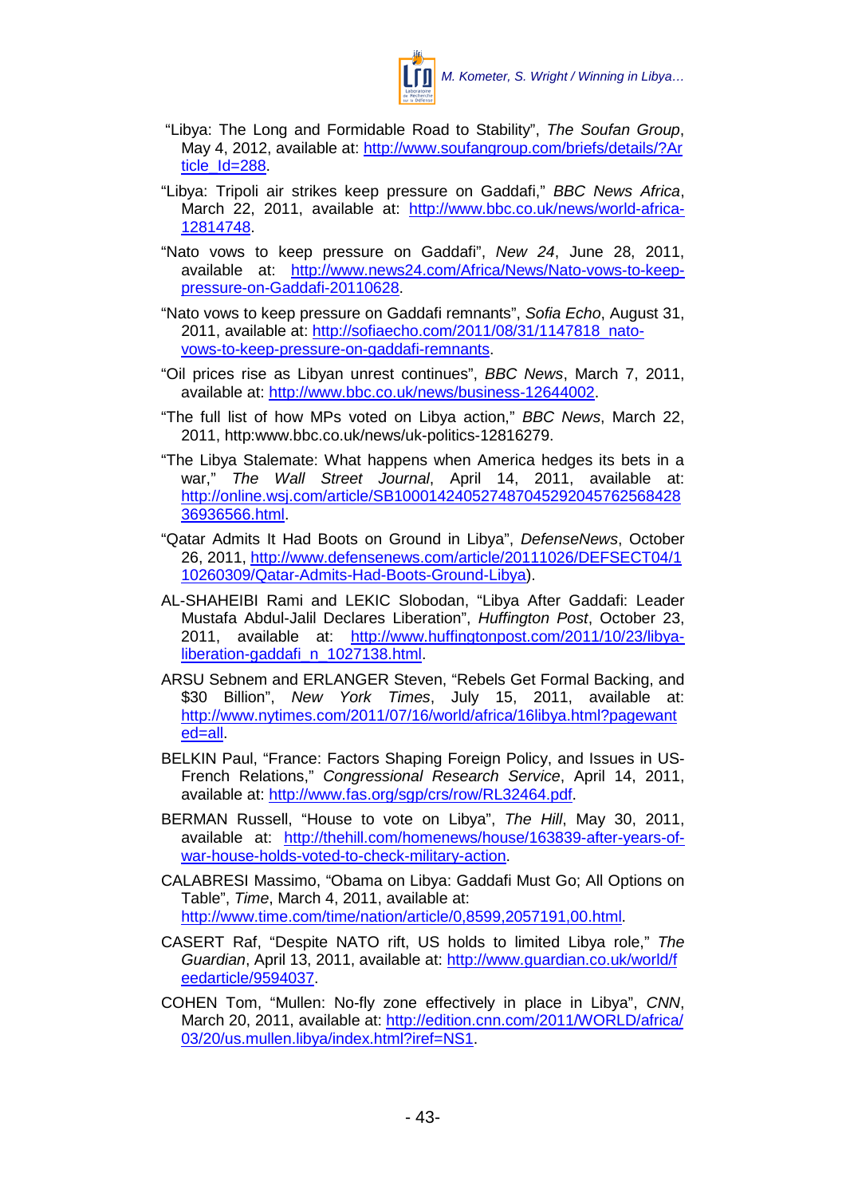"Libya: The Long and Formidable Road to Stability", *The Soufan Group*, May 4, 2012, available at: http://www.soufangroup.com/briefs/details/?Article_Id=288.

"Libya: Tripoli air strikes keep pressure on Gaddafi," *BBC News Africa*, March 22, 2011, available at: http://www.bbc.co.uk/news/world-africa-12814748.

"Nato vows to keep pressure on Gaddafi", *New 24*, June 28, 2011, available at: http://www.news24.com/Africa/News/Nato-vows-to-keep-pressure-on-Gaddafi-20110628.

"Nato vows to keep pressure on Gaddafi remnants", *Sofia Echo*, August 31, 2011, available at: http://sofiaecho.com/2011/08/31/1147818_nato-vows-to-keep-pressure-on-gaddafi-remnants.

"Oil prices rise as Libyan unrest continues", *BBC News*, March 7, 2011, available at: http://www.bbc.co.uk/news/business-12644002.

"The full list of how MPs voted on Libya action," *BBC News*, March 22, 2011, http:www.bbc.co.uk/news/uk-politics-12816279.

"The Libya Stalemate: What happens when America hedges its bets in a war," *The Wall Street Journal*, April 14, 2011, available at: http://online.wsj.com/article/SB10001424052748704529204576256842836936566.html.

"Qatar Admits It Had Boots on Ground in Libya", *DefenseNews*, October 26, 2011, http://www.defensenews.com/article/20111026/DEFSECT04/110260309/Qatar-Admits-Had-Boots-Ground-Libya).

AL-SHAHEIBI Rami and LEKIC Slobodan, "Libya After Gaddafi: Leader Mustafa Abdul-Jalil Declares Liberation", *Huffington Post*, October 23, 2011, available at: http://www.huffingtonpost.com/2011/10/23/libya-liberation-gaddafi_n_1027138.html.

ARSU Sebnem and ERLANGER Steven, "Rebels Get Formal Backing, and $30 Billion", *New York Times*, July 15, 2011, available at: http://www.nytimes.com/2011/07/16/world/africa/16libya.html?pagewanted=all.

BELKIN Paul, "France: Factors Shaping Foreign Policy, and Issues in US-French Relations," *Congressional Research Service*, April 14, 2011, available at: http://www.fas.org/sgp/crs/row/RL32464.pdf.

BERMAN Russell, "House to vote on Libya", *The Hill*, May 30, 2011, available at: http://thehill.com/homenews/house/163839-after-years-of-war-house-holds-voted-to-check-military-action.

CALABRESI Massimo, "Obama on Libya: Gaddafi Must Go; All Options on Table", *Time*, March 4, 2011, available at: http://www.time.com/time/nation/article/0,8599,2057191,00.html.

CASERT Raf, "Despite NATO rift, US holds to limited Libya role," *The Guardian*, April 13, 2011, available at: http://www.guardian.co.uk/world/feedarticle/9594037.

COHEN Tom, "Mullen: No-fly zone effectively in place in Libya", *CNN*, March 20, 2011, available at: http://edition.cnn.com/2011/WORLD/africa/03/20/us.mullen.libya/index.html?iref=NS1.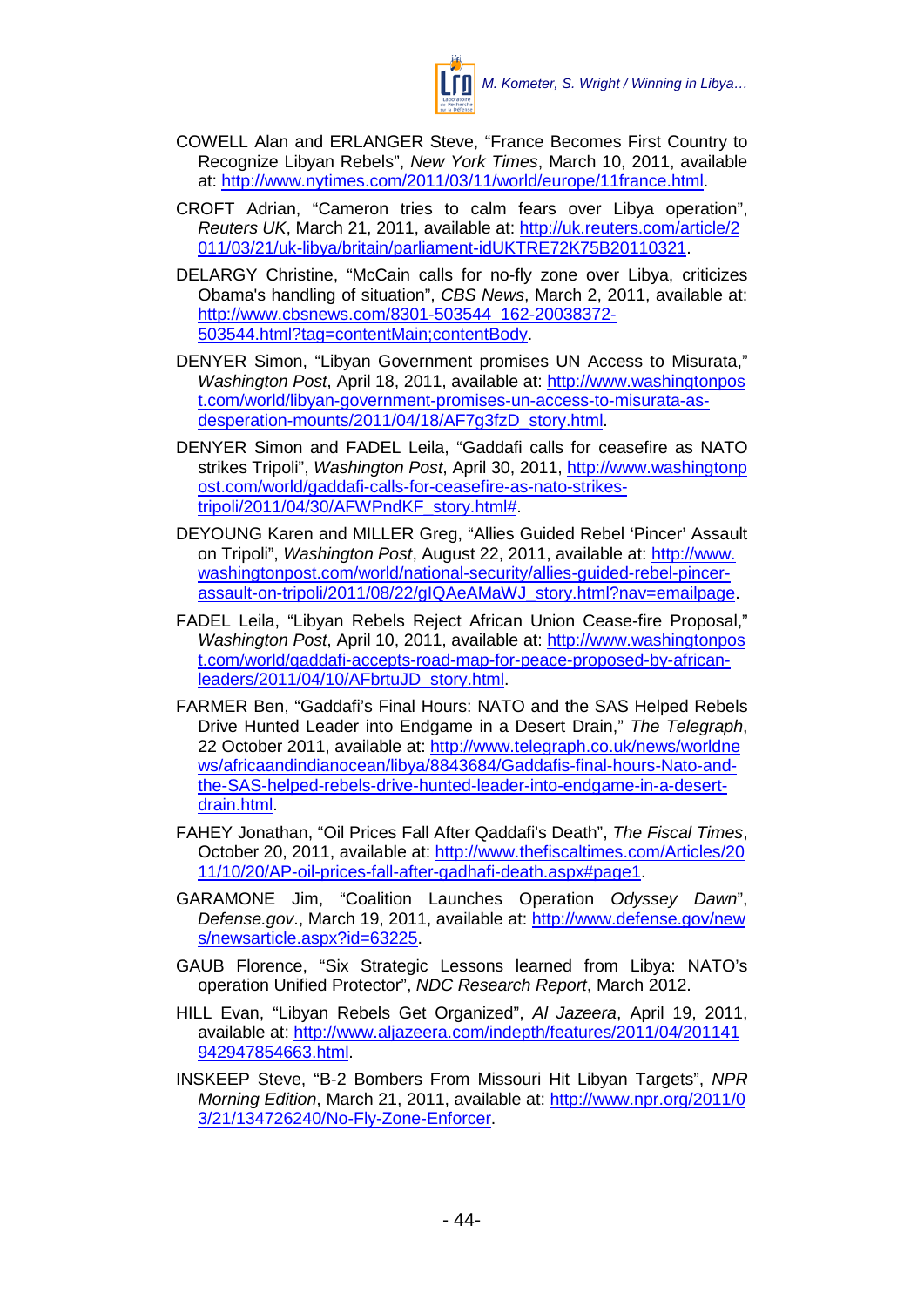COWELL Alan and ERLANGER Steve, “France Becomes First Country to Recognize Libyan Rebels”, *New York Times*, March 10, 2011, available at: http://www.nytimes.com/2011/03/11/world/europe/11france.html.

CROFT Adrian, “Cameron tries to calm fears over Libya operation”, *Reuters UK*, March 21, 2011, available at: http://uk.reuters.com/article/2011/03/21/uk-libya/britain/parliament-idUKTRE72K75B20110321.

DELARGY Christine, “McCain calls for no-fly zone over Libya, criticizes Obama's handling of situation”, *CBS News*, March 2, 2011, available at: http://www.cbsnews.com/8301-503544_162-20038372-503544.html?tag=contentMain;contentBody.

DENYER Simon, “Libyan Government promises UN Access to Misurata,” *Washington Post*, April 18, 2011, available at: http://www.washingtonpost.com/world/libyan-government-promises-un-access-to-misurata-as-desperation-mounts/2011/04/18/AF7g3fzD_story.html.

DENYER Simon and FADEL Leila, “Gaddafi calls for ceasefire as NATO strikes Tripoli”, *Washington Post*, April 30, 2011, http://www.washingtonpost.com/world/gaddafi-calls-for-ceasefire-as-nato-strikes-tripoli/2011/04/30/AFWPndKF_story.html#.

DEYOUNG Karen and MILLER Greg, “Allies Guided Rebel ‘Pincer’ Assault on Tripoli”, *Washington Post*, August 22, 2011, available at: http://www.washingtonpost.com/world/national-security/allies-guided-rebel-pincer-assault-on-tripoli/2011/08/22/gIQAeAMaWJ_story.html?nav=emailpage.

FADEL Leila, “Libyan Rebels Reject African Union Cease-fire Proposal,” *Washington Post*, April 10, 2011, available at: http://www.washingtonpost.com/world/gaddafi-accepts-road-map-for-peace-proposed-by-african-leaders/2011/04/10/AFbrtuJD_story.html.

FARMER Ben, “Gaddafi’s Final Hours: NATO and the SAS Helped Rebels Drive Hunted Leader into Endgame in a Desert Drain,” *The Telegraph*, 22 October 2011, available at: http://www.telegraph.co.uk/news/worldnews/africaandindianocean/libya/8843684/Gaddafis-final-hours-Nato-and-the-SAS-helped-rebels-drive-hunted-leader-into-endgame-in-a-desert-drain.html.

FAHEY Jonathan, “Oil Prices Fall After Qaddafi's Death”, *The Fiscal Times*, October 20, 2011, available at: http://www.thefiscaltimes.com/Articles/2011/10/20/AP-oil-prices-fall-after-qadhafi-death.aspx#page1.

GARAMONE Jim, “Coalition Launches Operation *Odyssey Dawn*”, *Defense.gov*., March 19, 2011, available at: http://www.defense.gov/news/newsarticle.aspx?id=63225.

GAUB Florence, “Six Strategic Lessons learned from Libya: NATO’s operation Unified Protector”, *NDC Research Report*, March 2012.

HILL Evan, “Libyan Rebels Get Organized”, *Al Jazeera*, April 19, 2011, available at: http://www.aljazeera.com/indepth/features/2011/04/201141942947854663.html.

INSKEEP Steve, “B-2 Bombers From Missouri Hit Libyan Targets”, *NPR Morning Edition*, March 21, 2011, available at: http://www.npr.org/2011/03/21/134726240/No-Fly-Zone-Enforcer.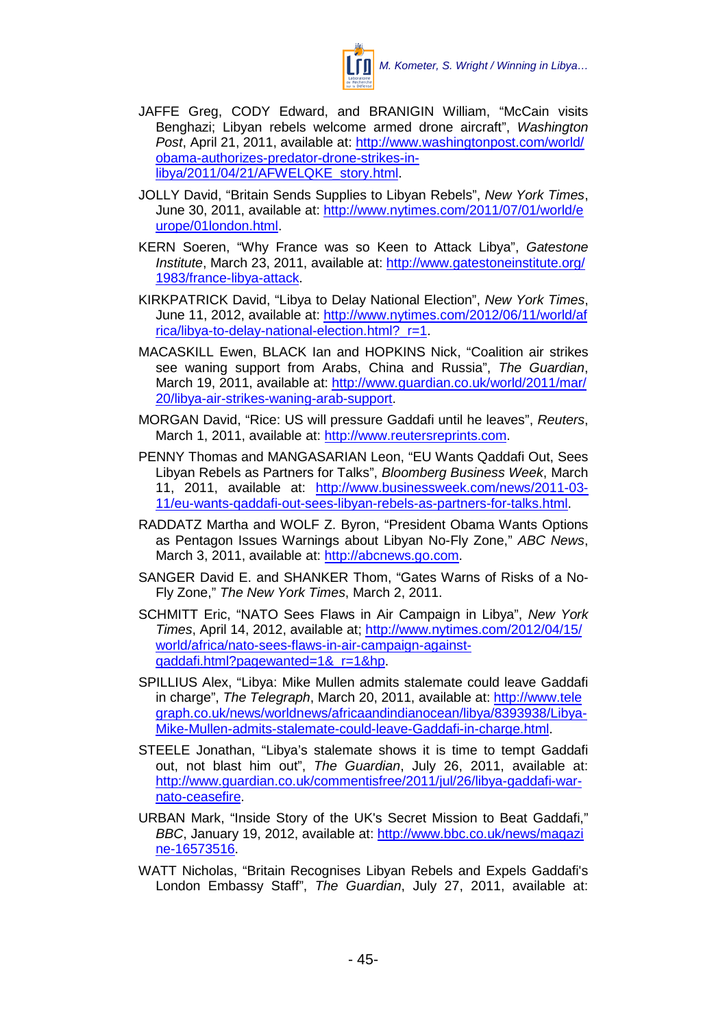JAFFE Greg, CODY Edward, and BRANIGIN William, “McCain visits Benghazi; Libyan rebels welcome armed drone aircraft”, *Washington Post*, April 21, 2011, available at: http://www.washingtonpost.com/world/obama-authorizes-predator-drone-strikes-in-libya/2011/04/21/AFWELQKE_story.html.

JOLLY David, “Britain Sends Supplies to Libyan Rebels”, *New York Times*, June 30, 2011, available at: http://www.nytimes.com/2011/07/01/world/europe/01london.html.

KERN Soeren, “Why France was so Keen to Attack Libya”, *Gatestone Institute*, March 23, 2011, available at: http://www.gatestoneinstitute.org/1983/france-libya-attack.

KIRKPATRICK David, “Libya to Delay National Election”, *New York Times*, June 11, 2012, available at: http://www.nytimes.com/2012/06/11/world/africa/libya-to-delay-national-election.html?_r=1.

MACASKILL Ewen, BLACK Ian and HOPKINS Nick, “Coalition air strikes see waning support from Arabs, China and Russia”, *The Guardian*, March 19, 2011, available at: http://www.guardian.co.uk/world/2011/mar/20/libya-air-strikes-waning-arab-support.

MORGAN David, “Rice: US will pressure Gaddafi until he leaves”, *Reuters*, March 1, 2011, available at: http://www.reutersreprints.com.

PENNY Thomas and MANGASARIAN Leon, “EU Wants Qaddafi Out, Sees Libyan Rebels as Partners for Talks”, *Bloomberg Business Week*, March 11, 2011, available at: http://www.businessweek.com/news/2011-03-11/eu-wants-qaddafi-out-sees-libyan-rebels-as-partners-for-talks.html.

RADDATZ Martha and WOLF Z. Byron, “President Obama Wants Options as Pentagon Issues Warnings about Libyan No-Fly Zone,” *ABC News*, March 3, 2011, available at: http://abcnews.go.com.

SANGER David E. and SHANKER Thom, “Gates Warns of Risks of a No-Fly Zone,” *The New York Times*, March 2, 2011.

SCHMITT Eric, “NATO Sees Flaws in Air Campaign in Libya”, *New York Times*, April 14, 2012, available at; http://www.nytimes.com/2012/04/15/world/africa/nato-sees-flaws-in-air-campaign-against-qaddafi.html?pagewanted=1&_r=1&hp.

SPILLIUS Alex, “Libya: Mike Mullen admits stalemate could leave Gaddafi in charge”, *The Telegraph*, March 20, 2011, available at: http://www.telegraph.co.uk/news/worldnews/africaandindianocean/libya/8393938/Libya-Mike-Mullen-admits-stalemate-could-leave-Gaddafi-in-charge.html.

STEELE Jonathan, “Libya's stalemate shows it is time to tempt Gaddafi out, not blast him out”, *The Guardian*, July 26, 2011, available at: http://www.guardian.co.uk/commentisfree/2011/jul/26/libya-gaddafi-war-nato-ceasefire.

URBAN Mark, “Inside Story of the UK's Secret Mission to Beat Gaddafi,” *BBC*, January 19, 2012, available at: http://www.bbc.co.uk/news/magazine-16573516.

WATT Nicholas, “Britain Recognises Libyan Rebels and Expels Gaddafi's London Embassy Staff”, *The Guardian*, July 27, 2011, available at: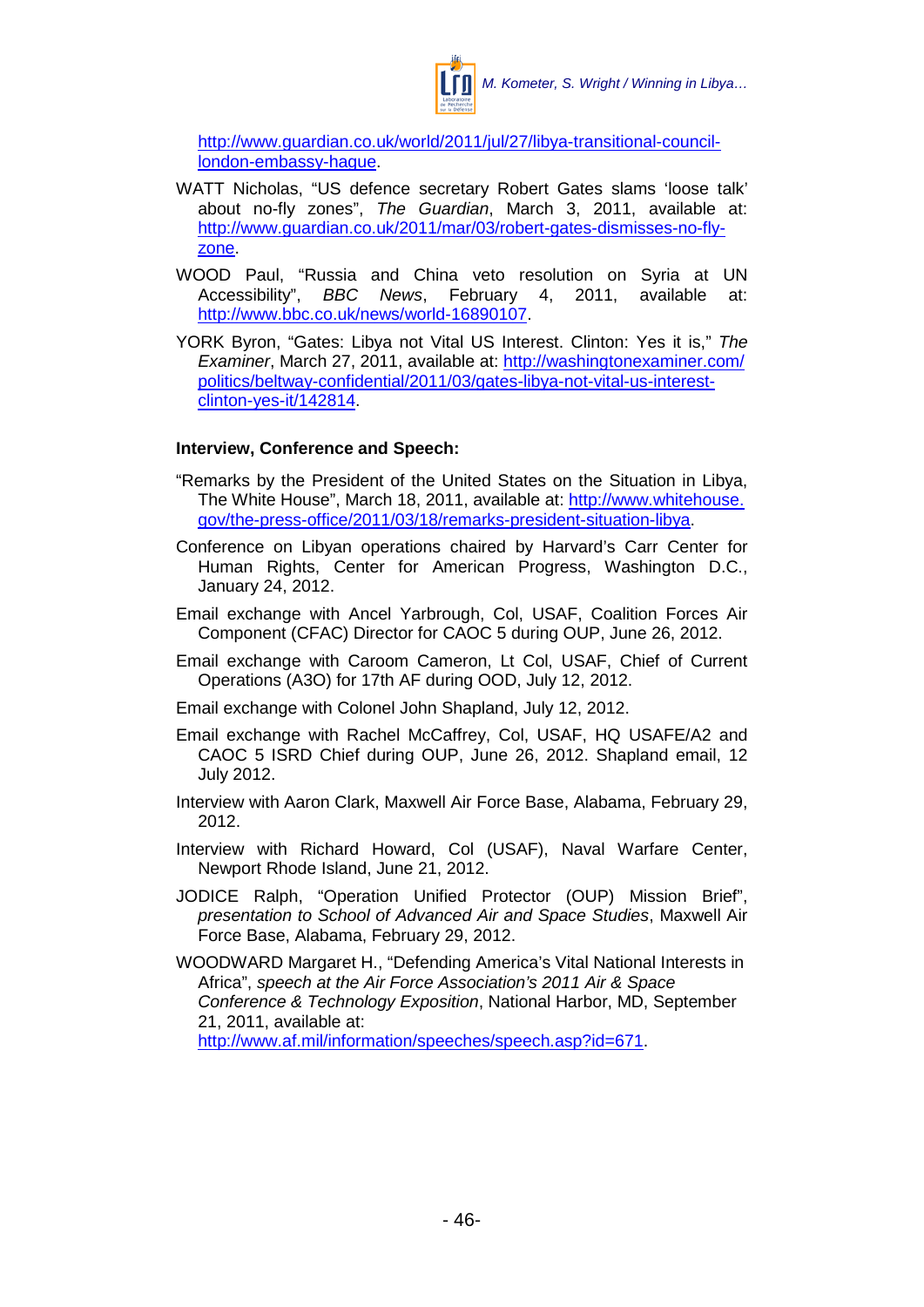http://www.guardian.co.uk/world/2011/jul/27/libya-transitional-council-london-embassy-hague.

WATT Nicholas, "US defence secretary Robert Gates slams 'loose talk' about no-fly zones", *The Guardian*, March 3, 2011, available at: http://www.guardian.co.uk/2011/mar/03/robert-gates-dismisses-no-fly-zone.

WOOD Paul, "Russia and China veto resolution on Syria at UN Accessibility", *BBC News*, February 4, 2011, available at: http://www.bbc.co.uk/news/world-16890107.

YORK Byron, "Gates: Libya not Vital US Interest. Clinton: Yes it is," *The Examiner*, March 27, 2011, available at: http://washingtonexaminer.com/politics/beltway-confidential/2011/03/gates-libya-not-vital-us-interest-clinton-yes-it/142814.

**Interview, Conference and Speech:**

"Remarks by the President of the United States on the Situation in Libya, The White House", March 18, 2011, available at: http://www.whitehouse.gov/the-press-office/2011/03/18/remarks-president-situation-libya.

Conference on Libyan operations chaired by Harvard's Carr Center for Human Rights, Center for American Progress, Washington D.C., January 24, 2012.

Email exchange with Ancel Yarbrough, Col, USAF, Coalition Forces Air Component (CFAC) Director for CAOC 5 during OUP, June 26, 2012.

Email exchange with Caroom Cameron, Lt Col, USAF, Chief of Current Operations (A3O) for 17th AF during OOD, July 12, 2012.

Email exchange with Colonel John Shapland, July 12, 2012.

Email exchange with Rachel McCaffrey, Col, USAF, HQ USAFE/A2 and CAOC 5 ISRD Chief during OUP, June 26, 2012. Shapland email, 12 July 2012.

Interview with Aaron Clark, Maxwell Air Force Base, Alabama, February 29, 2012.

Interview with Richard Howard, Col (USAF), Naval Warfare Center, Newport Rhode Island, June 21, 2012.

JODICE Ralph, "Operation Unified Protector (OUP) Mission Brief", *presentation to School of Advanced Air and Space Studies*, Maxwell Air Force Base, Alabama, February 29, 2012.

WOODWARD Margaret H., "Defending America's Vital National Interests in Africa", *speech at the Air Force Association's 2011 Air & Space Conference & Technology Exposition*, National Harbor, MD, September 21, 2011, available at: http://www.af.mil/information/speeches/speech.asp?id=671.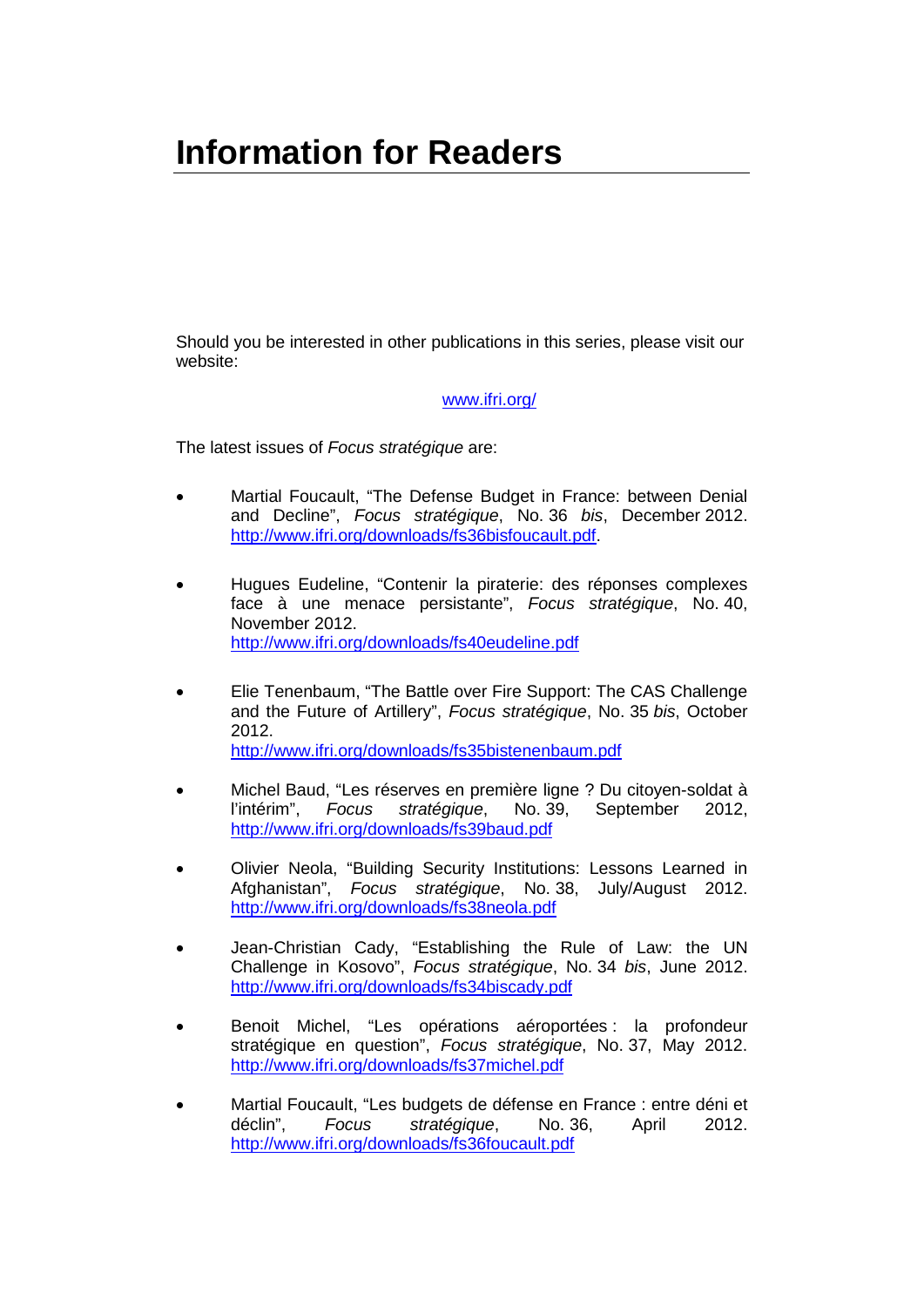# Information for Readers

Should you be interested in other publications in this series, please visit our website:

www.ifri.org/

The latest issues of *Focus stratégique* are:

- Martial Foucault, “The Defense Budget in France: between Denial and Decline”, *Focus stratégique*, No. 36 *bis*, December 2012. http://www.ifri.org/downloads/fs36bisfoucault.pdf.

- Hugues Eudeline, “Contenir la piraterie: des réponses complexes face à une menace persistante”, *Focus stratégique*, No. 40, November 2012. http://www.ifri.org/downloads/fs40eudeline.pdf

- Elie Tenenbaum, “The Battle over Fire Support: The CAS Challenge and the Future of Artillery”, *Focus stratégique*, No. 35 *bis*, October 2012. http://www.ifri.org/downloads/fs35bistenenbaum.pdf

- Michel Baud, “Les réserves en première ligne ? Du citoyen-soldat à l’intérim”, *Focus stratégique*, No. 39, September 2012, http://www.ifri.org/downloads/fs39baud.pdf

- Olivier Neola, “Building Security Institutions: Lessons Learned in Afghanistan”, *Focus stratégique*, No. 38, July/August 2012. http://www.ifri.org/downloads/fs38neola.pdf

- Jean-Christian Cady, “Establishing the Rule of Law: the UN Challenge in Kosovo”, *Focus stratégique*, No. 34 *bis*, June 2012. http://www.ifri.org/downloads/fs34biscady.pdf

- Benoit Michel, “Les opérations aéroportées : la profondeur stratégique en question”, *Focus stratégique*, No. 37, May 2012. http://www.ifri.org/downloads/fs37michel.pdf

- Martial Foucault, “Les budgets de défense en France : entre déni et déclin”, *Focus stratégique*, No. 36, April 2012. http://www.ifri.org/downloads/fs36foucault.pdf